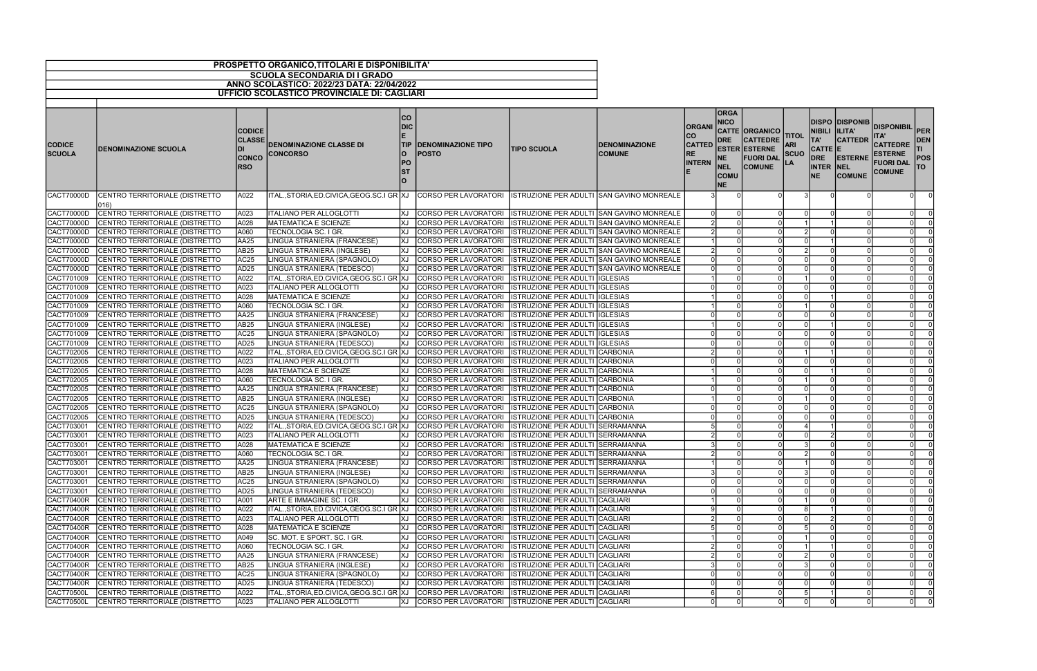# PROSPETTO ORGANICO,TITOLARI E DISPONIBILITA'

## SCUOLA SECONDARIA DI I GRADO

## ANNO SCOLASTICO: 2022/23 DATA: 22/04/2022

## UFFICIO SCOLASTICO PROVINCIALE DI: CAGLIARI

| CODICE SCUOLA | DENOMINAZIONE SCUOLA | CODICE CLASSE DI CONCORSO | DENOMINAZIONE CLASSE DI CONCORSO | CODICE TIPO POSTO | DENOMINAZIONE TIPO POSTO | TIPO SCUOLA | DENOMINAZIONE COMUNE | ORGANICO CATTEDRE INTERNE | ORGANICO CATTEDRE ESTERNE NEL COMUNE | ORGANICO CATTEDRE ESTERNE FUORI DAL COMUNE | TITOLARI SCUOLA | DISPONIBILITA' CATTEDRE INTERNE | DISPONIBILITA' CATTEDRE ESTERNE NEL COMUNE | DISPONIBILITA' CATTEDRE ESTERNE FUORI DAL COMUNE | PERDENTI POSTO |
|---|---|---|---|---|---|---|---|---|---|---|---|---|---|---|---|
| CACT70000D | CENTRO TERRITORIALE (DISTRETTO 016) | A022 | ITAL.,STORIA,ED.CIVICA,GEOG.SC.I GR | XJ | CORSO PER LAVORATORI | ISTRUZIONE PER ADULTI | SAN GAVINO MONREALE | 3 | 0 | 0 | 3 | 0 | 0 | 0 | 0 |
| CACT70000D | CENTRO TERRITORIALE (DISTRETTO | A023 | ITALIANO PER ALLOGLOTTI | XJ | CORSO PER LAVORATORI | ISTRUZIONE PER ADULTI | SAN GAVINO MONREALE | 0 | 0 | 0 | 0 | 0 | 0 | 0 | 0 |
| CACT70000D | CENTRO TERRITORIALE (DISTRETTO | A028 | MATEMATICA E SCIENZE | XJ | CORSO PER LAVORATORI | ISTRUZIONE PER ADULTI | SAN GAVINO MONREALE | 2 | 0 | 0 | 1 | 1 | 0 | 0 | 0 |
| CACT70000D | CENTRO TERRITORIALE (DISTRETTO | A060 | TECNOLOGIA SC. I GR. | XJ | CORSO PER LAVORATORI | ISTRUZIONE PER ADULTI | SAN GAVINO MONREALE | 2 | 0 | 0 | 2 | 0 | 0 | 0 | 0 |
| CACT70000D | CENTRO TERRITORIALE (DISTRETTO | AA25 | LINGUA STRANIERA (FRANCESE) | XJ | CORSO PER LAVORATORI | ISTRUZIONE PER ADULTI | SAN GAVINO MONREALE | 1 | 0 | 0 | 0 | 1 | 0 | 0 | 0 |
| CACT70000D | CENTRO TERRITORIALE (DISTRETTO | AB25 | LINGUA STRANIERA (INGLESE) | XJ | CORSO PER LAVORATORI | ISTRUZIONE PER ADULTI | SAN GAVINO MONREALE | 2 | 0 | 0 | 2 | 0 | 0 | 0 | 0 |
| CACT70000D | CENTRO TERRITORIALE (DISTRETTO | AC25 | LINGUA STRANIERA (SPAGNOLO) | XJ | CORSO PER LAVORATORI | ISTRUZIONE PER ADULTI | SAN GAVINO MONREALE | 0 | 0 | 0 | 0 | 0 | 0 | 0 | 0 |
| CACT70000D | CENTRO TERRITORIALE (DISTRETTO | AD25 | LINGUA STRANIERA (TEDESCO) | XJ | CORSO PER LAVORATORI | ISTRUZIONE PER ADULTI | SAN GAVINO MONREALE | 0 | 0 | 0 | 0 | 0 | 0 | 0 | 0 |
| CACT701009 | CENTRO TERRITORIALE (DISTRETTO | A022 | ITAL.,STORIA,ED.CIVICA,GEOG.SC.I GR | XJ | CORSO PER LAVORATORI | ISTRUZIONE PER ADULTI | IGLESIAS | 1 | 0 | 0 | 1 | 0 | 0 | 0 | 0 |
| CACT701009 | CENTRO TERRITORIALE (DISTRETTO | A023 | ITALIANO PER ALLOGLOTTI | XJ | CORSO PER LAVORATORI | ISTRUZIONE PER ADULTI | IGLESIAS | 0 | 0 | 0 | 0 | 0 | 0 | 0 | 0 |
| CACT701009 | CENTRO TERRITORIALE (DISTRETTO | A028 | MATEMATICA E SCIENZE | XJ | CORSO PER LAVORATORI | ISTRUZIONE PER ADULTI | IGLESIAS | 1 | 0 | 0 | 0 | 1 | 0 | 0 | 0 |
| CACT701009 | CENTRO TERRITORIALE (DISTRETTO | A060 | TECNOLOGIA SC. I GR. | XJ | CORSO PER LAVORATORI | ISTRUZIONE PER ADULTI | IGLESIAS | 1 | 0 | 0 | 1 | 0 | 0 | 0 | 0 |
| CACT701009 | CENTRO TERRITORIALE (DISTRETTO | AA25 | LINGUA STRANIERA (FRANCESE) | XJ | CORSO PER LAVORATORI | ISTRUZIONE PER ADULTI | IGLESIAS | 0 | 0 | 0 | 0 | 0 | 0 | 0 | 0 |
| CACT701009 | CENTRO TERRITORIALE (DISTRETTO | AB25 | LINGUA STRANIERA (INGLESE) | XJ | CORSO PER LAVORATORI | ISTRUZIONE PER ADULTI | IGLESIAS | 1 | 0 | 0 | 0 | 1 | 0 | 0 | 0 |
| CACT701009 | CENTRO TERRITORIALE (DISTRETTO | AC25 | LINGUA STRANIERA (SPAGNOLO) | XJ | CORSO PER LAVORATORI | ISTRUZIONE PER ADULTI | IGLESIAS | 0 | 0 | 0 | 0 | 0 | 0 | 0 | 0 |
| CACT701009 | CENTRO TERRITORIALE (DISTRETTO | AD25 | LINGUA STRANIERA (TEDESCO) | XJ | CORSO PER LAVORATORI | ISTRUZIONE PER ADULTI | IGLESIAS | 0 | 0 | 0 | 0 | 0 | 0 | 0 | 0 |
| CACT702005 | CENTRO TERRITORIALE (DISTRETTO | A022 | ITAL.,STORIA,ED.CIVICA,GEOG.SC.I GR | XJ | CORSO PER LAVORATORI | ISTRUZIONE PER ADULTI | CARBONIA | 2 | 0 | 0 | 1 | 1 | 0 | 0 | 0 |
| CACT702005 | CENTRO TERRITORIALE (DISTRETTO | A023 | ITALIANO PER ALLOGLOTTI | XJ | CORSO PER LAVORATORI | ISTRUZIONE PER ADULTI | CARBONIA | 0 | 0 | 0 | 0 | 0 | 0 | 0 | 0 |
| CACT702005 | CENTRO TERRITORIALE (DISTRETTO | A028 | MATEMATICA E SCIENZE | XJ | CORSO PER LAVORATORI | ISTRUZIONE PER ADULTI | CARBONIA | 1 | 0 | 0 | 0 | 1 | 0 | 0 | 0 |
| CACT702005 | CENTRO TERRITORIALE (DISTRETTO | A060 | TECNOLOGIA SC. I GR. | XJ | CORSO PER LAVORATORI | ISTRUZIONE PER ADULTI | CARBONIA | 1 | 0 | 0 | 1 | 0 | 0 | 0 | 0 |
| CACT702005 | CENTRO TERRITORIALE (DISTRETTO | AA25 | LINGUA STRANIERA (FRANCESE) | XJ | CORSO PER LAVORATORI | ISTRUZIONE PER ADULTI | CARBONIA | 0 | 0 | 0 | 0 | 0 | 0 | 0 | 0 |
| CACT702005 | CENTRO TERRITORIALE (DISTRETTO | AB25 | LINGUA STRANIERA (INGLESE) | XJ | CORSO PER LAVORATORI | ISTRUZIONE PER ADULTI | CARBONIA | 1 | 0 | 0 | 1 | 0 | 0 | 0 | 0 |
| CACT702005 | CENTRO TERRITORIALE (DISTRETTO | AC25 | LINGUA STRANIERA (SPAGNOLO) | XJ | CORSO PER LAVORATORI | ISTRUZIONE PER ADULTI | CARBONIA | 0 | 0 | 0 | 0 | 0 | 0 | 0 | 0 |
| CACT702005 | CENTRO TERRITORIALE (DISTRETTO | AD25 | LINGUA STRANIERA (TEDESCO) | XJ | CORSO PER LAVORATORI | ISTRUZIONE PER ADULTI | CARBONIA | 0 | 0 | 0 | 0 | 0 | 0 | 0 | 0 |
| CACT703001 | CENTRO TERRITORIALE (DISTRETTO | A022 | ITAL.,STORIA,ED.CIVICA,GEOG.SC.I GR | XJ | CORSO PER LAVORATORI | ISTRUZIONE PER ADULTI | SERRAMANNA | 5 | 0 | 0 | 4 | 1 | 0 | 0 | 0 |
| CACT703001 | CENTRO TERRITORIALE (DISTRETTO | A023 | ITALIANO PER ALLOGLOTTI | XJ | CORSO PER LAVORATORI | ISTRUZIONE PER ADULTI | SERRAMANNA | 2 | 0 | 0 | 0 | 2 | 0 | 0 | 0 |
| CACT703001 | CENTRO TERRITORIALE (DISTRETTO | A028 | MATEMATICA E SCIENZE | XJ | CORSO PER LAVORATORI | ISTRUZIONE PER ADULTI | SERRAMANNA | 3 | 0 | 0 | 3 | 0 | 0 | 0 | 0 |
| CACT703001 | CENTRO TERRITORIALE (DISTRETTO | A060 | TECNOLOGIA SC. I GR. | XJ | CORSO PER LAVORATORI | ISTRUZIONE PER ADULTI | SERRAMANNA | 2 | 0 | 0 | 2 | 0 | 0 | 0 | 0 |
| CACT703001 | CENTRO TERRITORIALE (DISTRETTO | AA25 | LINGUA STRANIERA (FRANCESE) | XJ | CORSO PER LAVORATORI | ISTRUZIONE PER ADULTI | SERRAMANNA | 1 | 0 | 0 | 1 | 0 | 0 | 0 | 0 |
| CACT703001 | CENTRO TERRITORIALE (DISTRETTO | AB25 | LINGUA STRANIERA (INGLESE) | XJ | CORSO PER LAVORATORI | ISTRUZIONE PER ADULTI | SERRAMANNA | 3 | 0 | 0 | 3 | 0 | 0 | 0 | 0 |
| CACT703001 | CENTRO TERRITORIALE (DISTRETTO | AC25 | LINGUA STRANIERA (SPAGNOLO) | XJ | CORSO PER LAVORATORI | ISTRUZIONE PER ADULTI | SERRAMANNA | 0 | 0 | 0 | 0 | 0 | 0 | 0 | 0 |
| CACT703001 | CENTRO TERRITORIALE (DISTRETTO | AD25 | LINGUA STRANIERA (TEDESCO) | XJ | CORSO PER LAVORATORI | ISTRUZIONE PER ADULTI | SERRAMANNA | 0 | 0 | 0 | 0 | 0 | 0 | 0 | 0 |
| CACT70400R | CENTRO TERRITORIALE (DISTRETTO | A001 | ARTE E IMMAGINE SC. I GR. | XJ | CORSO PER LAVORATORI | ISTRUZIONE PER ADULTI | CAGLIARI | 1 | 0 | 0 | 1 | 0 | 0 | 0 | 0 |
| CACT70400R | CENTRO TERRITORIALE (DISTRETTO | A022 | ITAL.,STORIA,ED.CIVICA,GEOG.SC.I GR | XJ | CORSO PER LAVORATORI | ISTRUZIONE PER ADULTI | CAGLIARI | 9 | 0 | 0 | 8 | 1 | 0 | 0 | 0 |
| CACT70400R | CENTRO TERRITORIALE (DISTRETTO | A023 | ITALIANO PER ALLOGLOTTI | XJ | CORSO PER LAVORATORI | ISTRUZIONE PER ADULTI | CAGLIARI | 2 | 0 | 0 | 0 | 2 | 0 | 0 | 0 |
| CACT70400R | CENTRO TERRITORIALE (DISTRETTO | A028 | MATEMATICA E SCIENZE | XJ | CORSO PER LAVORATORI | ISTRUZIONE PER ADULTI | CAGLIARI | 5 | 0 | 0 | 5 | 0 | 0 | 0 | 0 |
| CACT70400R | CENTRO TERRITORIALE (DISTRETTO | A049 | SC. MOT. E SPORT. SC. I GR. | XJ | CORSO PER LAVORATORI | ISTRUZIONE PER ADULTI | CAGLIARI | 1 | 0 | 0 | 1 | 0 | 0 | 0 | 0 |
| CACT70400R | CENTRO TERRITORIALE (DISTRETTO | A060 | TECNOLOGIA SC. I GR. | XJ | CORSO PER LAVORATORI | ISTRUZIONE PER ADULTI | CAGLIARI | 2 | 0 | 0 | 1 | 1 | 0 | 0 | 0 |
| CACT70400R | CENTRO TERRITORIALE (DISTRETTO | AA25 | LINGUA STRANIERA (FRANCESE) | XJ | CORSO PER LAVORATORI | ISTRUZIONE PER ADULTI | CAGLIARI | 2 | 0 | 0 | 2 | 0 | 0 | 0 | 0 |
| CACT70400R | CENTRO TERRITORIALE (DISTRETTO | AB25 | LINGUA STRANIERA (INGLESE) | XJ | CORSO PER LAVORATORI | ISTRUZIONE PER ADULTI | CAGLIARI | 3 | 0 | 0 | 3 | 0 | 0 | 0 | 0 |
| CACT70400R | CENTRO TERRITORIALE (DISTRETTO | AC25 | LINGUA STRANIERA (SPAGNOLO) | XJ | CORSO PER LAVORATORI | ISTRUZIONE PER ADULTI | CAGLIARI | 0 | 0 | 0 | 0 | 0 | 0 | 0 | 0 |
| CACT70400R | CENTRO TERRITORIALE (DISTRETTO | AD25 | LINGUA STRANIERA (TEDESCO) | XJ | CORSO PER LAVORATORI | ISTRUZIONE PER ADULTI | CAGLIARI | 0 | 0 | 0 | 0 | 0 | 0 | 0 | 0 |
| CACT70500L | CENTRO TERRITORIALE (DISTRETTO | A022 | ITAL.,STORIA,ED.CIVICA,GEOG.SC.I GR | XJ | CORSO PER LAVORATORI | ISTRUZIONE PER ADULTI | CAGLIARI | 6 | 0 | 0 | 5 | 1 | 0 | 0 | 0 |
| CACT70500L | CENTRO TERRITORIALE (DISTRETTO | A023 | ITALIANO PER ALLOGLOTTI | XJ | CORSO PER LAVORATORI | ISTRUZIONE PER ADULTI | CAGLIARI | 0 | 0 | 0 | 0 | 0 | 0 | 0 | 0 |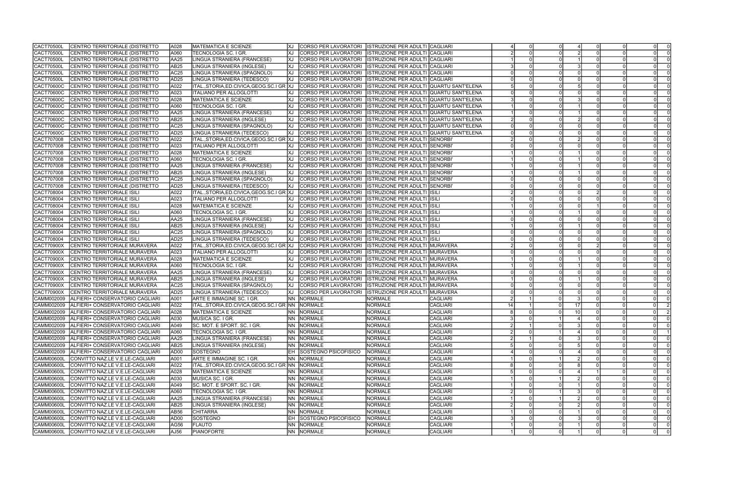| | | | | | | | | | | | | | | | |
|---|---|---|---|---|---|---|---|---|---|---|---|---|---|---|---|
| CACT70500L | CENTRO TERRITORIALE (DISTRETTO | A028 | MATEMATICA E SCIENZE | XJ | CORSO PER LAVORATORI | ISTRUZIONE PER ADULTI | CAGLIARI | 4 | 0 | 0 | 4 | 0 | 0 | 0 | 0 |
| CACT70500L | CENTRO TERRITORIALE (DISTRETTO | A060 | TECNOLOGIA SC. I GR. | XJ | CORSO PER LAVORATORI | ISTRUZIONE PER ADULTI | CAGLIARI | 2 | 0 | 0 | 2 | 0 | 0 | 0 | 0 |
| CACT70500L | CENTRO TERRITORIALE (DISTRETTO | AA25 | LINGUA STRANIERA (FRANCESE) | XJ | CORSO PER LAVORATORI | ISTRUZIONE PER ADULTI | CAGLIARI | 1 | 0 | 0 | 1 | 0 | 0 | 0 | 0 |
| CACT70500L | CENTRO TERRITORIALE (DISTRETTO | AB25 | LINGUA STRANIERA (INGLESE) | XJ | CORSO PER LAVORATORI | ISTRUZIONE PER ADULTI | CAGLIARI | 3 | 0 | 0 | 3 | 0 | 0 | 0 | 0 |
| CACT70500L | CENTRO TERRITORIALE (DISTRETTO | AC25 | LINGUA STRANIERA (SPAGNOLO) | XJ | CORSO PER LAVORATORI | ISTRUZIONE PER ADULTI | CAGLIARI | 0 | 0 | 0 | 0 | 0 | 0 | 0 | 0 |
| CACT70500L | CENTRO TERRITORIALE (DISTRETTO | AD25 | LINGUA STRANIERA (TEDESCO) | XJ | CORSO PER LAVORATORI | ISTRUZIONE PER ADULTI | CAGLIARI | 0 | 0 | 0 | 0 | 0 | 0 | 0 | 0 |
| CACT70600C | CENTRO TERRITORIALE (DISTRETTO | A022 | ITAL.,STORIA,ED.CIVICA,GEOG.SC.I GR | XJ | CORSO PER LAVORATORI | ISTRUZIONE PER ADULTI | QUARTU SANT'ELENA | 5 | 0 | 0 | 5 | 0 | 0 | 0 | 0 |
| CACT70600C | CENTRO TERRITORIALE (DISTRETTO | A023 | ITALIANO PER ALLOGLOTTI | XJ | CORSO PER LAVORATORI | ISTRUZIONE PER ADULTI | QUARTU SANT'ELENA | 0 | 0 | 0 | 0 | 0 | 0 | 0 | 0 |
| CACT70600C | CENTRO TERRITORIALE (DISTRETTO | A028 | MATEMATICA E SCIENZE | XJ | CORSO PER LAVORATORI | ISTRUZIONE PER ADULTI | QUARTU SANT'ELENA | 3 | 0 | 0 | 3 | 0 | 0 | 0 | 0 |
| CACT70600C | CENTRO TERRITORIALE (DISTRETTO | A060 | TECNOLOGIA SC. I GR. | XJ | CORSO PER LAVORATORI | ISTRUZIONE PER ADULTI | QUARTU SANT'ELENA | 1 | 0 | 0 | 1 | 0 | 0 | 0 | 0 |
| CACT70600C | CENTRO TERRITORIALE (DISTRETTO | AA25 | LINGUA STRANIERA (FRANCESE) | XJ | CORSO PER LAVORATORI | ISTRUZIONE PER ADULTI | QUARTU SANT'ELENA | 1 | 0 | 0 | 1 | 0 | 0 | 0 | 0 |
| CACT70600C | CENTRO TERRITORIALE (DISTRETTO | AB25 | LINGUA STRANIERA (INGLESE) | XJ | CORSO PER LAVORATORI | ISTRUZIONE PER ADULTI | QUARTU SANT'ELENA | 2 | 0 | 0 | 2 | 0 | 0 | 0 | 0 |
| CACT70600C | CENTRO TERRITORIALE (DISTRETTO | AC25 | LINGUA STRANIERA (SPAGNOLO) | XJ | CORSO PER LAVORATORI | ISTRUZIONE PER ADULTI | QUARTU SANT'ELENA | 0 | 0 | 0 | 0 | 0 | 0 | 0 | 0 |
| CACT70600C | CENTRO TERRITORIALE (DISTRETTO | AD25 | LINGUA STRANIERA (TEDESCO) | XJ | CORSO PER LAVORATORI | ISTRUZIONE PER ADULTI | QUARTU SANT'ELENA | 0 | 0 | 0 | 0 | 0 | 0 | 0 | 0 |
| CACT707008 | CENTRO TERRITORIALE (DISTRETTO | A022 | ITAL.,STORIA,ED.CIVICA,GEOG.SC.I GR | XJ | CORSO PER LAVORATORI | ISTRUZIONE PER ADULTI | SENORBI' | 2 | 0 | 0 | 2 | 0 | 0 | 0 | 0 |
| CACT707008 | CENTRO TERRITORIALE (DISTRETTO | A023 | ITALIANO PER ALLOGLOTTI | XJ | CORSO PER LAVORATORI | ISTRUZIONE PER ADULTI | SENORBI' | 0 | 0 | 0 | 0 | 0 | 0 | 0 | 0 |
| CACT707008 | CENTRO TERRITORIALE (DISTRETTO | A028 | MATEMATICA E SCIENZE | XJ | CORSO PER LAVORATORI | ISTRUZIONE PER ADULTI | SENORBI' | 1 | 0 | 0 | 1 | 0 | 0 | 0 | 0 |
| CACT707008 | CENTRO TERRITORIALE (DISTRETTO | A060 | TECNOLOGIA SC. I GR. | XJ | CORSO PER LAVORATORI | ISTRUZIONE PER ADULTI | SENORBI' | 1 | 0 | 0 | 1 | 0 | 0 | 0 | 0 |
| CACT707008 | CENTRO TERRITORIALE (DISTRETTO | AA25 | LINGUA STRANIERA (FRANCESE) | XJ | CORSO PER LAVORATORI | ISTRUZIONE PER ADULTI | SENORBI' | 1 | 0 | 0 | 1 | 0 | 0 | 0 | 0 |
| CACT707008 | CENTRO TERRITORIALE (DISTRETTO | AB25 | LINGUA STRANIERA (INGLESE) | XJ | CORSO PER LAVORATORI | ISTRUZIONE PER ADULTI | SENORBI' | 1 | 0 | 0 | 1 | 0 | 0 | 0 | 0 |
| CACT707008 | CENTRO TERRITORIALE (DISTRETTO | AC25 | LINGUA STRANIERA (SPAGNOLO) | XJ | CORSO PER LAVORATORI | ISTRUZIONE PER ADULTI | SENORBI' | 0 | 0 | 0 | 0 | 0 | 0 | 0 | 0 |
| CACT707008 | CENTRO TERRITORIALE (DISTRETTO | AD25 | LINGUA STRANIERA (TEDESCO) | XJ | CORSO PER LAVORATORI | ISTRUZIONE PER ADULTI | SENORBI' | 0 | 0 | 0 | 0 | 0 | 0 | 0 | 0 |
| CACT708004 | CENTRO TERRITORIALE ISILI | A022 | ITAL.,STORIA,ED.CIVICA,GEOG.SC.I GR | XJ | CORSO PER LAVORATORI | ISTRUZIONE PER ADULTI | ISILI | 2 | 0 | 0 | 0 | 2 | 0 | 0 | 0 |
| CACT708004 | CENTRO TERRITORIALE ISILI | A023 | ITALIANO PER ALLOGLOTTI | XJ | CORSO PER LAVORATORI | ISTRUZIONE PER ADULTI | ISILI | 0 | 0 | 0 | 0 | 0 | 0 | 0 | 0 |
| CACT708004 | CENTRO TERRITORIALE ISILI | A028 | MATEMATICA E SCIENZE | XJ | CORSO PER LAVORATORI | ISTRUZIONE PER ADULTI | ISILI | 1 | 0 | 0 | 0 | 1 | 0 | 0 | 0 |
| CACT708004 | CENTRO TERRITORIALE ISILI | A060 | TECNOLOGIA SC. I GR. | XJ | CORSO PER LAVORATORI | ISTRUZIONE PER ADULTI | ISILI | 1 | 0 | 0 | 1 | 0 | 0 | 0 | 0 |
| CACT708004 | CENTRO TERRITORIALE ISILI | AA25 | LINGUA STRANIERA (FRANCESE) | XJ | CORSO PER LAVORATORI | ISTRUZIONE PER ADULTI | ISILI | 0 | 0 | 0 | 0 | 0 | 0 | 0 | 0 |
| CACT708004 | CENTRO TERRITORIALE ISILI | AB25 | LINGUA STRANIERA (INGLESE) | XJ | CORSO PER LAVORATORI | ISTRUZIONE PER ADULTI | ISILI | 1 | 0 | 0 | 1 | 0 | 0 | 0 | 0 |
| CACT708004 | CENTRO TERRITORIALE ISILI | AC25 | LINGUA STRANIERA (SPAGNOLO) | XJ | CORSO PER LAVORATORI | ISTRUZIONE PER ADULTI | ISILI | 0 | 0 | 0 | 0 | 0 | 0 | 0 | 0 |
| CACT708004 | CENTRO TERRITORIALE ISILI | AD25 | LINGUA STRANIERA (TEDESCO) | XJ | CORSO PER LAVORATORI | ISTRUZIONE PER ADULTI | ISILI | 0 | 0 | 0 | 0 | 0 | 0 | 0 | 0 |
| CACT70900X | CENTRO TERRITORIALE MURAVERA | A022 | ITAL.,STORIA,ED.CIVICA,GEOG.SC.I GR | XJ | CORSO PER LAVORATORI | ISTRUZIONE PER ADULTI | MURAVERA | 2 | 0 | 0 | 0 | 2 | 0 | 0 | 0 |
| CACT70900X | CENTRO TERRITORIALE MURAVERA | A023 | ITALIANO PER ALLOGLOTTI | XJ | CORSO PER LAVORATORI | ISTRUZIONE PER ADULTI | MURAVERA | 0 | 0 | 0 | 0 | 0 | 0 | 0 | 0 |
| CACT70900X | CENTRO TERRITORIALE MURAVERA | A028 | MATEMATICA E SCIENZE | XJ | CORSO PER LAVORATORI | ISTRUZIONE PER ADULTI | MURAVERA | 1 | 0 | 0 | 1 | 0 | 0 | 0 | 0 |
| CACT70900X | CENTRO TERRITORIALE MURAVERA | A060 | TECNOLOGIA SC. I GR. | XJ | CORSO PER LAVORATORI | ISTRUZIONE PER ADULTI | MURAVERA | 1 | 0 | 0 | 1 | 0 | 0 | 0 | 0 |
| CACT70900X | CENTRO TERRITORIALE MURAVERA | AA25 | LINGUA STRANIERA (FRANCESE) | XJ | CORSO PER LAVORATORI | ISTRUZIONE PER ADULTI | MURAVERA | 0 | 0 | 0 | 0 | 0 | 0 | 0 | 0 |
| CACT70900X | CENTRO TERRITORIALE MURAVERA | AB25 | LINGUA STRANIERA (INGLESE) | XJ | CORSO PER LAVORATORI | ISTRUZIONE PER ADULTI | MURAVERA | 1 | 0 | 0 | 1 | 0 | 0 | 0 | 0 |
| CACT70900X | CENTRO TERRITORIALE MURAVERA | AC25 | LINGUA STRANIERA (SPAGNOLO) | XJ | CORSO PER LAVORATORI | ISTRUZIONE PER ADULTI | MURAVERA | 0 | 0 | 0 | 0 | 0 | 0 | 0 | 0 |
| CACT70900X | CENTRO TERRITORIALE MURAVERA | AD25 | LINGUA STRANIERA (TEDESCO) | XJ | CORSO PER LAVORATORI | ISTRUZIONE PER ADULTI | MURAVERA | 0 | 0 | 0 | 0 | 0 | 0 | 0 | 0 |
| CAMM002009 | ALFIERI+ CONSERVATORIO CAGLIARI | A001 | ARTE E IMMAGINE SC. I GR. | NN | NORMALE | NORMALE | CAGLIARI | 2 | 1 | 0 | 3 | 0 | 0 | 0 | 0 |
| CAMM002009 | ALFIERI+ CONSERVATORIO CAGLIARI | A022 | ITAL.,STORIA,ED.CIVICA,GEOG.SC.I GR | NN | NORMALE | NORMALE | CAGLIARI | 14 | 1 | 0 | 17 | 0 | 0 | 0 | 2 |
| CAMM002009 | ALFIERI+ CONSERVATORIO CAGLIARI | A028 | MATEMATICA E SCIENZE | NN | NORMALE | NORMALE | CAGLIARI | 8 | 0 | 0 | 10 | 0 | 0 | 0 | 2 |
| CAMM002009 | ALFIERI+ CONSERVATORIO CAGLIARI | A030 | MUSICA SC. I GR. | NN | NORMALE | NORMALE | CAGLIARI | 3 | 0 | 1 | 4 | 0 | 0 | 0 | 0 |
| CAMM002009 | ALFIERI+ CONSERVATORIO CAGLIARI | A049 | SC. MOT. E SPORT. SC. I GR. | NN | NORMALE | NORMALE | CAGLIARI | 2 | 1 | 0 | 3 | 0 | 0 | 0 | 0 |
| CAMM002009 | ALFIERI+ CONSERVATORIO CAGLIARI | A060 | TECNOLOGIA SC. I GR. | NN | NORMALE | NORMALE | CAGLIARI | 2 | 0 | 1 | 4 | 0 | 0 | 0 | 1 |
| CAMM002009 | ALFIERI+ CONSERVATORIO CAGLIARI | AA25 | LINGUA STRANIERA (FRANCESE) | NN | NORMALE | NORMALE | CAGLIARI | 2 | 1 | 0 | 3 | 0 | 0 | 0 | 0 |
| CAMM002009 | ALFIERI+ CONSERVATORIO CAGLIARI | AB25 | LINGUA STRANIERA (INGLESE) | NN | NORMALE | NORMALE | CAGLIARI | 5 | 0 | 0 | 5 | 0 | 0 | 0 | 0 |
| CAMM002009 | ALFIERI+ CONSERVATORIO CAGLIARI | AD00 | SOSTEGNO | EH | SOSTEGNO PSICOFISICO | NORMALE | CAGLIARI | 4 | 0 | 0 | 4 | 0 | 0 | 0 | 0 |
| CAMM00600L | CONVITTO NAZ.LE V.E.LE-CAGLIARI | A001 | ARTE E IMMAGINE SC. I GR. | NN | NORMALE | NORMALE | CAGLIARI | 1 | 0 | 1 | 2 | 0 | 0 | 0 | 0 |
| CAMM00600L | CONVITTO NAZ.LE V.E.LE-CAGLIARI | A022 | ITAL.,STORIA,ED.CIVICA,GEOG.SC.I GR | NN | NORMALE | NORMALE | CAGLIARI | 8 | 0 | 0 | 8 | 0 | 0 | 0 | 0 |
| CAMM00600L | CONVITTO NAZ.LE V.E.LE-CAGLIARI | A028 | MATEMATICA E SCIENZE | NN | NORMALE | NORMALE | CAGLIARI | 5 | 0 | 0 | 4 | 1 | 0 | 0 | 0 |
| CAMM00600L | CONVITTO NAZ.LE V.E.LE-CAGLIARI | A030 | MUSICA SC. I GR. | NN | NORMALE | NORMALE | CAGLIARI | 1 | 0 | 1 | 2 | 0 | 0 | 0 | 0 |
| CAMM00600L | CONVITTO NAZ.LE V.E.LE-CAGLIARI | A049 | SC. MOT. E SPORT. SC. I GR. | NN | NORMALE | NORMALE | CAGLIARI | 1 | 0 | 0 | 1 | 0 | 0 | 0 | 0 |
| CAMM00600L | CONVITTO NAZ.LE V.E.LE-CAGLIARI | A060 | TECNOLOGIA SC. I GR. | NN | NORMALE | NORMALE | CAGLIARI | 2 | 0 | 1 | 3 | 0 | 0 | 0 | 0 |
| CAMM00600L | CONVITTO NAZ.LE V.E.LE-CAGLIARI | AA25 | LINGUA STRANIERA (FRANCESE) | NN | NORMALE | NORMALE | CAGLIARI | 1 | 0 | 1 | 2 | 0 | 0 | 0 | 0 |
| CAMM00600L | CONVITTO NAZ.LE V.E.LE-CAGLIARI | AB25 | LINGUA STRANIERA (INGLESE) | NN | NORMALE | NORMALE | CAGLIARI | 2 | 0 | 0 | 2 | 0 | 0 | 0 | 0 |
| CAMM00600L | CONVITTO NAZ.LE V.E.LE-CAGLIARI | AB56 | CHITARRA | NN | NORMALE | NORMALE | CAGLIARI | 1 | 0 | 0 | 1 | 0 | 0 | 0 | 0 |
| CAMM00600L | CONVITTO NAZ.LE V.E.LE-CAGLIARI | AD00 | SOSTEGNO | EH | SOSTEGNO PSICOFISICO | NORMALE | CAGLIARI | 3 | 0 | 0 | 3 | 0 | 0 | 0 | 0 |
| CAMM00600L | CONVITTO NAZ.LE V.E.LE-CAGLIARI | AG56 | FLAUTO | NN | NORMALE | NORMALE | CAGLIARI | 1 | 0 | 0 | 1 | 0 | 0 | 0 | 0 |
| CAMM00600L | CONVITTO NAZ.LE V.E.LE-CAGLIARI | AJ56 | PIANOFORTE | NN | NORMALE | NORMALE | CAGLIARI | 1 | 0 | 0 | 1 | 0 | 0 | 0 | 0 |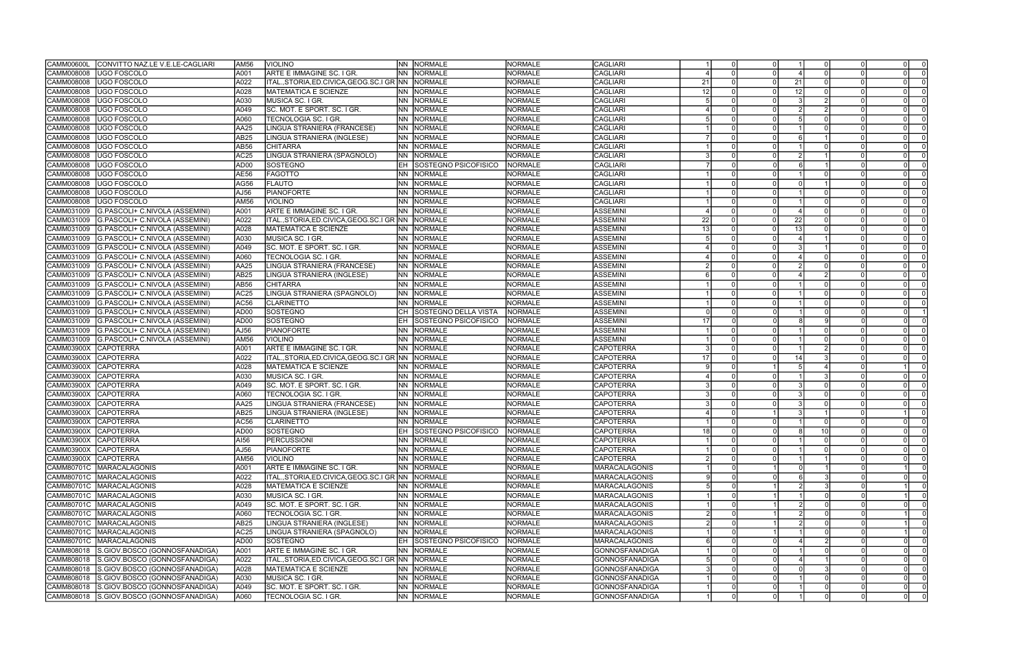| | | | | | | | | | | | | | | | | |
|---|---|---|---|---|---|---|---|---|---|---|---|---|---|---|---|---|
| CAMM00600L | CONVITTO NAZ.LE V.E.LE-CAGLIARI | AM56 | VIOLINO | NN | NORMALE | NORMALE | CAGLIARI | 1 | 0 | 0 | 1 | 0 | 0 | 0 | 0 |
| CAMM008008 | UGO FOSCOLO | A001 | ARTE E IMMAGINE SC. I GR. | NN | NORMALE | NORMALE | CAGLIARI | 4 | 0 | 0 | 4 | 0 | 0 | 0 | 0 |
| CAMM008008 | UGO FOSCOLO | A022 | ITAL.,STORIA,ED.CIVICA,GEOG.SC.I GR | NN | NORMALE | NORMALE | CAGLIARI | 21 | 0 | 0 | 21 | 0 | 0 | 0 | 0 |
| CAMM008008 | UGO FOSCOLO | A028 | MATEMATICA E SCIENZE | NN | NORMALE | NORMALE | CAGLIARI | 12 | 0 | 0 | 12 | 0 | 0 | 0 | 0 |
| CAMM008008 | UGO FOSCOLO | A030 | MUSICA SC. I GR. | NN | NORMALE | NORMALE | CAGLIARI | 5 | 0 | 0 | 3 | 2 | 0 | 0 | 0 |
| CAMM008008 | UGO FOSCOLO | A049 | SC. MOT. E SPORT. SC. I GR. | NN | NORMALE | NORMALE | CAGLIARI | 4 | 0 | 0 | 2 | 2 | 0 | 0 | 0 |
| CAMM008008 | UGO FOSCOLO | A060 | TECNOLOGIA SC. I GR. | NN | NORMALE | NORMALE | CAGLIARI | 5 | 0 | 0 | 5 | 0 | 0 | 0 | 0 |
| CAMM008008 | UGO FOSCOLO | AA25 | LINGUA STRANIERA (FRANCESE) | NN | NORMALE | NORMALE | CAGLIARI | 1 | 0 | 0 | 1 | 0 | 0 | 0 | 0 |
| CAMM008008 | UGO FOSCOLO | AB25 | LINGUA STRANIERA (INGLESE) | NN | NORMALE | NORMALE | CAGLIARI | 7 | 0 | 0 | 6 | 1 | 0 | 0 | 0 |
| CAMM008008 | UGO FOSCOLO | AB56 | CHITARRA | NN | NORMALE | NORMALE | CAGLIARI | 1 | 0 | 0 | 1 | 0 | 0 | 0 | 0 |
| CAMM008008 | UGO FOSCOLO | AC25 | LINGUA STRANIERA (SPAGNOLO) | NN | NORMALE | NORMALE | CAGLIARI | 3 | 0 | 0 | 2 | 1 | 0 | 0 | 0 |
| CAMM008008 | UGO FOSCOLO | AD00 | SOSTEGNO | EH | SOSTEGNO PSICOFISICO | NORMALE | CAGLIARI | 7 | 0 | 0 | 6 | 1 | 0 | 0 | 0 |
| CAMM008008 | UGO FOSCOLO | AE56 | FAGOTTO | NN | NORMALE | NORMALE | CAGLIARI | 1 | 0 | 0 | 1 | 0 | 0 | 0 | 0 |
| CAMM008008 | UGO FOSCOLO | AG56 | FLAUTO | NN | NORMALE | NORMALE | CAGLIARI | 1 | 0 | 0 | 0 | 1 | 0 | 0 | 0 |
| CAMM008008 | UGO FOSCOLO | AJ56 | PIANOFORTE | NN | NORMALE | NORMALE | CAGLIARI | 1 | 0 | 0 | 1 | 0 | 0 | 0 | 0 |
| CAMM008008 | UGO FOSCOLO | AM56 | VIOLINO | NN | NORMALE | NORMALE | CAGLIARI | 1 | 0 | 0 | 1 | 0 | 0 | 0 | 0 |
| CAMM031009 | G.PASCOLI+ C.NIVOLA (ASSEMINI) | A001 | ARTE E IMMAGINE SC. I GR. | NN | NORMALE | NORMALE | ASSEMINI | 4 | 0 | 0 | 4 | 0 | 0 | 0 | 0 |
| CAMM031009 | G.PASCOLI+ C.NIVOLA (ASSEMINI) | A022 | ITAL.,STORIA,ED.CIVICA,GEOG.SC.I GR | NN | NORMALE | NORMALE | ASSEMINI | 22 | 0 | 0 | 22 | 0 | 0 | 0 | 0 |
| CAMM031009 | G.PASCOLI+ C.NIVOLA (ASSEMINI) | A028 | MATEMATICA E SCIENZE | NN | NORMALE | NORMALE | ASSEMINI | 13 | 0 | 0 | 13 | 0 | 0 | 0 | 0 |
| CAMM031009 | G.PASCOLI+ C.NIVOLA (ASSEMINI) | A030 | MUSICA SC. I GR. | NN | NORMALE | NORMALE | ASSEMINI | 5 | 0 | 0 | 4 | 1 | 0 | 0 | 0 |
| CAMM031009 | G.PASCOLI+ C.NIVOLA (ASSEMINI) | A049 | SC. MOT. E SPORT. SC. I GR. | NN | NORMALE | NORMALE | ASSEMINI | 4 | 0 | 0 | 3 | 1 | 0 | 0 | 0 |
| CAMM031009 | G.PASCOLI+ C.NIVOLA (ASSEMINI) | A060 | TECNOLOGIA SC. I GR. | NN | NORMALE | NORMALE | ASSEMINI | 4 | 0 | 0 | 4 | 0 | 0 | 0 | 0 |
| CAMM031009 | G.PASCOLI+ C.NIVOLA (ASSEMINI) | AA25 | LINGUA STRANIERA (FRANCESE) | NN | NORMALE | NORMALE | ASSEMINI | 2 | 0 | 0 | 2 | 0 | 0 | 0 | 0 |
| CAMM031009 | G.PASCOLI+ C.NIVOLA (ASSEMINI) | AB25 | LINGUA STRANIERA (INGLESE) | NN | NORMALE | NORMALE | ASSEMINI | 6 | 0 | 0 | 4 | 2 | 0 | 0 | 0 |
| CAMM031009 | G.PASCOLI+ C.NIVOLA (ASSEMINI) | AB56 | CHITARRA | NN | NORMALE | NORMALE | ASSEMINI | 1 | 0 | 0 | 1 | 0 | 0 | 0 | 0 |
| CAMM031009 | G.PASCOLI+ C.NIVOLA (ASSEMINI) | AC25 | LINGUA STRANIERA (SPAGNOLO) | NN | NORMALE | NORMALE | ASSEMINI | 1 | 0 | 0 | 1 | 0 | 0 | 0 | 0 |
| CAMM031009 | G.PASCOLI+ C.NIVOLA (ASSEMINI) | AC56 | CLARINETTO | NN | NORMALE | NORMALE | ASSEMINI | 1 | 0 | 0 | 1 | 0 | 0 | 0 | 0 |
| CAMM031009 | G.PASCOLI+ C.NIVOLA (ASSEMINI) | AD00 | SOSTEGNO | CH | SOSTEGNO DELLA VISTA | NORMALE | ASSEMINI | 0 | 0 | 0 | 1 | 0 | 0 | 0 | 1 |
| CAMM031009 | G.PASCOLI+ C.NIVOLA (ASSEMINI) | AD00 | SOSTEGNO | EH | SOSTEGNO PSICOFISICO | NORMALE | ASSEMINI | 17 | 0 | 0 | 8 | 9 | 0 | 0 | 0 |
| CAMM031009 | G.PASCOLI+ C.NIVOLA (ASSEMINI) | AJ56 | PIANOFORTE | NN | NORMALE | NORMALE | ASSEMINI | 1 | 0 | 0 | 1 | 0 | 0 | 0 | 0 |
| CAMM031009 | G.PASCOLI+ C.NIVOLA (ASSEMINI) | AM56 | VIOLINO | NN | NORMALE | NORMALE | ASSEMINI | 1 | 0 | 0 | 1 | 0 | 0 | 0 | 0 |
| CAMM03900X | CAPOTERRA | A001 | ARTE E IMMAGINE SC. I GR. | NN | NORMALE | NORMALE | CAPOTERRA | 3 | 0 | 0 | 1 | 2 | 0 | 0 | 0 |
| CAMM03900X | CAPOTERRA | A022 | ITAL.,STORIA,ED.CIVICA,GEOG.SC.I GR | NN | NORMALE | NORMALE | CAPOTERRA | 17 | 0 | 0 | 14 | 3 | 0 | 0 | 0 |
| CAMM03900X | CAPOTERRA | A028 | MATEMATICA E SCIENZE | NN | NORMALE | NORMALE | CAPOTERRA | 9 | 0 | 1 | 5 | 4 | 0 | 1 | 0 |
| CAMM03900X | CAPOTERRA | A030 | MUSICA SC. I GR. | NN | NORMALE | NORMALE | CAPOTERRA | 4 | 0 | 0 | 1 | 3 | 0 | 0 | 0 |
| CAMM03900X | CAPOTERRA | A049 | SC. MOT. E SPORT. SC. I GR. | NN | NORMALE | NORMALE | CAPOTERRA | 3 | 0 | 0 | 3 | 0 | 0 | 0 | 0 |
| CAMM03900X | CAPOTERRA | A060 | TECNOLOGIA SC. I GR. | NN | NORMALE | NORMALE | CAPOTERRA | 3 | 0 | 0 | 3 | 0 | 0 | 0 | 0 |
| CAMM03900X | CAPOTERRA | AA25 | LINGUA STRANIERA (FRANCESE) | NN | NORMALE | NORMALE | CAPOTERRA | 3 | 0 | 0 | 3 | 0 | 0 | 0 | 0 |
| CAMM03900X | CAPOTERRA | AB25 | LINGUA STRANIERA (INGLESE) | NN | NORMALE | NORMALE | CAPOTERRA | 4 | 0 | 1 | 3 | 1 | 0 | 1 | 0 |
| CAMM03900X | CAPOTERRA | AC56 | CLARINETTO | NN | NORMALE | NORMALE | CAPOTERRA | 1 | 0 | 0 | 1 | 0 | 0 | 0 | 0 |
| CAMM03900X | CAPOTERRA | AD00 | SOSTEGNO | EH | SOSTEGNO PSICOFISICO | NORMALE | CAPOTERRA | 18 | 0 | 0 | 8 | 10 | 0 | 0 | 0 |
| CAMM03900X | CAPOTERRA | AI56 | PERCUSSIONI | NN | NORMALE | NORMALE | CAPOTERRA | 1 | 0 | 0 | 1 | 0 | 0 | 0 | 0 |
| CAMM03900X | CAPOTERRA | AJ56 | PIANOFORTE | NN | NORMALE | NORMALE | CAPOTERRA | 1 | 0 | 0 | 1 | 0 | 0 | 0 | 0 |
| CAMM03900X | CAPOTERRA | AM56 | VIOLINO | NN | NORMALE | NORMALE | CAPOTERRA | 2 | 0 | 0 | 1 | 1 | 0 | 0 | 0 |
| CAMM80701C | MARACALAGONIS | A001 | ARTE E IMMAGINE SC. I GR. | NN | NORMALE | NORMALE | MARACALAGONIS | 1 | 0 | 1 | 0 | 1 | 0 | 1 | 0 |
| CAMM80701C | MARACALAGONIS | A022 | ITAL.,STORIA,ED.CIVICA,GEOG.SC.I GR | NN | NORMALE | NORMALE | MARACALAGONIS | 9 | 0 | 0 | 6 | 3 | 0 | 0 | 0 |
| CAMM80701C | MARACALAGONIS | A028 | MATEMATICA E SCIENZE | NN | NORMALE | NORMALE | MARACALAGONIS | 5 | 0 | 1 | 2 | 3 | 0 | 1 | 0 |
| CAMM80701C | MARACALAGONIS | A030 | MUSICA SC. I GR. | NN | NORMALE | NORMALE | MARACALAGONIS | 1 | 0 | 1 | 1 | 0 | 0 | 1 | 0 |
| CAMM80701C | MARACALAGONIS | A049 | SC. MOT. E SPORT. SC. I GR. | NN | NORMALE | NORMALE | MARACALAGONIS | 1 | 0 | 1 | 2 | 0 | 0 | 0 | 0 |
| CAMM80701C | MARACALAGONIS | A060 | TECNOLOGIA SC. I GR. | NN | NORMALE | NORMALE | MARACALAGONIS | 2 | 0 | 1 | 2 | 0 | 0 | 1 | 0 |
| CAMM80701C | MARACALAGONIS | AB25 | LINGUA STRANIERA (INGLESE) | NN | NORMALE | NORMALE | MARACALAGONIS | 2 | 0 | 1 | 2 | 0 | 0 | 1 | 0 |
| CAMM80701C | MARACALAGONIS | AC25 | LINGUA STRANIERA (SPAGNOLO) | NN | NORMALE | NORMALE | MARACALAGONIS | 1 | 0 | 1 | 1 | 0 | 0 | 1 | 0 |
| CAMM80701C | MARACALAGONIS | AD00 | SOSTEGNO | EH | SOSTEGNO PSICOFISICO | NORMALE | MARACALAGONIS | 6 | 0 | 0 | 4 | 2 | 0 | 0 | 0 |
| CAMM808018 | S.GIOV.BOSCO (GONNOSFANADIGA) | A001 | ARTE E IMMAGINE SC. I GR. | NN | NORMALE | NORMALE | GONNOSFANADIGA | 1 | 0 | 0 | 1 | 0 | 0 | 0 | 0 |
| CAMM808018 | S.GIOV.BOSCO (GONNOSFANADIGA) | A022 | ITAL.,STORIA,ED.CIVICA,GEOG.SC.I GR | NN | NORMALE | NORMALE | GONNOSFANADIGA | 5 | 0 | 0 | 4 | 1 | 0 | 0 | 0 |
| CAMM808018 | S.GIOV.BOSCO (GONNOSFANADIGA) | A028 | MATEMATICA E SCIENZE | NN | NORMALE | NORMALE | GONNOSFANADIGA | 3 | 0 | 0 | 0 | 3 | 0 | 0 | 0 |
| CAMM808018 | S.GIOV.BOSCO (GONNOSFANADIGA) | A030 | MUSICA SC. I GR. | NN | NORMALE | NORMALE | GONNOSFANADIGA | 1 | 0 | 0 | 1 | 0 | 0 | 0 | 0 |
| CAMM808018 | S.GIOV.BOSCO (GONNOSFANADIGA) | A049 | SC. MOT. E SPORT. SC. I GR. | NN | NORMALE | NORMALE | GONNOSFANADIGA | 1 | 0 | 0 | 1 | 0 | 0 | 0 | 0 |
| CAMM808018 | S.GIOV.BOSCO (GONNOSFANADIGA) | A060 | TECNOLOGIA SC. I GR. | NN | NORMALE | NORMALE | GONNOSFANADIGA | 1 | 0 | 0 | 1 | 0 | 0 | 0 | 0 |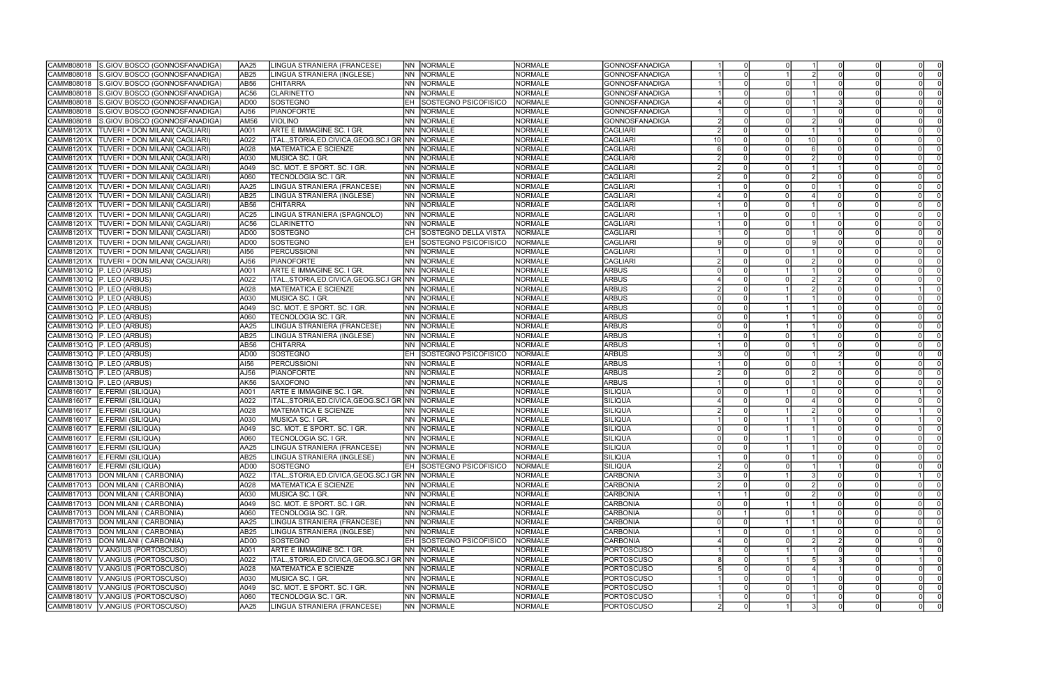| | | | | | | | | | | | | | | | |
|---|---|---|---|---|---|---|---|---|---|---|---|---|---|---|---|
| CAMM808018 | S.GIOV.BOSCO (GONNOSFANADIGA) | AA25 | LINGUA STRANIERA (FRANCESE) | NN | NORMALE | NORMALE | GONNOSFANADIGA | 1 | 0 | 0 | 1 | 0 | 0 | 0 | 0 |
| CAMM808018 | S.GIOV.BOSCO (GONNOSFANADIGA) | AB25 | LINGUA STRANIERA (INGLESE) | NN | NORMALE | NORMALE | GONNOSFANADIGA | 1 | 0 | 1 | 2 | 0 | 0 | 0 | 0 |
| CAMM808018 | S.GIOV.BOSCO (GONNOSFANADIGA) | AB56 | CHITARRA | NN | NORMALE | NORMALE | GONNOSFANADIGA | 1 | 0 | 0 | 1 | 0 | 0 | 0 | 0 |
| CAMM808018 | S.GIOV.BOSCO (GONNOSFANADIGA) | AC56 | CLARINETTO | NN | NORMALE | NORMALE | GONNOSFANADIGA | 1 | 0 | 0 | 1 | 0 | 0 | 0 | 0 |
| CAMM808018 | S.GIOV.BOSCO (GONNOSFANADIGA) | AD00 | SOSTEGNO | EH | SOSTEGNO PSICOFISICO | NORMALE | GONNOSFANADIGA | 4 | 0 | 0 | 1 | 3 | 0 | 0 | 0 |
| CAMM808018 | S.GIOV.BOSCO (GONNOSFANADIGA) | AJ56 | PIANOFORTE | NN | NORMALE | NORMALE | GONNOSFANADIGA | 1 | 0 | 0 | 1 | 0 | 0 | 0 | 0 |
| CAMM808018 | S.GIOV.BOSCO (GONNOSFANADIGA) | AM56 | VIOLINO | NN | NORMALE | NORMALE | GONNOSFANADIGA | 2 | 0 | 0 | 2 | 0 | 0 | 0 | 0 |
| CAMM81201X | TUVERI + DON MILANI( CAGLIARI) | A001 | ARTE E IMMAGINE SC. I GR. | NN | NORMALE | NORMALE | CAGLIARI | 2 | 0 | 0 | 1 | 1 | 0 | 0 | 0 |
| CAMM81201X | TUVERI + DON MILANI( CAGLIARI) | A022 | ITAL.,STORIA,ED.CIVICA,GEOG.SC.I GR | NN | NORMALE | NORMALE | CAGLIARI | 10 | 0 | 0 | 10 | 0 | 0 | 0 | 0 |
| CAMM81201X | TUVERI + DON MILANI( CAGLIARI) | A028 | MATEMATICA E SCIENZE | NN | NORMALE | NORMALE | CAGLIARI | 6 | 0 | 0 | 6 | 0 | 0 | 0 | 0 |
| CAMM81201X | TUVERI + DON MILANI( CAGLIARI) | A030 | MUSICA SC. I GR. | NN | NORMALE | NORMALE | CAGLIARI | 2 | 0 | 0 | 2 | 0 | 0 | 0 | 0 |
| CAMM81201X | TUVERI + DON MILANI( CAGLIARI) | A049 | SC. MOT. E SPORT. SC. I GR. | NN | NORMALE | NORMALE | CAGLIARI | 2 | 0 | 0 | 1 | 1 | 0 | 0 | 0 |
| CAMM81201X | TUVERI + DON MILANI( CAGLIARI) | A060 | TECNOLOGIA SC. I GR. | NN | NORMALE | NORMALE | CAGLIARI | 2 | 0 | 0 | 2 | 0 | 0 | 0 | 0 |
| CAMM81201X | TUVERI + DON MILANI( CAGLIARI) | AA25 | LINGUA STRANIERA (FRANCESE) | NN | NORMALE | NORMALE | CAGLIARI | 1 | 0 | 0 | 0 | 1 | 0 | 0 | 0 |
| CAMM81201X | TUVERI + DON MILANI( CAGLIARI) | AB25 | LINGUA STRANIERA (INGLESE) | NN | NORMALE | NORMALE | CAGLIARI | 4 | 0 | 0 | 4 | 0 | 0 | 0 | 0 |
| CAMM81201X | TUVERI + DON MILANI( CAGLIARI) | AB56 | CHITARRA | NN | NORMALE | NORMALE | CAGLIARI | 1 | 0 | 0 | 1 | 0 | 0 | 0 | 0 |
| CAMM81201X | TUVERI + DON MILANI( CAGLIARI) | AC25 | LINGUA STRANIERA (SPAGNOLO) | NN | NORMALE | NORMALE | CAGLIARI | 1 | 0 | 0 | 0 | 1 | 0 | 0 | 0 |
| CAMM81201X | TUVERI + DON MILANI( CAGLIARI) | AC56 | CLARINETTO | NN | NORMALE | NORMALE | CAGLIARI | 1 | 0 | 0 | 1 | 0 | 0 | 0 | 0 |
| CAMM81201X | TUVERI + DON MILANI( CAGLIARI) | AD00 | SOSTEGNO | CH | SOSTEGNO DELLA VISTA | NORMALE | CAGLIARI | 1 | 0 | 0 | 1 | 0 | 0 | 0 | 0 |
| CAMM81201X | TUVERI + DON MILANI( CAGLIARI) | AD00 | SOSTEGNO | EH | SOSTEGNO PSICOFISICO | NORMALE | CAGLIARI | 9 | 0 | 0 | 9 | 0 | 0 | 0 | 0 |
| CAMM81201X | TUVERI + DON MILANI( CAGLIARI) | AI56 | PERCUSSIONI | NN | NORMALE | NORMALE | CAGLIARI | 1 | 0 | 0 | 1 | 0 | 0 | 0 | 0 |
| CAMM81201X | TUVERI + DON MILANI( CAGLIARI) | AJ56 | PIANOFORTE | NN | NORMALE | NORMALE | CAGLIARI | 2 | 0 | 0 | 2 | 0 | 0 | 0 | 0 |
| CAMM81301Q | P. LEO (ARBUS) | A001 | ARTE E IMMAGINE SC. I GR. | NN | NORMALE | NORMALE | ARBUS | 0 | 0 | 1 | 1 | 0 | 0 | 0 | 0 |
| CAMM81301Q | P. LEO (ARBUS) | A022 | ITAL.,STORIA,ED.CIVICA,GEOG.SC.I GR | NN | NORMALE | NORMALE | ARBUS | 4 | 0 | 0 | 2 | 2 | 0 | 0 | 0 |
| CAMM81301Q | P. LEO (ARBUS) | A028 | MATEMATICA E SCIENZE | NN | NORMALE | NORMALE | ARBUS | 2 | 0 | 1 | 2 | 0 | 0 | 1 | 0 |
| CAMM81301Q | P. LEO (ARBUS) | A030 | MUSICA SC. I GR. | NN | NORMALE | NORMALE | ARBUS | 0 | 0 | 1 | 1 | 0 | 0 | 0 | 0 |
| CAMM81301Q | P. LEO (ARBUS) | A049 | SC. MOT. E SPORT. SC. I GR. | NN | NORMALE | NORMALE | ARBUS | 0 | 0 | 1 | 1 | 0 | 0 | 0 | 0 |
| CAMM81301Q | P. LEO (ARBUS) | A060 | TECNOLOGIA SC. I GR. | NN | NORMALE | NORMALE | ARBUS | 0 | 0 | 1 | 1 | 0 | 0 | 0 | 0 |
| CAMM81301Q | P. LEO (ARBUS) | AA25 | LINGUA STRANIERA (FRANCESE) | NN | NORMALE | NORMALE | ARBUS | 0 | 0 | 1 | 1 | 0 | 0 | 0 | 0 |
| CAMM81301Q | P. LEO (ARBUS) | AB25 | LINGUA STRANIERA (INGLESE) | NN | NORMALE | NORMALE | ARBUS | 1 | 0 | 0 | 1 | 0 | 0 | 0 | 0 |
| CAMM81301Q | P. LEO (ARBUS) | AB56 | CHITARRA | NN | NORMALE | NORMALE | ARBUS | 1 | 0 | 0 | 1 | 0 | 0 | 0 | 0 |
| CAMM81301Q | P. LEO (ARBUS) | AD00 | SOSTEGNO | EH | SOSTEGNO PSICOFISICO | NORMALE | ARBUS | 3 | 0 | 0 | 1 | 2 | 0 | 0 | 0 |
| CAMM81301Q | P. LEO (ARBUS) | AI56 | PERCUSSIONI | NN | NORMALE | NORMALE | ARBUS | 1 | 0 | 0 | 0 | 1 | 0 | 0 | 0 |
| CAMM81301Q | P. LEO (ARBUS) | AJ56 | PIANOFORTE | NN | NORMALE | NORMALE | ARBUS | 2 | 0 | 0 | 2 | 0 | 0 | 0 | 0 |
| CAMM81301Q | P. LEO (ARBUS) | AK56 | SAXOFONO | NN | NORMALE | NORMALE | ARBUS | 1 | 0 | 0 | 1 | 0 | 0 | 0 | 0 |
| CAMM816017 | E.FERMI (SILIQUA) | A001 | ARTE E IMMAGINE SC. I GR. | NN | NORMALE | NORMALE | SILIQUA | 0 | 0 | 1 | 0 | 0 | 0 | 1 | 0 |
| CAMM816017 | E.FERMI (SILIQUA) | A022 | ITAL.,STORIA,ED.CIVICA,GEOG.SC.I GR | NN | NORMALE | NORMALE | SILIQUA | 4 | 0 | 0 | 4 | 0 | 0 | 0 | 0 |
| CAMM816017 | E.FERMI (SILIQUA) | A028 | MATEMATICA E SCIENZE | NN | NORMALE | NORMALE | SILIQUA | 2 | 0 | 1 | 2 | 0 | 0 | 1 | 0 |
| CAMM816017 | E.FERMI (SILIQUA) | A030 | MUSICA SC. I GR. | NN | NORMALE | NORMALE | SILIQUA | 1 | 0 | 1 | 1 | 0 | 0 | 1 | 0 |
| CAMM816017 | E.FERMI (SILIQUA) | A049 | SC. MOT. E SPORT. SC. I GR. | NN | NORMALE | NORMALE | SILIQUA | 0 | 0 | 1 | 1 | 0 | 0 | 0 | 0 |
| CAMM816017 | E.FERMI (SILIQUA) | A060 | TECNOLOGIA SC. I GR. | NN | NORMALE | NORMALE | SILIQUA | 0 | 0 | 1 | 1 | 0 | 0 | 0 | 0 |
| CAMM816017 | E.FERMI (SILIQUA) | AA25 | LINGUA STRANIERA (FRANCESE) | NN | NORMALE | NORMALE | SILIQUA | 0 | 0 | 1 | 1 | 0 | 0 | 0 | 0 |
| CAMM816017 | E.FERMI (SILIQUA) | AB25 | LINGUA STRANIERA (INGLESE) | NN | NORMALE | NORMALE | SILIQUA | 1 | 0 | 0 | 1 | 0 | 0 | 0 | 0 |
| CAMM816017 | E.FERMI (SILIQUA) | AD00 | SOSTEGNO | EH | SOSTEGNO PSICOFISICO | NORMALE | SILIQUA | 2 | 0 | 0 | 1 | 1 | 0 | 0 | 0 |
| CAMM817013 | DON MILANI ( CARBONIA) | A022 | ITAL.,STORIA,ED.CIVICA,GEOG.SC.I GR | NN | NORMALE | NORMALE | CARBONIA | 3 | 0 | 1 | 3 | 0 | 0 | 1 | 0 |
| CAMM817013 | DON MILANI ( CARBONIA) | A028 | MATEMATICA E SCIENZE | NN | NORMALE | NORMALE | CARBONIA | 2 | 0 | 0 | 2 | 0 | 0 | 0 | 0 |
| CAMM817013 | DON MILANI ( CARBONIA) | A030 | MUSICA SC. I GR. | NN | NORMALE | NORMALE | CARBONIA | 1 | 1 | 0 | 2 | 0 | 0 | 0 | 0 |
| CAMM817013 | DON MILANI ( CARBONIA) | A049 | SC. MOT. E SPORT. SC. I GR. | NN | NORMALE | NORMALE | CARBONIA | 0 | 0 | 1 | 1 | 0 | 0 | 0 | 0 |
| CAMM817013 | DON MILANI ( CARBONIA) | A060 | TECNOLOGIA SC. I GR. | NN | NORMALE | NORMALE | CARBONIA | 0 | 1 | 0 | 1 | 0 | 0 | 0 | 0 |
| CAMM817013 | DON MILANI ( CARBONIA) | AA25 | LINGUA STRANIERA (FRANCESE) | NN | NORMALE | NORMALE | CARBONIA | 0 | 0 | 1 | 1 | 0 | 0 | 0 | 0 |
| CAMM817013 | DON MILANI ( CARBONIA) | AB25 | LINGUA STRANIERA (INGLESE) | NN | NORMALE | NORMALE | CARBONIA | 1 | 0 | 0 | 1 | 0 | 0 | 0 | 0 |
| CAMM817013 | DON MILANI ( CARBONIA) | AD00 | SOSTEGNO | EH | SOSTEGNO PSICOFISICO | NORMALE | CARBONIA | 4 | 0 | 0 | 2 | 2 | 0 | 0 | 0 |
| CAMM81801V | V.ANGIUS (PORTOSCUSO) | A001 | ARTE E IMMAGINE SC. I GR. | NN | NORMALE | NORMALE | PORTOSCUSO | 1 | 0 | 1 | 1 | 0 | 0 | 1 | 0 |
| CAMM81801V | V.ANGIUS (PORTOSCUSO) | A022 | ITAL.,STORIA,ED.CIVICA,GEOG.SC.I GR | NN | NORMALE | NORMALE | PORTOSCUSO | 8 | 0 | 1 | 5 | 3 | 0 | 1 | 0 |
| CAMM81801V | V.ANGIUS (PORTOSCUSO) | A028 | MATEMATICA E SCIENZE | NN | NORMALE | NORMALE | PORTOSCUSO | 5 | 0 | 0 | 4 | 1 | 0 | 0 | 0 |
| CAMM81801V | V.ANGIUS (PORTOSCUSO) | A030 | MUSICA SC. I GR. | NN | NORMALE | NORMALE | PORTOSCUSO | 1 | 0 | 0 | 1 | 0 | 0 | 0 | 0 |
| CAMM81801V | V.ANGIUS (PORTOSCUSO) | A049 | SC. MOT. E SPORT. SC. I GR. | NN | NORMALE | NORMALE | PORTOSCUSO | 1 | 0 | 0 | 1 | 0 | 0 | 0 | 0 |
| CAMM81801V | V.ANGIUS (PORTOSCUSO) | A060 | TECNOLOGIA SC. I GR. | NN | NORMALE | NORMALE | PORTOSCUSO | 1 | 0 | 0 | 1 | 0 | 0 | 0 | 0 |
| CAMM81801V | V.ANGIUS (PORTOSCUSO) | AA25 | LINGUA STRANIERA (FRANCESE) | NN | NORMALE | NORMALE | PORTOSCUSO | 2 | 0 | 1 | 3 | 0 | 0 | 0 | 0 |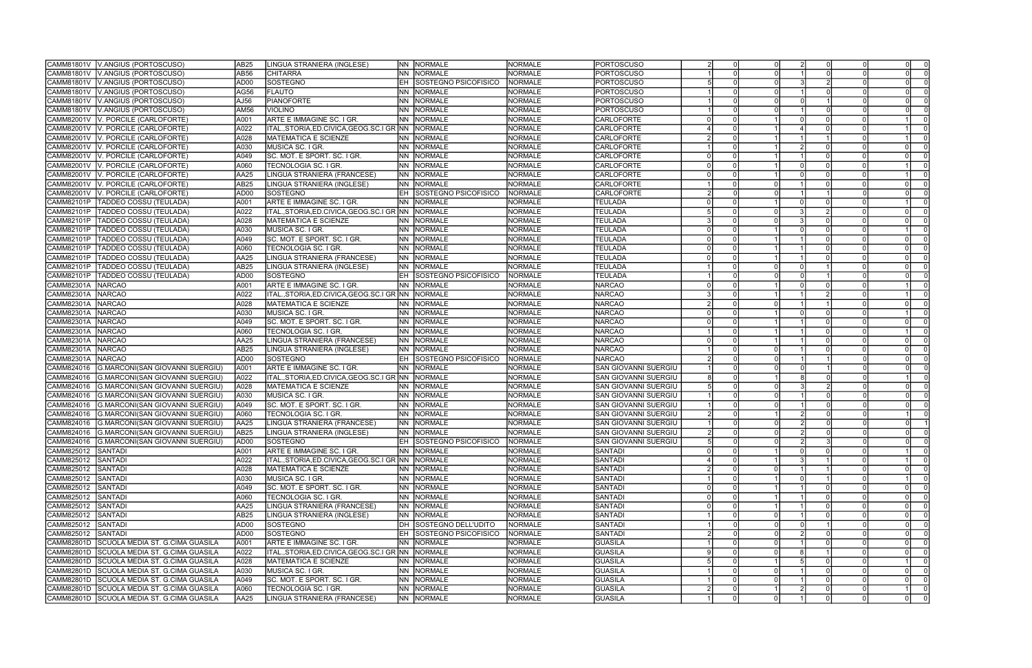| | | | | | | | | | | | | | | | |
|---|---|---|---|---|---|---|---|---|---|---|---|---|---|---|---|
| CAMM81801V | V.ANGIUS (PORTOSCUSO) | AB25 | LINGUA STRANIERA (INGLESE) | NN | NORMALE | NORMALE | PORTOSCUSO | 2 | 0 | 0 | 2 | 0 | 0 | 0 | 0 |
| CAMM81801V | V.ANGIUS (PORTOSCUSO) | AB56 | CHITARRA | NN | NORMALE | NORMALE | PORTOSCUSO | 1 | 0 | 0 | 1 | 0 | 0 | 0 | 0 |
| CAMM81801V | V.ANGIUS (PORTOSCUSO) | AD00 | SOSTEGNO | EH | SOSTEGNO PSICOFISICO | NORMALE | PORTOSCUSO | 5 | 0 | 0 | 3 | 2 | 0 | 0 | 0 |
| CAMM81801V | V.ANGIUS (PORTOSCUSO) | AG56 | FLAUTO | NN | NORMALE | NORMALE | PORTOSCUSO | 1 | 0 | 0 | 1 | 0 | 0 | 0 | 0 |
| CAMM81801V | V.ANGIUS (PORTOSCUSO) | AJ56 | PIANOFORTE | NN | NORMALE | NORMALE | PORTOSCUSO | 1 | 0 | 0 | 0 | 1 | 0 | 0 | 0 |
| CAMM81801V | V.ANGIUS (PORTOSCUSO) | AM56 | VIOLINO | NN | NORMALE | NORMALE | PORTOSCUSO | 1 | 0 | 0 | 1 | 0 | 0 | 0 | 0 |
| CAMM82001V | V. PORCILE (CARLOFORTE) | A001 | ARTE E IMMAGINE SC. I GR. | NN | NORMALE | NORMALE | CARLOFORTE | 0 | 0 | 1 | 0 | 0 | 0 | 1 | 0 |
| CAMM82001V | V. PORCILE (CARLOFORTE) | A022 | ITAL.,STORIA,ED.CIVICA,GEOG.SC.I GR | NN | NORMALE | NORMALE | CARLOFORTE | 4 | 0 | 1 | 4 | 0 | 0 | 1 | 0 |
| CAMM82001V | V. PORCILE (CARLOFORTE) | A028 | MATEMATICA E SCIENZE | NN | NORMALE | NORMALE | CARLOFORTE | 2 | 0 | 1 | 1 | 1 | 0 | 1 | 0 |
| CAMM82001V | V. PORCILE (CARLOFORTE) | A030 | MUSICA SC. I GR. | NN | NORMALE | NORMALE | CARLOFORTE | 1 | 0 | 1 | 2 | 0 | 0 | 0 | 0 |
| CAMM82001V | V. PORCILE (CARLOFORTE) | A049 | SC. MOT. E SPORT. SC. I GR. | NN | NORMALE | NORMALE | CARLOFORTE | 0 | 0 | 1 | 1 | 0 | 0 | 0 | 0 |
| CAMM82001V | V. PORCILE (CARLOFORTE) | A060 | TECNOLOGIA SC. I GR. | NN | NORMALE | NORMALE | CARLOFORTE | 0 | 0 | 1 | 0 | 0 | 0 | 1 | 0 |
| CAMM82001V | V. PORCILE (CARLOFORTE) | AA25 | LINGUA STRANIERA (FRANCESE) | NN | NORMALE | NORMALE | CARLOFORTE | 0 | 0 | 1 | 0 | 0 | 0 | 1 | 0 |
| CAMM82001V | V. PORCILE (CARLOFORTE) | AB25 | LINGUA STRANIERA (INGLESE) | NN | NORMALE | NORMALE | CARLOFORTE | 1 | 0 | 0 | 1 | 0 | 0 | 0 | 0 |
| CAMM82001V | V. PORCILE (CARLOFORTE) | AD00 | SOSTEGNO | EH | SOSTEGNO PSICOFISICO | NORMALE | CARLOFORTE | 2 | 0 | 0 | 1 | 1 | 0 | 0 | 0 |
| CAMM82101P | TADDEO COSSU (TEULADA) | A001 | ARTE E IMMAGINE SC. I GR. | NN | NORMALE | NORMALE | TEULADA | 0 | 0 | 1 | 0 | 0 | 0 | 1 | 0 |
| CAMM82101P | TADDEO COSSU (TEULADA) | A022 | ITAL.,STORIA,ED.CIVICA,GEOG.SC.I GR | NN | NORMALE | NORMALE | TEULADA | 5 | 0 | 0 | 3 | 2 | 0 | 0 | 0 |
| CAMM82101P | TADDEO COSSU (TEULADA) | A028 | MATEMATICA E SCIENZE | NN | NORMALE | NORMALE | TEULADA | 3 | 0 | 0 | 3 | 0 | 0 | 0 | 0 |
| CAMM82101P | TADDEO COSSU (TEULADA) | A030 | MUSICA SC. I GR. | NN | NORMALE | NORMALE | TEULADA | 0 | 0 | 1 | 0 | 0 | 0 | 1 | 0 |
| CAMM82101P | TADDEO COSSU (TEULADA) | A049 | SC. MOT. E SPORT. SC. I GR. | NN | NORMALE | NORMALE | TEULADA | 0 | 0 | 1 | 1 | 0 | 0 | 0 | 0 |
| CAMM82101P | TADDEO COSSU (TEULADA) | A060 | TECNOLOGIA SC. I GR. | NN | NORMALE | NORMALE | TEULADA | 0 | 0 | 1 | 1 | 0 | 0 | 0 | 0 |
| CAMM82101P | TADDEO COSSU (TEULADA) | AA25 | LINGUA STRANIERA (FRANCESE) | NN | NORMALE | NORMALE | TEULADA | 0 | 0 | 1 | 1 | 0 | 0 | 0 | 0 |
| CAMM82101P | TADDEO COSSU (TEULADA) | AB25 | LINGUA STRANIERA (INGLESE) | NN | NORMALE | NORMALE | TEULADA | 1 | 0 | 0 | 0 | 1 | 0 | 0 | 0 |
| CAMM82101P | TADDEO COSSU (TEULADA) | AD00 | SOSTEGNO | EH | SOSTEGNO PSICOFISICO | NORMALE | TEULADA | 1 | 0 | 0 | 0 | 1 | 0 | 0 | 0 |
| CAMM82301A | NARCAO | A001 | ARTE E IMMAGINE SC. I GR. | NN | NORMALE | NORMALE | NARCAO | 0 | 0 | 1 | 0 | 0 | 0 | 1 | 0 |
| CAMM82301A | NARCAO | A022 | ITAL.,STORIA,ED.CIVICA,GEOG.SC.I GR | NN | NORMALE | NORMALE | NARCAO | 3 | 0 | 1 | 1 | 2 | 0 | 1 | 0 |
| CAMM82301A | NARCAO | A028 | MATEMATICA E SCIENZE | NN | NORMALE | NORMALE | NARCAO | 2 | 0 | 0 | 1 | 1 | 0 | 0 | 0 |
| CAMM82301A | NARCAO | A030 | MUSICA SC. I GR. | NN | NORMALE | NORMALE | NARCAO | 0 | 0 | 1 | 0 | 0 | 0 | 1 | 0 |
| CAMM82301A | NARCAO | A049 | SC. MOT. E SPORT. SC. I GR. | NN | NORMALE | NORMALE | NARCAO | 0 | 0 | 1 | 1 | 0 | 0 | 0 | 0 |
| CAMM82301A | NARCAO | A060 | TECNOLOGIA SC. I GR. | NN | NORMALE | NORMALE | NARCAO | 1 | 0 | 1 | 1 | 0 | 0 | 1 | 0 |
| CAMM82301A | NARCAO | AA25 | LINGUA STRANIERA (FRANCESE) | NN | NORMALE | NORMALE | NARCAO | 0 | 0 | 1 | 1 | 0 | 0 | 0 | 0 |
| CAMM82301A | NARCAO | AB25 | LINGUA STRANIERA (INGLESE) | NN | NORMALE | NORMALE | NARCAO | 1 | 0 | 0 | 1 | 0 | 0 | 0 | 0 |
| CAMM82301A | NARCAO | AD00 | SOSTEGNO | EH | SOSTEGNO PSICOFISICO | NORMALE | NARCAO | 2 | 0 | 0 | 1 | 1 | 0 | 0 | 0 |
| CAMM824016 | G.MARCONI(SAN GIOVANNI SUERGIU) | A001 | ARTE E IMMAGINE SC. I GR. | NN | NORMALE | NORMALE | SAN GIOVANNI SUERGIU | 1 | 0 | 0 | 0 | 1 | 0 | 0 | 0 |
| CAMM824016 | G.MARCONI(SAN GIOVANNI SUERGIU) | A022 | ITAL.,STORIA,ED.CIVICA,GEOG.SC.I GR | NN | NORMALE | NORMALE | SAN GIOVANNI SUERGIU | 8 | 0 | 1 | 8 | 0 | 0 | 1 | 0 |
| CAMM824016 | G.MARCONI(SAN GIOVANNI SUERGIU) | A028 | MATEMATICA E SCIENZE | NN | NORMALE | NORMALE | SAN GIOVANNI SUERGIU | 5 | 0 | 0 | 3 | 2 | 0 | 0 | 0 |
| CAMM824016 | G.MARCONI(SAN GIOVANNI SUERGIU) | A030 | MUSICA SC. I GR. | NN | NORMALE | NORMALE | SAN GIOVANNI SUERGIU | 1 | 0 | 0 | 1 | 0 | 0 | 0 | 0 |
| CAMM824016 | G.MARCONI(SAN GIOVANNI SUERGIU) | A049 | SC. MOT. E SPORT. SC. I GR. | NN | NORMALE | NORMALE | SAN GIOVANNI SUERGIU | 1 | 0 | 0 | 1 | 0 | 0 | 0 | 0 |
| CAMM824016 | G.MARCONI(SAN GIOVANNI SUERGIU) | A060 | TECNOLOGIA SC. I GR. | NN | NORMALE | NORMALE | SAN GIOVANNI SUERGIU | 2 | 0 | 1 | 2 | 0 | 0 | 1 | 0 |
| CAMM824016 | G.MARCONI(SAN GIOVANNI SUERGIU) | AA25 | LINGUA STRANIERA (FRANCESE) | NN | NORMALE | NORMALE | SAN GIOVANNI SUERGIU | 1 | 0 | 0 | 2 | 0 | 0 | 0 | 1 |
| CAMM824016 | G.MARCONI(SAN GIOVANNI SUERGIU) | AB25 | LINGUA STRANIERA (INGLESE) | NN | NORMALE | NORMALE | SAN GIOVANNI SUERGIU | 2 | 0 | 0 | 2 | 0 | 0 | 0 | 0 |
| CAMM824016 | G.MARCONI(SAN GIOVANNI SUERGIU) | AD00 | SOSTEGNO | EH | SOSTEGNO PSICOFISICO | NORMALE | SAN GIOVANNI SUERGIU | 5 | 0 | 0 | 2 | 3 | 0 | 0 | 0 |
| CAMM825012 | SANTADI | A001 | ARTE E IMMAGINE SC. I GR. | NN | NORMALE | NORMALE | SANTADI | 0 | 0 | 1 | 0 | 0 | 0 | 1 | 0 |
| CAMM825012 | SANTADI | A022 | ITAL.,STORIA,ED.CIVICA,GEOG.SC.I GR | NN | NORMALE | NORMALE | SANTADI | 4 | 0 | 1 | 3 | 1 | 0 | 1 | 0 |
| CAMM825012 | SANTADI | A028 | MATEMATICA E SCIENZE | NN | NORMALE | NORMALE | SANTADI | 2 | 0 | 0 | 1 | 1 | 0 | 0 | 0 |
| CAMM825012 | SANTADI | A030 | MUSICA SC. I GR. | NN | NORMALE | NORMALE | SANTADI | 1 | 0 | 1 | 0 | 1 | 0 | 1 | 0 |
| CAMM825012 | SANTADI | A049 | SC. MOT. E SPORT. SC. I GR. | NN | NORMALE | NORMALE | SANTADI | 0 | 0 | 1 | 1 | 0 | 0 | 0 | 0 |
| CAMM825012 | SANTADI | A060 | TECNOLOGIA SC. I GR. | NN | NORMALE | NORMALE | SANTADI | 0 | 0 | 1 | 1 | 0 | 0 | 0 | 0 |
| CAMM825012 | SANTADI | AA25 | LINGUA STRANIERA (FRANCESE) | NN | NORMALE | NORMALE | SANTADI | 0 | 0 | 1 | 1 | 0 | 0 | 0 | 0 |
| CAMM825012 | SANTADI | AB25 | LINGUA STRANIERA (INGLESE) | NN | NORMALE | NORMALE | SANTADI | 1 | 0 | 0 | 1 | 0 | 0 | 0 | 0 |
| CAMM825012 | SANTADI | AD00 | SOSTEGNO | DH | SOSTEGNO DELL'UDITO | NORMALE | SANTADI | 1 | 0 | 0 | 0 | 1 | 0 | 0 | 0 |
| CAMM825012 | SANTADI | AD00 | SOSTEGNO | EH | SOSTEGNO PSICOFISICO | NORMALE | SANTADI | 2 | 0 | 0 | 2 | 0 | 0 | 0 | 0 |
| CAMM82801D | SCUOLA MEDIA ST. G.CIMA GUASILA | A001 | ARTE E IMMAGINE SC. I GR. | NN | NORMALE | NORMALE | GUASILA | 1 | 0 | 0 | 1 | 0 | 0 | 0 | 0 |
| CAMM82801D | SCUOLA MEDIA ST. G.CIMA GUASILA | A022 | ITAL.,STORIA,ED.CIVICA,GEOG.SC.I GR | NN | NORMALE | NORMALE | GUASILA | 9 | 0 | 0 | 8 | 1 | 0 | 0 | 0 |
| CAMM82801D | SCUOLA MEDIA ST. G.CIMA GUASILA | A028 | MATEMATICA E SCIENZE | NN | NORMALE | NORMALE | GUASILA | 5 | 0 | 1 | 5 | 0 | 0 | 1 | 0 |
| CAMM82801D | SCUOLA MEDIA ST. G.CIMA GUASILA | A030 | MUSICA SC. I GR. | NN | NORMALE | NORMALE | GUASILA | 1 | 0 | 0 | 1 | 0 | 0 | 0 | 0 |
| CAMM82801D | SCUOLA MEDIA ST. G.CIMA GUASILA | A049 | SC. MOT. E SPORT. SC. I GR. | NN | NORMALE | NORMALE | GUASILA | 1 | 0 | 0 | 1 | 0 | 0 | 0 | 0 |
| CAMM82801D | SCUOLA MEDIA ST. G.CIMA GUASILA | A060 | TECNOLOGIA SC. I GR. | NN | NORMALE | NORMALE | GUASILA | 2 | 0 | 1 | 2 | 0 | 0 | 1 | 0 |
| CAMM82801D | SCUOLA MEDIA ST. G.CIMA GUASILA | AA25 | LINGUA STRANIERA (FRANCESE) | NN | NORMALE | NORMALE | GUASILA | 1 | 0 | 0 | 1 | 0 | 0 | 0 | 0 |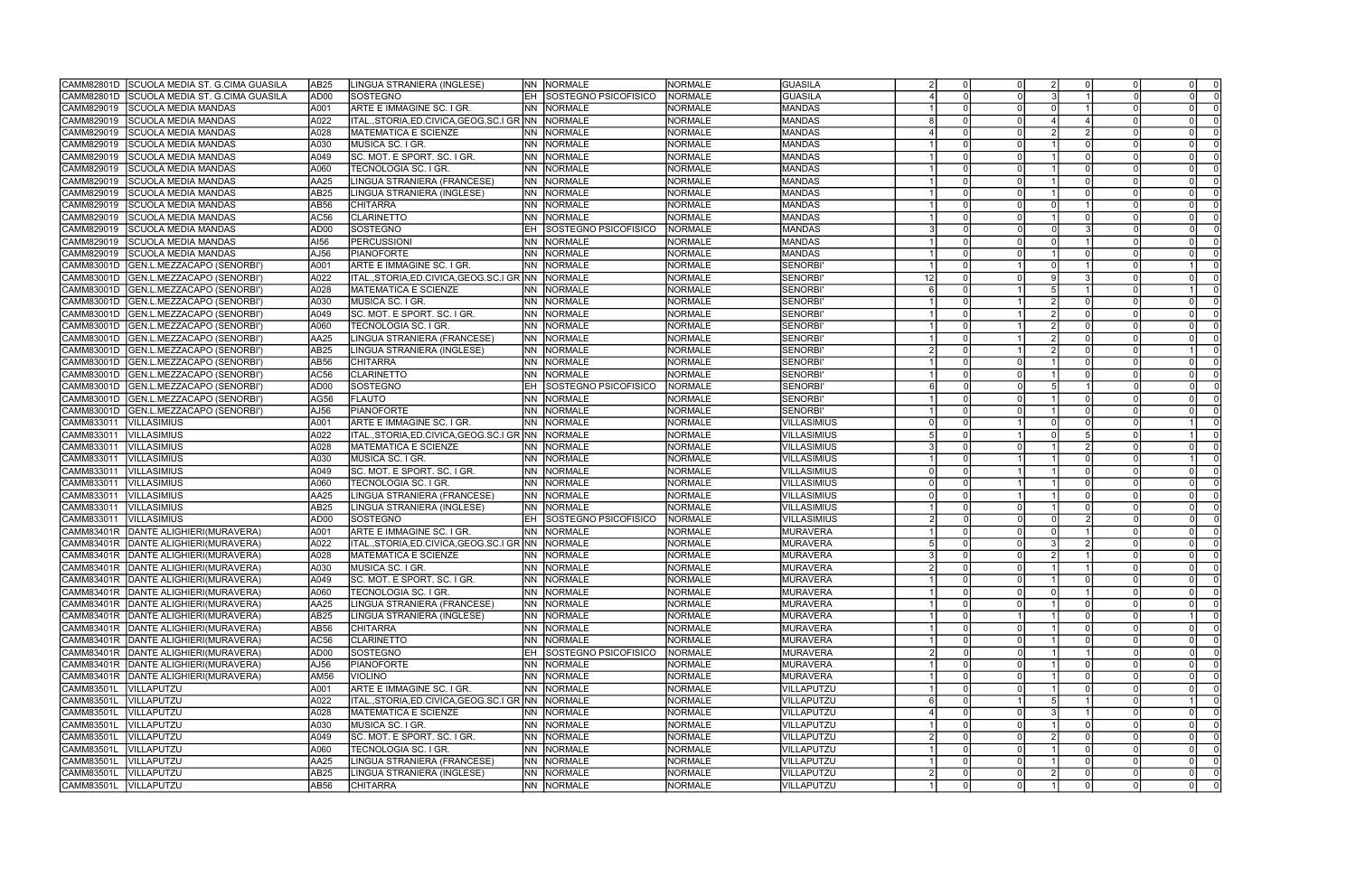| | | | | | | | | | | | | | | | | |
|---|---|---|---|---|---|---|---|---|---|---|---|---|---|---|---|---|
| CAMM82801D | SCUOLA MEDIA ST. G.CIMA GUASILA | AB25 | LINGUA STRANIERA (INGLESE) | NN | NORMALE | NORMALE | GUASILA | 2 | 0 | 0 | 2 | 0 | 0 | 0 | 0 |
| CAMM82801D | SCUOLA MEDIA ST. G.CIMA GUASILA | AD00 | SOSTEGNO | EH | SOSTEGNO PSICOFISICO | NORMALE | GUASILA | 4 | 0 | 0 | 3 | 1 | 0 | 0 | 0 |
| CAMM829019 | SCUOLA MEDIA MANDAS | A001 | ARTE E IMMAGINE SC. I GR. | NN | NORMALE | NORMALE | MANDAS | 1 | 0 | 0 | 0 | 1 | 0 | 0 | 0 |
| CAMM829019 | SCUOLA MEDIA MANDAS | A022 | ITAL.,STORIA,ED.CIVICA,GEOG.SC.I GR | NN | NORMALE | NORMALE | MANDAS | 8 | 0 | 0 | 4 | 4 | 0 | 0 | 0 |
| CAMM829019 | SCUOLA MEDIA MANDAS | A028 | MATEMATICA E SCIENZE | NN | NORMALE | NORMALE | MANDAS | 4 | 0 | 0 | 2 | 2 | 0 | 0 | 0 |
| CAMM829019 | SCUOLA MEDIA MANDAS | A030 | MUSICA SC. I GR. | NN | NORMALE | NORMALE | MANDAS | 1 | 0 | 0 | 1 | 0 | 0 | 0 | 0 |
| CAMM829019 | SCUOLA MEDIA MANDAS | A049 | SC. MOT. E SPORT. SC. I GR. | NN | NORMALE | NORMALE | MANDAS | 1 | 0 | 0 | 1 | 0 | 0 | 0 | 0 |
| CAMM829019 | SCUOLA MEDIA MANDAS | A060 | TECNOLOGIA SC. I GR. | NN | NORMALE | NORMALE | MANDAS | 1 | 0 | 0 | 1 | 0 | 0 | 0 | 0 |
| CAMM829019 | SCUOLA MEDIA MANDAS | AA25 | LINGUA STRANIERA (FRANCESE) | NN | NORMALE | NORMALE | MANDAS | 1 | 0 | 0 | 1 | 0 | 0 | 0 | 0 |
| CAMM829019 | SCUOLA MEDIA MANDAS | AB25 | LINGUA STRANIERA (INGLESE) | NN | NORMALE | NORMALE | MANDAS | 1 | 0 | 0 | 1 | 0 | 0 | 0 | 0 |
| CAMM829019 | SCUOLA MEDIA MANDAS | AB56 | CHITARRA | NN | NORMALE | NORMALE | MANDAS | 1 | 0 | 0 | 0 | 1 | 0 | 0 | 0 |
| CAMM829019 | SCUOLA MEDIA MANDAS | AC56 | CLARINETTO | NN | NORMALE | NORMALE | MANDAS | 1 | 0 | 0 | 1 | 0 | 0 | 0 | 0 |
| CAMM829019 | SCUOLA MEDIA MANDAS | AD00 | SOSTEGNO | EH | SOSTEGNO PSICOFISICO | NORMALE | MANDAS | 3 | 0 | 0 | 0 | 3 | 0 | 0 | 0 |
| CAMM829019 | SCUOLA MEDIA MANDAS | AI56 | PERCUSSIONI | NN | NORMALE | NORMALE | MANDAS | 1 | 0 | 0 | 0 | 1 | 0 | 0 | 0 |
| CAMM829019 | SCUOLA MEDIA MANDAS | AJ56 | PIANOFORTE | NN | NORMALE | NORMALE | MANDAS | 1 | 0 | 0 | 1 | 0 | 0 | 0 | 0 |
| CAMM83001D | GEN.L.MEZZACAPO (SENORBI') | A001 | ARTE E IMMAGINE SC. I GR. | NN | NORMALE | NORMALE | SENORBI' | 1 | 0 | 1 | 0 | 1 | 0 | 1 | 0 |
| CAMM83001D | GEN.L.MEZZACAPO (SENORBI') | A022 | ITAL.,STORIA,ED.CIVICA,GEOG.SC.I GR | NN | NORMALE | NORMALE | SENORBI' | 12 | 0 | 0 | 9 | 3 | 0 | 0 | 0 |
| CAMM83001D | GEN.L.MEZZACAPO (SENORBI') | A028 | MATEMATICA E SCIENZE | NN | NORMALE | NORMALE | SENORBI' | 6 | 0 | 1 | 5 | 1 | 0 | 1 | 0 |
| CAMM83001D | GEN.L.MEZZACAPO (SENORBI') | A030 | MUSICA SC. I GR. | NN | NORMALE | NORMALE | SENORBI' | 1 | 0 | 1 | 2 | 0 | 0 | 0 | 0 |
| CAMM83001D | GEN.L.MEZZACAPO (SENORBI') | A049 | SC. MOT. E SPORT. SC. I GR. | NN | NORMALE | NORMALE | SENORBI' | 1 | 0 | 1 | 2 | 0 | 0 | 0 | 0 |
| CAMM83001D | GEN.L.MEZZACAPO (SENORBI') | A060 | TECNOLOGIA SC. I GR. | NN | NORMALE | NORMALE | SENORBI' | 1 | 0 | 1 | 2 | 0 | 0 | 0 | 0 |
| CAMM83001D | GEN.L.MEZZACAPO (SENORBI') | AA25 | LINGUA STRANIERA (FRANCESE) | NN | NORMALE | NORMALE | SENORBI' | 1 | 0 | 1 | 2 | 0 | 0 | 0 | 0 |
| CAMM83001D | GEN.L.MEZZACAPO (SENORBI') | AB25 | LINGUA STRANIERA (INGLESE) | NN | NORMALE | NORMALE | SENORBI' | 2 | 0 | 1 | 2 | 0 | 0 | 1 | 0 |
| CAMM83001D | GEN.L.MEZZACAPO (SENORBI') | AB56 | CHITARRA | NN | NORMALE | NORMALE | SENORBI' | 1 | 0 | 0 | 1 | 0 | 0 | 0 | 0 |
| CAMM83001D | GEN.L.MEZZACAPO (SENORBI') | AC56 | CLARINETTO | NN | NORMALE | NORMALE | SENORBI' | 1 | 0 | 0 | 1 | 0 | 0 | 0 | 0 |
| CAMM83001D | GEN.L.MEZZACAPO (SENORBI') | AD00 | SOSTEGNO | EH | SOSTEGNO PSICOFISICO | NORMALE | SENORBI' | 6 | 0 | 0 | 5 | 1 | 0 | 0 | 0 |
| CAMM83001D | GEN.L.MEZZACAPO (SENORBI') | AG56 | FLAUTO | NN | NORMALE | NORMALE | SENORBI' | 1 | 0 | 0 | 1 | 0 | 0 | 0 | 0 |
| CAMM83001D | GEN.L.MEZZACAPO (SENORBI') | AJ56 | PIANOFORTE | NN | NORMALE | NORMALE | SENORBI' | 1 | 0 | 0 | 1 | 0 | 0 | 0 | 0 |
| CAMM833011 | VILLASIMIUS | A001 | ARTE E IMMAGINE SC. I GR. | NN | NORMALE | NORMALE | VILLASIMIUS | 0 | 0 | 1 | 0 | 0 | 0 | 1 | 0 |
| CAMM833011 | VILLASIMIUS | A022 | ITAL.,STORIA,ED.CIVICA,GEOG.SC.I GR | NN | NORMALE | NORMALE | VILLASIMIUS | 5 | 0 | 1 | 0 | 5 | 0 | 1 | 0 |
| CAMM833011 | VILLASIMIUS | A028 | MATEMATICA E SCIENZE | NN | NORMALE | NORMALE | VILLASIMIUS | 3 | 0 | 0 | 1 | 2 | 0 | 0 | 0 |
| CAMM833011 | VILLASIMIUS | A030 | MUSICA SC. I GR. | NN | NORMALE | NORMALE | VILLASIMIUS | 1 | 0 | 1 | 1 | 0 | 0 | 1 | 0 |
| CAMM833011 | VILLASIMIUS | A049 | SC. MOT. E SPORT. SC. I GR. | NN | NORMALE | NORMALE | VILLASIMIUS | 0 | 0 | 1 | 1 | 0 | 0 | 0 | 0 |
| CAMM833011 | VILLASIMIUS | A060 | TECNOLOGIA SC. I GR. | NN | NORMALE | NORMALE | VILLASIMIUS | 0 | 0 | 1 | 1 | 0 | 0 | 0 | 0 |
| CAMM833011 | VILLASIMIUS | AA25 | LINGUA STRANIERA (FRANCESE) | NN | NORMALE | NORMALE | VILLASIMIUS | 0 | 0 | 1 | 1 | 0 | 0 | 0 | 0 |
| CAMM833011 | VILLASIMIUS | AB25 | LINGUA STRANIERA (INGLESE) | NN | NORMALE | NORMALE | VILLASIMIUS | 1 | 0 | 0 | 1 | 0 | 0 | 0 | 0 |
| CAMM833011 | VILLASIMIUS | AD00 | SOSTEGNO | EH | SOSTEGNO PSICOFISICO | NORMALE | VILLASIMIUS | 2 | 0 | 0 | 0 | 2 | 0 | 0 | 0 |
| CAMM83401R | DANTE ALIGHIERI(MURAVERA) | A001 | ARTE E IMMAGINE SC. I GR. | NN | NORMALE | NORMALE | MURAVERA | 1 | 0 | 0 | 0 | 1 | 0 | 0 | 0 |
| CAMM83401R | DANTE ALIGHIERI(MURAVERA) | A022 | ITAL.,STORIA,ED.CIVICA,GEOG.SC.I GR | NN | NORMALE | NORMALE | MURAVERA | 5 | 0 | 0 | 3 | 2 | 0 | 0 | 0 |
| CAMM83401R | DANTE ALIGHIERI(MURAVERA) | A028 | MATEMATICA E SCIENZE | NN | NORMALE | NORMALE | MURAVERA | 3 | 0 | 0 | 2 | 1 | 0 | 0 | 0 |
| CAMM83401R | DANTE ALIGHIERI(MURAVERA) | A030 | MUSICA SC. I GR. | NN | NORMALE | NORMALE | MURAVERA | 2 | 0 | 0 | 1 | 1 | 0 | 0 | 0 |
| CAMM83401R | DANTE ALIGHIERI(MURAVERA) | A049 | SC. MOT. E SPORT. SC. I GR. | NN | NORMALE | NORMALE | MURAVERA | 1 | 0 | 0 | 1 | 0 | 0 | 0 | 0 |
| CAMM83401R | DANTE ALIGHIERI(MURAVERA) | A060 | TECNOLOGIA SC. I GR. | NN | NORMALE | NORMALE | MURAVERA | 1 | 0 | 0 | 0 | 1 | 0 | 0 | 0 |
| CAMM83401R | DANTE ALIGHIERI(MURAVERA) | AA25 | LINGUA STRANIERA (FRANCESE) | NN | NORMALE | NORMALE | MURAVERA | 1 | 0 | 0 | 1 | 0 | 0 | 0 | 0 |
| CAMM83401R | DANTE ALIGHIERI(MURAVERA) | AB25 | LINGUA STRANIERA (INGLESE) | NN | NORMALE | NORMALE | MURAVERA | 1 | 0 | 1 | 1 | 0 | 0 | 1 | 0 |
| CAMM83401R | DANTE ALIGHIERI(MURAVERA) | AB56 | CHITARRA | NN | NORMALE | NORMALE | MURAVERA | 1 | 0 | 0 | 1 | 0 | 0 | 0 | 0 |
| CAMM83401R | DANTE ALIGHIERI(MURAVERA) | AC56 | CLARINETTO | NN | NORMALE | NORMALE | MURAVERA | 1 | 0 | 0 | 1 | 0 | 0 | 0 | 0 |
| CAMM83401R | DANTE ALIGHIERI(MURAVERA) | AD00 | SOSTEGNO | EH | SOSTEGNO PSICOFISICO | NORMALE | MURAVERA | 2 | 0 | 0 | 1 | 1 | 0 | 0 | 0 |
| CAMM83401R | DANTE ALIGHIERI(MURAVERA) | AJ56 | PIANOFORTE | NN | NORMALE | NORMALE | MURAVERA | 1 | 0 | 0 | 1 | 0 | 0 | 0 | 0 |
| CAMM83401R | DANTE ALIGHIERI(MURAVERA) | AM56 | VIOLINO | NN | NORMALE | NORMALE | MURAVERA | 1 | 0 | 0 | 1 | 0 | 0 | 0 | 0 |
| CAMM83501L | VILLAPUTZU | A001 | ARTE E IMMAGINE SC. I GR. | NN | NORMALE | NORMALE | VILLAPUTZU | 1 | 0 | 0 | 1 | 0 | 0 | 0 | 0 |
| CAMM83501L | VILLAPUTZU | A022 | ITAL.,STORIA,ED.CIVICA,GEOG.SC.I GR | NN | NORMALE | NORMALE | VILLAPUTZU | 6 | 0 | 1 | 5 | 1 | 0 | 1 | 0 |
| CAMM83501L | VILLAPUTZU | A028 | MATEMATICA E SCIENZE | NN | NORMALE | NORMALE | VILLAPUTZU | 4 | 0 | 0 | 3 | 1 | 0 | 0 | 0 |
| CAMM83501L | VILLAPUTZU | A030 | MUSICA SC. I GR. | NN | NORMALE | NORMALE | VILLAPUTZU | 1 | 0 | 0 | 1 | 0 | 0 | 0 | 0 |
| CAMM83501L | VILLAPUTZU | A049 | SC. MOT. E SPORT. SC. I GR. | NN | NORMALE | NORMALE | VILLAPUTZU | 2 | 0 | 0 | 2 | 0 | 0 | 0 | 0 |
| CAMM83501L | VILLAPUTZU | A060 | TECNOLOGIA SC. I GR. | NN | NORMALE | NORMALE | VILLAPUTZU | 1 | 0 | 0 | 1 | 0 | 0 | 0 | 0 |
| CAMM83501L | VILLAPUTZU | AA25 | LINGUA STRANIERA (FRANCESE) | NN | NORMALE | NORMALE | VILLAPUTZU | 1 | 0 | 0 | 1 | 0 | 0 | 0 | 0 |
| CAMM83501L | VILLAPUTZU | AB25 | LINGUA STRANIERA (INGLESE) | NN | NORMALE | NORMALE | VILLAPUTZU | 2 | 0 | 0 | 2 | 0 | 0 | 0 | 0 |
| CAMM83501L | VILLAPUTZU | AB56 | CHITARRA | NN | NORMALE | NORMALE | VILLAPUTZU | 1 | 0 | 0 | 1 | 0 | 0 | 0 | 0 |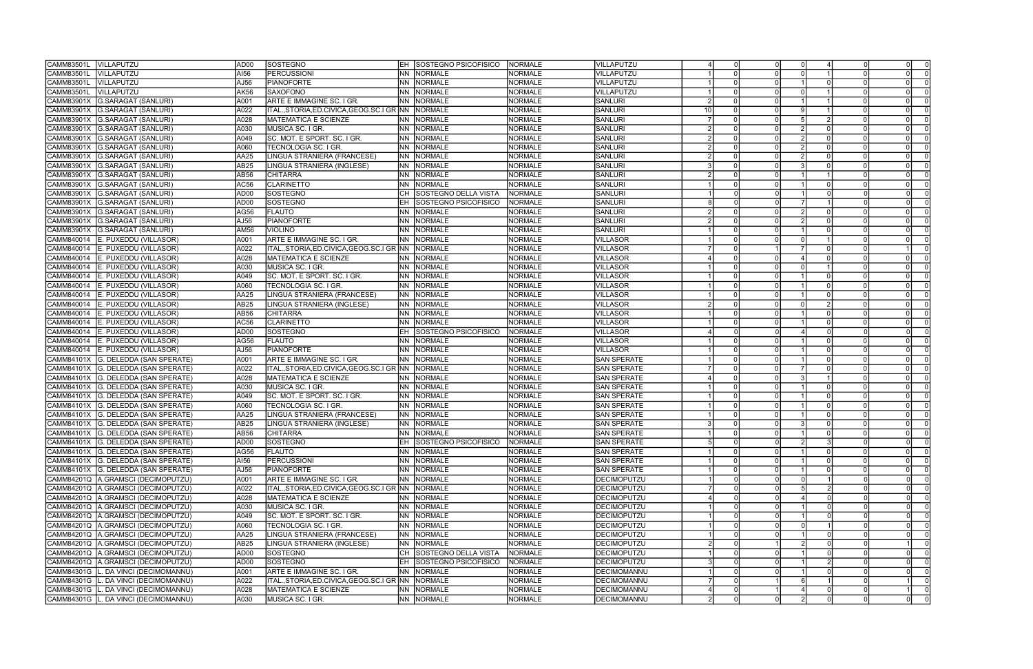| | | | | | | | | | | | | | | | | |
|---|---|---|---|---|---|---|---|---|---|---|---|---|---|---|---|---|
| CAMM83501L | VILLAPUTZU | AD00 | SOSTEGNO | EH | SOSTEGNO PSICOFISICO | NORMALE | VILLAPUTZU | 4 | 0 | 0 | 0 | 4 | 0 | 0 | 0 |
| CAMM83501L | VILLAPUTZU | AI56 | PERCUSSIONI | NN | NORMALE | NORMALE | VILLAPUTZU | 1 | 0 | 0 | 0 | 1 | 0 | 0 | 0 |
| CAMM83501L | VILLAPUTZU | AJ56 | PIANOFORTE | NN | NORMALE | NORMALE | VILLAPUTZU | 1 | 0 | 0 | 1 | 0 | 0 | 0 | 0 |
| CAMM83501L | VILLAPUTZU | AK56 | SAXOFONO | NN | NORMALE | NORMALE | VILLAPUTZU | 1 | 0 | 0 | 0 | 1 | 0 | 0 | 0 |
| CAMM83901X | G.SARAGAT (SANLURI) | A001 | ARTE E IMMAGINE SC. I GR. | NN | NORMALE | NORMALE | SANLURI | 2 | 0 | 0 | 1 | 1 | 0 | 0 | 0 |
| CAMM83901X | G.SARAGAT (SANLURI) | A022 | ITAL.,STORIA,ED.CIVICA,GEOG.SC.I GR | NN | NORMALE | NORMALE | SANLURI | 10 | 0 | 0 | 9 | 1 | 0 | 0 | 0 |
| CAMM83901X | G.SARAGAT (SANLURI) | A028 | MATEMATICA E SCIENZE | NN | NORMALE | NORMALE | SANLURI | 7 | 0 | 0 | 5 | 2 | 0 | 0 | 0 |
| CAMM83901X | G.SARAGAT (SANLURI) | A030 | MUSICA SC. I GR. | NN | NORMALE | NORMALE | SANLURI | 2 | 0 | 0 | 2 | 0 | 0 | 0 | 0 |
| CAMM83901X | G.SARAGAT (SANLURI) | A049 | SC. MOT. E SPORT. SC. I GR. | NN | NORMALE | NORMALE | SANLURI | 2 | 0 | 0 | 2 | 0 | 0 | 0 | 0 |
| CAMM83901X | G.SARAGAT (SANLURI) | A060 | TECNOLOGIA SC. I GR. | NN | NORMALE | NORMALE | SANLURI | 2 | 0 | 0 | 2 | 0 | 0 | 0 | 0 |
| CAMM83901X | G.SARAGAT (SANLURI) | AA25 | LINGUA STRANIERA (FRANCESE) | NN | NORMALE | NORMALE | SANLURI | 2 | 0 | 0 | 2 | 0 | 0 | 0 | 0 |
| CAMM83901X | G.SARAGAT (SANLURI) | AB25 | LINGUA STRANIERA (INGLESE) | NN | NORMALE | NORMALE | SANLURI | 3 | 0 | 0 | 3 | 0 | 0 | 0 | 0 |
| CAMM83901X | G.SARAGAT (SANLURI) | AB56 | CHITARRA | NN | NORMALE | NORMALE | SANLURI | 2 | 0 | 0 | 1 | 1 | 0 | 0 | 0 |
| CAMM83901X | G.SARAGAT (SANLURI) | AC56 | CLARINETTO | NN | NORMALE | NORMALE | SANLURI | 1 | 0 | 0 | 1 | 0 | 0 | 0 | 0 |
| CAMM83901X | G.SARAGAT (SANLURI) | AD00 | SOSTEGNO | CH | SOSTEGNO DELLA VISTA | NORMALE | SANLURI | 1 | 0 | 0 | 1 | 0 | 0 | 0 | 0 |
| CAMM83901X | G.SARAGAT (SANLURI) | AD00 | SOSTEGNO | EH | SOSTEGNO PSICOFISICO | NORMALE | SANLURI | 8 | 0 | 0 | 7 | 1 | 0 | 0 | 0 |
| CAMM83901X | G.SARAGAT (SANLURI) | AG56 | FLAUTO | NN | NORMALE | NORMALE | SANLURI | 2 | 0 | 0 | 2 | 0 | 0 | 0 | 0 |
| CAMM83901X | G.SARAGAT (SANLURI) | AJ56 | PIANOFORTE | NN | NORMALE | NORMALE | SANLURI | 2 | 0 | 0 | 2 | 0 | 0 | 0 | 0 |
| CAMM83901X | G.SARAGAT (SANLURI) | AM56 | VIOLINO | NN | NORMALE | NORMALE | SANLURI | 1 | 0 | 0 | 1 | 0 | 0 | 0 | 0 |
| CAMM840014 | E. PUXEDDU (VILLASOR) | A001 | ARTE E IMMAGINE SC. I GR. | NN | NORMALE | NORMALE | VILLASOR | 1 | 0 | 0 | 0 | 1 | 0 | 0 | 0 |
| CAMM840014 | E. PUXEDDU (VILLASOR) | A022 | ITAL.,STORIA,ED.CIVICA,GEOG.SC.I GR | NN | NORMALE | NORMALE | VILLASOR | 7 | 0 | 1 | 7 | 0 | 0 | 1 | 0 |
| CAMM840014 | E. PUXEDDU (VILLASOR) | A028 | MATEMATICA E SCIENZE | NN | NORMALE | NORMALE | VILLASOR | 4 | 0 | 0 | 4 | 0 | 0 | 0 | 0 |
| CAMM840014 | E. PUXEDDU (VILLASOR) | A030 | MUSICA SC. I GR. | NN | NORMALE | NORMALE | VILLASOR | 1 | 0 | 0 | 0 | 1 | 0 | 0 | 0 |
| CAMM840014 | E. PUXEDDU (VILLASOR) | A049 | SC. MOT. E SPORT. SC. I GR. | NN | NORMALE | NORMALE | VILLASOR | 1 | 0 | 0 | 1 | 0 | 0 | 0 | 0 |
| CAMM840014 | E. PUXEDDU (VILLASOR) | A060 | TECNOLOGIA SC. I GR. | NN | NORMALE | NORMALE | VILLASOR | 1 | 0 | 0 | 1 | 0 | 0 | 0 | 0 |
| CAMM840014 | E. PUXEDDU (VILLASOR) | AA25 | LINGUA STRANIERA (FRANCESE) | NN | NORMALE | NORMALE | VILLASOR | 1 | 0 | 0 | 1 | 0 | 0 | 0 | 0 |
| CAMM840014 | E. PUXEDDU (VILLASOR) | AB25 | LINGUA STRANIERA (INGLESE) | NN | NORMALE | NORMALE | VILLASOR | 2 | 0 | 0 | 0 | 2 | 0 | 0 | 0 |
| CAMM840014 | E. PUXEDDU (VILLASOR) | AB56 | CHITARRA | NN | NORMALE | NORMALE | VILLASOR | 1 | 0 | 0 | 1 | 0 | 0 | 0 | 0 |
| CAMM840014 | E. PUXEDDU (VILLASOR) | AC56 | CLARINETTO | NN | NORMALE | NORMALE | VILLASOR | 1 | 0 | 0 | 1 | 0 | 0 | 0 | 0 |
| CAMM840014 | E. PUXEDDU (VILLASOR) | AD00 | SOSTEGNO | EH | SOSTEGNO PSICOFISICO | NORMALE | VILLASOR | 4 | 0 | 0 | 4 | 0 | 0 | 0 | 0 |
| CAMM840014 | E. PUXEDDU (VILLASOR) | AG56 | FLAUTO | NN | NORMALE | NORMALE | VILLASOR | 1 | 0 | 0 | 1 | 0 | 0 | 0 | 0 |
| CAMM840014 | E. PUXEDDU (VILLASOR) | AJ56 | PIANOFORTE | NN | NORMALE | NORMALE | VILLASOR | 1 | 0 | 0 | 1 | 0 | 0 | 0 | 0 |
| CAMM84101X | G. DELEDDA (SAN SPERATE) | A001 | ARTE E IMMAGINE SC. I GR. | NN | NORMALE | NORMALE | SAN SPERATE | 1 | 0 | 0 | 1 | 0 | 0 | 0 | 0 |
| CAMM84101X | G. DELEDDA (SAN SPERATE) | A022 | ITAL.,STORIA,ED.CIVICA,GEOG.SC.I GR | NN | NORMALE | NORMALE | SAN SPERATE | 7 | 0 | 0 | 7 | 0 | 0 | 0 | 0 |
| CAMM84101X | G. DELEDDA (SAN SPERATE) | A028 | MATEMATICA E SCIENZE | NN | NORMALE | NORMALE | SAN SPERATE | 4 | 0 | 0 | 3 | 1 | 0 | 0 | 0 |
| CAMM84101X | G. DELEDDA (SAN SPERATE) | A030 | MUSICA SC. I GR. | NN | NORMALE | NORMALE | SAN SPERATE | 1 | 0 | 0 | 1 | 0 | 0 | 0 | 0 |
| CAMM84101X | G. DELEDDA (SAN SPERATE) | A049 | SC. MOT. E SPORT. SC. I GR. | NN | NORMALE | NORMALE | SAN SPERATE | 1 | 0 | 0 | 1 | 0 | 0 | 0 | 0 |
| CAMM84101X | G. DELEDDA (SAN SPERATE) | A060 | TECNOLOGIA SC. I GR. | NN | NORMALE | NORMALE | SAN SPERATE | 1 | 0 | 0 | 1 | 0 | 0 | 0 | 0 |
| CAMM84101X | G. DELEDDA (SAN SPERATE) | AA25 | LINGUA STRANIERA (FRANCESE) | NN | NORMALE | NORMALE | SAN SPERATE | 1 | 0 | 0 | 1 | 0 | 0 | 0 | 0 |
| CAMM84101X | G. DELEDDA (SAN SPERATE) | AB25 | LINGUA STRANIERA (INGLESE) | NN | NORMALE | NORMALE | SAN SPERATE | 3 | 0 | 0 | 3 | 0 | 0 | 0 | 0 |
| CAMM84101X | G. DELEDDA (SAN SPERATE) | AB56 | CHITARRA | NN | NORMALE | NORMALE | SAN SPERATE | 1 | 0 | 0 | 1 | 0 | 0 | 0 | 0 |
| CAMM84101X | G. DELEDDA (SAN SPERATE) | AD00 | SOSTEGNO | EH | SOSTEGNO PSICOFISICO | NORMALE | SAN SPERATE | 5 | 0 | 0 | 2 | 3 | 0 | 0 | 0 |
| CAMM84101X | G. DELEDDA (SAN SPERATE) | AG56 | FLAUTO | NN | NORMALE | NORMALE | SAN SPERATE | 1 | 0 | 0 | 1 | 0 | 0 | 0 | 0 |
| CAMM84101X | G. DELEDDA (SAN SPERATE) | AI56 | PERCUSSIONI | NN | NORMALE | NORMALE | SAN SPERATE | 1 | 0 | 0 | 1 | 0 | 0 | 0 | 0 |
| CAMM84101X | G. DELEDDA (SAN SPERATE) | AJ56 | PIANOFORTE | NN | NORMALE | NORMALE | SAN SPERATE | 1 | 0 | 0 | 1 | 0 | 0 | 0 | 0 |
| CAMM84201Q | A.GRAMSCI (DECIMOPUTZU) | A001 | ARTE E IMMAGINE SC. I GR. | NN | NORMALE | NORMALE | DECIMOPUTZU | 1 | 0 | 0 | 0 | 1 | 0 | 0 | 0 |
| CAMM84201Q | A.GRAMSCI (DECIMOPUTZU) | A022 | ITAL.,STORIA,ED.CIVICA,GEOG.SC.I GR | NN | NORMALE | NORMALE | DECIMOPUTZU | 7 | 0 | 0 | 5 | 2 | 0 | 0 | 0 |
| CAMM84201Q | A.GRAMSCI (DECIMOPUTZU) | A028 | MATEMATICA E SCIENZE | NN | NORMALE | NORMALE | DECIMOPUTZU | 4 | 0 | 0 | 4 | 0 | 0 | 0 | 0 |
| CAMM84201Q | A.GRAMSCI (DECIMOPUTZU) | A030 | MUSICA SC. I GR. | NN | NORMALE | NORMALE | DECIMOPUTZU | 1 | 0 | 0 | 1 | 0 | 0 | 0 | 0 |
| CAMM84201Q | A.GRAMSCI (DECIMOPUTZU) | A049 | SC. MOT. E SPORT. SC. I GR. | NN | NORMALE | NORMALE | DECIMOPUTZU | 1 | 0 | 0 | 1 | 0 | 0 | 0 | 0 |
| CAMM84201Q | A.GRAMSCI (DECIMOPUTZU) | A060 | TECNOLOGIA SC. I GR. | NN | NORMALE | NORMALE | DECIMOPUTZU | 1 | 0 | 0 | 0 | 1 | 0 | 0 | 0 |
| CAMM84201Q | A.GRAMSCI (DECIMOPUTZU) | AA25 | LINGUA STRANIERA (FRANCESE) | NN | NORMALE | NORMALE | DECIMOPUTZU | 1 | 0 | 0 | 1 | 0 | 0 | 0 | 0 |
| CAMM84201Q | A.GRAMSCI (DECIMOPUTZU) | AB25 | LINGUA STRANIERA (INGLESE) | NN | NORMALE | NORMALE | DECIMOPUTZU | 2 | 0 | 1 | 2 | 0 | 0 | 1 | 0 |
| CAMM84201Q | A.GRAMSCI (DECIMOPUTZU) | AD00 | SOSTEGNO | CH | SOSTEGNO DELLA VISTA | NORMALE | DECIMOPUTZU | 1 | 0 | 0 | 1 | 0 | 0 | 0 | 0 |
| CAMM84201Q | A.GRAMSCI (DECIMOPUTZU) | AD00 | SOSTEGNO | EH | SOSTEGNO PSICOFISICO | NORMALE | DECIMOPUTZU | 3 | 0 | 0 | 1 | 2 | 0 | 0 | 0 |
| CAMM84301G | L. DA VINCI (DECIMOMANNU) | A001 | ARTE E IMMAGINE SC. I GR. | NN | NORMALE | NORMALE | DECIMOMANNU | 1 | 0 | 0 | 1 | 0 | 0 | 0 | 0 |
| CAMM84301G | L. DA VINCI (DECIMOMANNU) | A022 | ITAL.,STORIA,ED.CIVICA,GEOG.SC.I GR | NN | NORMALE | NORMALE | DECIMOMANNU | 7 | 0 | 1 | 6 | 1 | 0 | 1 | 0 |
| CAMM84301G | L. DA VINCI (DECIMOMANNU) | A028 | MATEMATICA E SCIENZE | NN | NORMALE | NORMALE | DECIMOMANNU | 4 | 0 | 1 | 4 | 0 | 0 | 1 | 0 |
| CAMM84301G | L. DA VINCI (DECIMOMANNU) | A030 | MUSICA SC. I GR. | NN | NORMALE | NORMALE | DECIMOMANNU | 2 | 0 | 0 | 2 | 0 | 0 | 0 | 0 |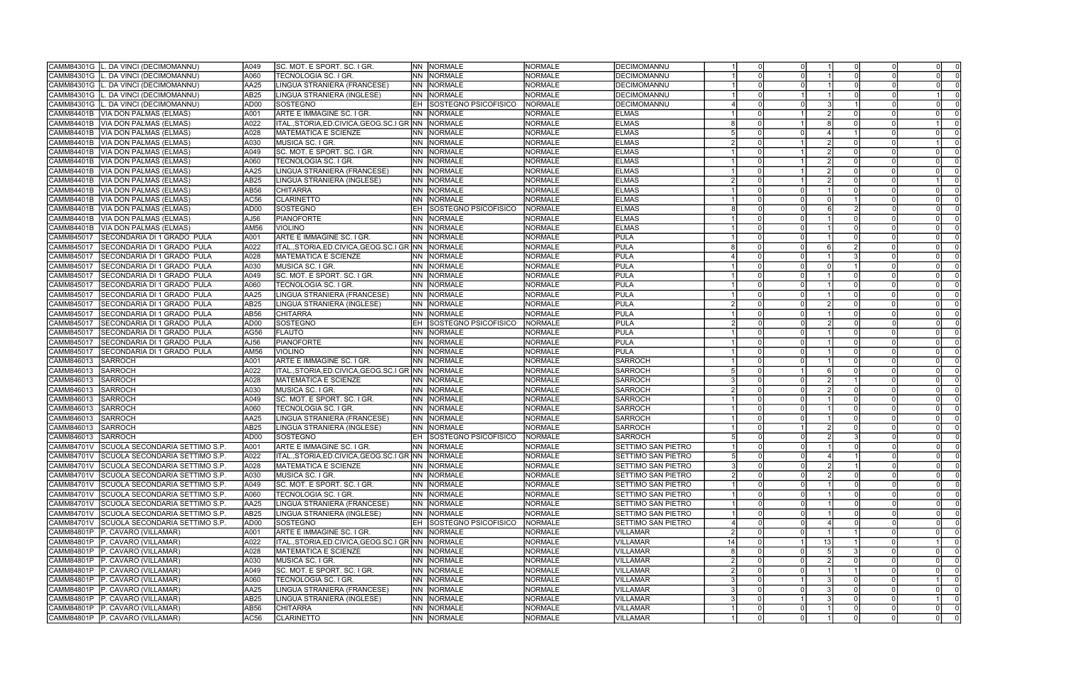| | | | | | | | | | | | | | | | | |
|---|---|---|---|---|---|---|---|---|---|---|---|---|---|---|---|---|
| CAMM84301G | L. DA VINCI (DECIMOMANNU) | A049 | SC. MOT. E SPORT. SC. I GR. | NN | NORMALE | NORMALE | DECIMOMANNU | 1 | 0 | 0 | 1 | 0 | 0 | 0 | 0 |
| CAMM84301G | L. DA VINCI (DECIMOMANNU) | A060 | TECNOLOGIA SC. I GR. | NN | NORMALE | NORMALE | DECIMOMANNU | 1 | 0 | 0 | 1 | 0 | 0 | 0 | 0 |
| CAMM84301G | L. DA VINCI (DECIMOMANNU) | AA25 | LINGUA STRANIERA (FRANCESE) | NN | NORMALE | NORMALE | DECIMOMANNU | 1 | 0 | 0 | 1 | 0 | 0 | 0 | 0 |
| CAMM84301G | L. DA VINCI (DECIMOMANNU) | AB25 | LINGUA STRANIERA (INGLESE) | NN | NORMALE | NORMALE | DECIMOMANNU | 1 | 0 | 1 | 1 | 0 | 0 | 1 | 0 |
| CAMM84301G | L. DA VINCI (DECIMOMANNU) | AD00 | SOSTEGNO | EH | SOSTEGNO PSICOFISICO | NORMALE | DECIMOMANNU | 4 | 0 | 0 | 3 | 1 | 0 | 0 | 0 |
| CAMM84401B | VIA DON PALMAS (ELMAS) | A001 | ARTE E IMMAGINE SC. I GR. | NN | NORMALE | NORMALE | ELMAS | 1 | 0 | 1 | 2 | 0 | 0 | 0 | 0 |
| CAMM84401B | VIA DON PALMAS (ELMAS) | A022 | ITAL.,STORIA,ED.CIVICA,GEOG.SC.I GR | NN | NORMALE | NORMALE | ELMAS | 8 | 0 | 1 | 8 | 0 | 0 | 1 | 0 |
| CAMM84401B | VIA DON PALMAS (ELMAS) | A028 | MATEMATICA E SCIENZE | NN | NORMALE | NORMALE | ELMAS | 5 | 0 | 0 | 4 | 1 | 0 | 0 | 0 |
| CAMM84401B | VIA DON PALMAS (ELMAS) | A030 | MUSICA SC. I GR. | NN | NORMALE | NORMALE | ELMAS | 2 | 0 | 1 | 2 | 0 | 0 | 1 | 0 |
| CAMM84401B | VIA DON PALMAS (ELMAS) | A049 | SC. MOT. E SPORT. SC. I GR. | NN | NORMALE | NORMALE | ELMAS | 1 | 0 | 1 | 2 | 0 | 0 | 0 | 0 |
| CAMM84401B | VIA DON PALMAS (ELMAS) | A060 | TECNOLOGIA SC. I GR. | NN | NORMALE | NORMALE | ELMAS | 1 | 0 | 1 | 2 | 0 | 0 | 0 | 0 |
| CAMM84401B | VIA DON PALMAS (ELMAS) | AA25 | LINGUA STRANIERA (FRANCESE) | NN | NORMALE | NORMALE | ELMAS | 1 | 0 | 1 | 2 | 0 | 0 | 0 | 0 |
| CAMM84401B | VIA DON PALMAS (ELMAS) | AB25 | LINGUA STRANIERA (INGLESE) | NN | NORMALE | NORMALE | ELMAS | 2 | 0 | 1 | 2 | 0 | 0 | 1 | 0 |
| CAMM84401B | VIA DON PALMAS (ELMAS) | AB56 | CHITARRA | NN | NORMALE | NORMALE | ELMAS | 1 | 0 | 0 | 1 | 0 | 0 | 0 | 0 |
| CAMM84401B | VIA DON PALMAS (ELMAS) | AC56 | CLARINETTO | NN | NORMALE | NORMALE | ELMAS | 1 | 0 | 0 | 0 | 1 | 0 | 0 | 0 |
| CAMM84401B | VIA DON PALMAS (ELMAS) | AD00 | SOSTEGNO | EH | SOSTEGNO PSICOFISICO | NORMALE | ELMAS | 8 | 0 | 0 | 6 | 2 | 0 | 0 | 0 |
| CAMM84401B | VIA DON PALMAS (ELMAS) | AJ56 | PIANOFORTE | NN | NORMALE | NORMALE | ELMAS | 1 | 0 | 0 | 1 | 0 | 0 | 0 | 0 |
| CAMM84401B | VIA DON PALMAS (ELMAS) | AM56 | VIOLINO | NN | NORMALE | NORMALE | ELMAS | 1 | 0 | 0 | 1 | 0 | 0 | 0 | 0 |
| CAMM845017 | SECONDARIA DI 1 GRADO PULA | A001 | ARTE E IMMAGINE SC. I GR. | NN | NORMALE | NORMALE | PULA | 1 | 0 | 0 | 1 | 0 | 0 | 0 | 0 |
| CAMM845017 | SECONDARIA DI 1 GRADO PULA | A022 | ITAL.,STORIA,ED.CIVICA,GEOG.SC.I GR | NN | NORMALE | NORMALE | PULA | 8 | 0 | 0 | 6 | 2 | 0 | 0 | 0 |
| CAMM845017 | SECONDARIA DI 1 GRADO PULA | A028 | MATEMATICA E SCIENZE | NN | NORMALE | NORMALE | PULA | 4 | 0 | 0 | 1 | 3 | 0 | 0 | 0 |
| CAMM845017 | SECONDARIA DI 1 GRADO PULA | A030 | MUSICA SC. I GR. | NN | NORMALE | NORMALE | PULA | 1 | 0 | 0 | 0 | 1 | 0 | 0 | 0 |
| CAMM845017 | SECONDARIA DI 1 GRADO PULA | A049 | SC. MOT. E SPORT. SC. I GR. | NN | NORMALE | NORMALE | PULA | 1 | 0 | 0 | 1 | 0 | 0 | 0 | 0 |
| CAMM845017 | SECONDARIA DI 1 GRADO PULA | A060 | TECNOLOGIA SC. I GR. | NN | NORMALE | NORMALE | PULA | 1 | 0 | 0 | 1 | 0 | 0 | 0 | 0 |
| CAMM845017 | SECONDARIA DI 1 GRADO PULA | AA25 | LINGUA STRANIERA (FRANCESE) | NN | NORMALE | NORMALE | PULA | 1 | 0 | 0 | 1 | 0 | 0 | 0 | 0 |
| CAMM845017 | SECONDARIA DI 1 GRADO PULA | AB25 | LINGUA STRANIERA (INGLESE) | NN | NORMALE | NORMALE | PULA | 2 | 0 | 0 | 2 | 0 | 0 | 0 | 0 |
| CAMM845017 | SECONDARIA DI 1 GRADO PULA | AB56 | CHITARRA | NN | NORMALE | NORMALE | PULA | 1 | 0 | 0 | 1 | 0 | 0 | 0 | 0 |
| CAMM845017 | SECONDARIA DI 1 GRADO PULA | AD00 | SOSTEGNO | EH | SOSTEGNO PSICOFISICO | NORMALE | PULA | 2 | 0 | 0 | 2 | 0 | 0 | 0 | 0 |
| CAMM845017 | SECONDARIA DI 1 GRADO PULA | AG56 | FLAUTO | NN | NORMALE | NORMALE | PULA | 1 | 0 | 0 | 1 | 0 | 0 | 0 | 0 |
| CAMM845017 | SECONDARIA DI 1 GRADO PULA | AJ56 | PIANOFORTE | NN | NORMALE | NORMALE | PULA | 1 | 0 | 0 | 1 | 0 | 0 | 0 | 0 |
| CAMM845017 | SECONDARIA DI 1 GRADO PULA | AM56 | VIOLINO | NN | NORMALE | NORMALE | PULA | 1 | 0 | 0 | 1 | 0 | 0 | 0 | 0 |
| CAMM846013 | SARROCH | A001 | ARTE E IMMAGINE SC. I GR. | NN | NORMALE | NORMALE | SARROCH | 1 | 0 | 0 | 1 | 0 | 0 | 0 | 0 |
| CAMM846013 | SARROCH | A022 | ITAL.,STORIA,ED.CIVICA,GEOG.SC.I GR | NN | NORMALE | NORMALE | SARROCH | 5 | 0 | 1 | 6 | 0 | 0 | 0 | 0 |
| CAMM846013 | SARROCH | A028 | MATEMATICA E SCIENZE | NN | NORMALE | NORMALE | SARROCH | 3 | 0 | 0 | 2 | 1 | 0 | 0 | 0 |
| CAMM846013 | SARROCH | A030 | MUSICA SC. I GR. | NN | NORMALE | NORMALE | SARROCH | 2 | 0 | 0 | 2 | 0 | 0 | 0 | 0 |
| CAMM846013 | SARROCH | A049 | SC. MOT. E SPORT. SC. I GR. | NN | NORMALE | NORMALE | SARROCH | 1 | 0 | 0 | 1 | 0 | 0 | 0 | 0 |
| CAMM846013 | SARROCH | A060 | TECNOLOGIA SC. I GR. | NN | NORMALE | NORMALE | SARROCH | 1 | 0 | 0 | 1 | 0 | 0 | 0 | 0 |
| CAMM846013 | SARROCH | AA25 | LINGUA STRANIERA (FRANCESE) | NN | NORMALE | NORMALE | SARROCH | 1 | 0 | 0 | 1 | 0 | 0 | 0 | 0 |
| CAMM846013 | SARROCH | AB25 | LINGUA STRANIERA (INGLESE) | NN | NORMALE | NORMALE | SARROCH | 1 | 0 | 1 | 2 | 0 | 0 | 0 | 0 |
| CAMM846013 | SARROCH | AD00 | SOSTEGNO | EH | SOSTEGNO PSICOFISICO | NORMALE | SARROCH | 5 | 0 | 0 | 2 | 3 | 0 | 0 | 0 |
| CAMM84701V | SCUOLA SECONDARIA SETTIMO S.P. | A001 | ARTE E IMMAGINE SC. I GR. | NN | NORMALE | NORMALE | SETTIMO SAN PIETRO | 1 | 0 | 0 | 1 | 0 | 0 | 0 | 0 |
| CAMM84701V | SCUOLA SECONDARIA SETTIMO S.P. | A022 | ITAL.,STORIA,ED.CIVICA,GEOG.SC.I GR | NN | NORMALE | NORMALE | SETTIMO SAN PIETRO | 5 | 0 | 0 | 4 | 1 | 0 | 0 | 0 |
| CAMM84701V | SCUOLA SECONDARIA SETTIMO S.P. | A028 | MATEMATICA E SCIENZE | NN | NORMALE | NORMALE | SETTIMO SAN PIETRO | 3 | 0 | 0 | 2 | 1 | 0 | 0 | 0 |
| CAMM84701V | SCUOLA SECONDARIA SETTIMO S.P. | A030 | MUSICA SC. I GR. | NN | NORMALE | NORMALE | SETTIMO SAN PIETRO | 2 | 0 | 0 | 2 | 0 | 0 | 0 | 0 |
| CAMM84701V | SCUOLA SECONDARIA SETTIMO S.P. | A049 | SC. MOT. E SPORT. SC. I GR. | NN | NORMALE | NORMALE | SETTIMO SAN PIETRO | 1 | 0 | 0 | 1 | 0 | 0 | 0 | 0 |
| CAMM84701V | SCUOLA SECONDARIA SETTIMO S.P. | A060 | TECNOLOGIA SC. I GR. | NN | NORMALE | NORMALE | SETTIMO SAN PIETRO | 1 | 0 | 0 | 1 | 0 | 0 | 0 | 0 |
| CAMM84701V | SCUOLA SECONDARIA SETTIMO S.P. | AA25 | LINGUA STRANIERA (FRANCESE) | NN | NORMALE | NORMALE | SETTIMO SAN PIETRO | 1 | 0 | 0 | 1 | 0 | 0 | 0 | 0 |
| CAMM84701V | SCUOLA SECONDARIA SETTIMO S.P. | AB25 | LINGUA STRANIERA (INGLESE) | NN | NORMALE | NORMALE | SETTIMO SAN PIETRO | 1 | 0 | 0 | 1 | 0 | 0 | 0 | 0 |
| CAMM84701V | SCUOLA SECONDARIA SETTIMO S.P. | AD00 | SOSTEGNO | EH | SOSTEGNO PSICOFISICO | NORMALE | SETTIMO SAN PIETRO | 4 | 0 | 0 | 4 | 0 | 0 | 0 | 0 |
| CAMM84801P | P. CAVARO (VILLAMAR) | A001 | ARTE E IMMAGINE SC. I GR. | NN | NORMALE | NORMALE | VILLAMAR | 2 | 0 | 0 | 1 | 1 | 0 | 0 | 0 |
| CAMM84801P | P. CAVARO (VILLAMAR) | A022 | ITAL.,STORIA,ED.CIVICA,GEOG.SC.I GR | NN | NORMALE | NORMALE | VILLAMAR | 14 | 0 | 1 | 13 | 1 | 0 | 1 | 0 |
| CAMM84801P | P. CAVARO (VILLAMAR) | A028 | MATEMATICA E SCIENZE | NN | NORMALE | NORMALE | VILLAMAR | 8 | 0 | 0 | 5 | 3 | 0 | 0 | 0 |
| CAMM84801P | P. CAVARO (VILLAMAR) | A030 | MUSICA SC. I GR. | NN | NORMALE | NORMALE | VILLAMAR | 2 | 0 | 0 | 2 | 0 | 0 | 0 | 0 |
| CAMM84801P | P. CAVARO (VILLAMAR) | A049 | SC. MOT. E SPORT. SC. I GR. | NN | NORMALE | NORMALE | VILLAMAR | 2 | 0 | 0 | 1 | 1 | 0 | 0 | 0 |
| CAMM84801P | P. CAVARO (VILLAMAR) | A060 | TECNOLOGIA SC. I GR. | NN | NORMALE | NORMALE | VILLAMAR | 3 | 0 | 1 | 3 | 0 | 0 | 1 | 0 |
| CAMM84801P | P. CAVARO (VILLAMAR) | AA25 | LINGUA STRANIERA (FRANCESE) | NN | NORMALE | NORMALE | VILLAMAR | 3 | 0 | 0 | 3 | 0 | 0 | 0 | 0 |
| CAMM84801P | P. CAVARO (VILLAMAR) | AB25 | LINGUA STRANIERA (INGLESE) | NN | NORMALE | NORMALE | VILLAMAR | 3 | 0 | 1 | 3 | 0 | 0 | 1 | 0 |
| CAMM84801P | P. CAVARO (VILLAMAR) | AB56 | CHITARRA | NN | NORMALE | NORMALE | VILLAMAR | 1 | 0 | 0 | 1 | 0 | 0 | 0 | 0 |
| CAMM84801P | P. CAVARO (VILLAMAR) | AC56 | CLARINETTO | NN | NORMALE | NORMALE | VILLAMAR | 1 | 0 | 0 | 1 | 0 | 0 | 0 | 0 |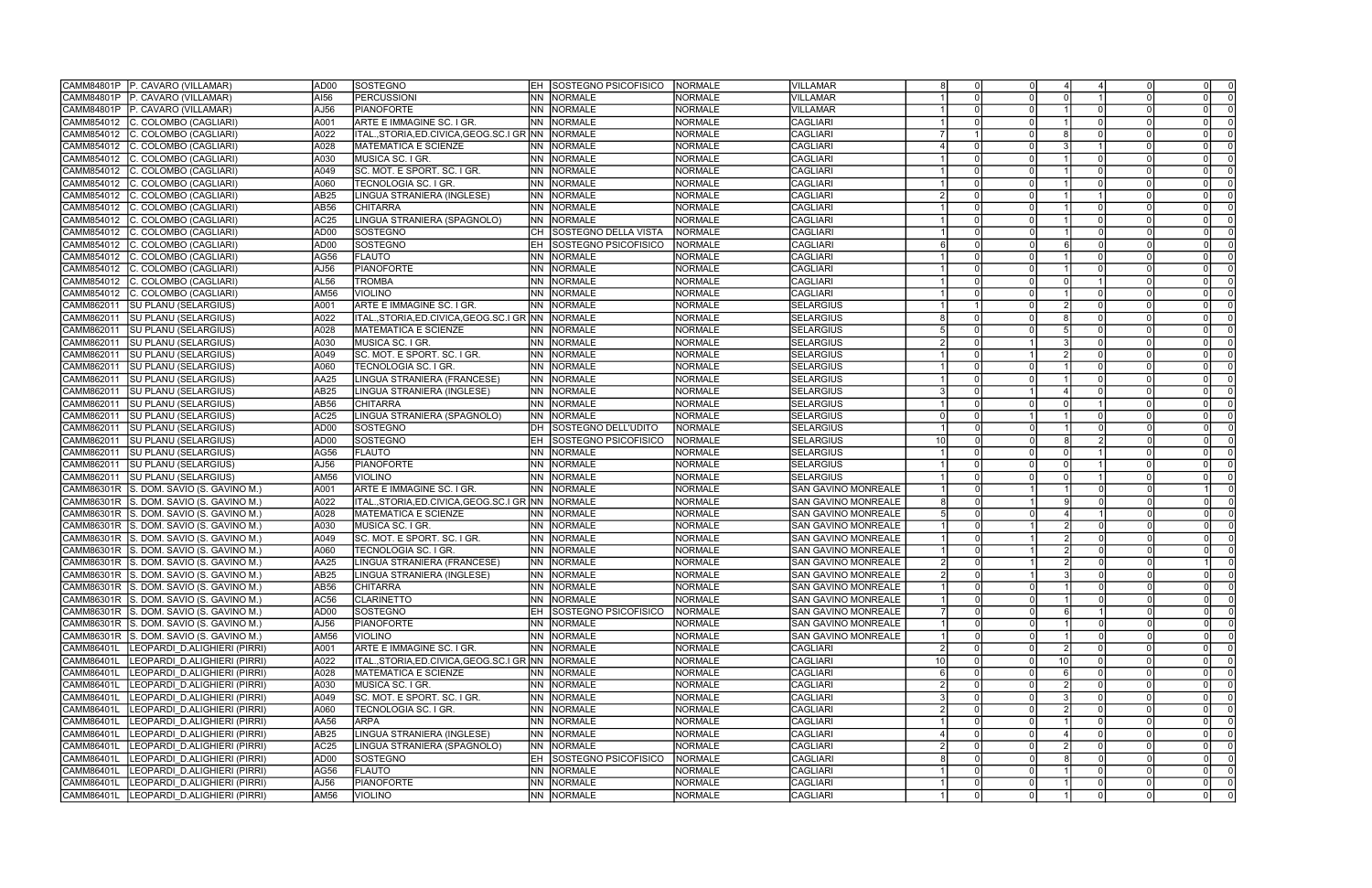| | | | | | | | | | | | | | | | | |
|---|---|---|---|---|---|---|---|---|---|---|---|---|---|---|---|---|
| CAMM84801P | P. CAVARO (VILLAMAR) | AD00 | SOSTEGNO | EH | SOSTEGNO PSICOFISICO | NORMALE | VILLAMAR | 8 | 0 | 0 | 4 | 4 | 0 | 0 | 0 |
| CAMM84801P | P. CAVARO (VILLAMAR) | AI56 | PERCUSSIONI | NN | NORMALE | NORMALE | VILLAMAR | 1 | 0 | 0 | 0 | 1 | 0 | 0 | 0 |
| CAMM84801P | P. CAVARO (VILLAMAR) | AJ56 | PIANOFORTE | NN | NORMALE | NORMALE | VILLAMAR | 1 | 0 | 0 | 1 | 0 | 0 | 0 | 0 |
| CAMM854012 | C. COLOMBO (CAGLIARI) | A001 | ARTE E IMMAGINE SC. I GR. | NN | NORMALE | NORMALE | CAGLIARI | 1 | 0 | 0 | 1 | 0 | 0 | 0 | 0 |
| CAMM854012 | C. COLOMBO (CAGLIARI) | A022 | ITAL.,STORIA,ED.CIVICA,GEOG.SC.I GR | NN | NORMALE | NORMALE | CAGLIARI | 7 | 1 | 0 | 8 | 0 | 0 | 0 | 0 |
| CAMM854012 | C. COLOMBO (CAGLIARI) | A028 | MATEMATICA E SCIENZE | NN | NORMALE | NORMALE | CAGLIARI | 4 | 0 | 0 | 3 | 1 | 0 | 0 | 0 |
| CAMM854012 | C. COLOMBO (CAGLIARI) | A030 | MUSICA SC. I GR. | NN | NORMALE | NORMALE | CAGLIARI | 1 | 0 | 0 | 1 | 0 | 0 | 0 | 0 |
| CAMM854012 | C. COLOMBO (CAGLIARI) | A049 | SC. MOT. E SPORT. SC. I GR. | NN | NORMALE | NORMALE | CAGLIARI | 1 | 0 | 0 | 1 | 0 | 0 | 0 | 0 |
| CAMM854012 | C. COLOMBO (CAGLIARI) | A060 | TECNOLOGIA SC. I GR. | NN | NORMALE | NORMALE | CAGLIARI | 1 | 0 | 0 | 1 | 0 | 0 | 0 | 0 |
| CAMM854012 | C. COLOMBO (CAGLIARI) | AB25 | LINGUA STRANIERA (INGLESE) | NN | NORMALE | NORMALE | CAGLIARI | 2 | 0 | 0 | 1 | 1 | 0 | 0 | 0 |
| CAMM854012 | C. COLOMBO (CAGLIARI) | AB56 | CHITARRA | NN | NORMALE | NORMALE | CAGLIARI | 1 | 0 | 0 | 1 | 0 | 0 | 0 | 0 |
| CAMM854012 | C. COLOMBO (CAGLIARI) | AC25 | LINGUA STRANIERA (SPAGNOLO) | NN | NORMALE | NORMALE | CAGLIARI | 1 | 0 | 0 | 1 | 0 | 0 | 0 | 0 |
| CAMM854012 | C. COLOMBO (CAGLIARI) | AD00 | SOSTEGNO | CH | SOSTEGNO DELLA VISTA | NORMALE | CAGLIARI | 1 | 0 | 0 | 1 | 0 | 0 | 0 | 0 |
| CAMM854012 | C. COLOMBO (CAGLIARI) | AD00 | SOSTEGNO | EH | SOSTEGNO PSICOFISICO | NORMALE | CAGLIARI | 6 | 0 | 0 | 6 | 0 | 0 | 0 | 0 |
| CAMM854012 | C. COLOMBO (CAGLIARI) | AG56 | FLAUTO | NN | NORMALE | NORMALE | CAGLIARI | 1 | 0 | 0 | 1 | 0 | 0 | 0 | 0 |
| CAMM854012 | C. COLOMBO (CAGLIARI) | AJ56 | PIANOFORTE | NN | NORMALE | NORMALE | CAGLIARI | 1 | 0 | 0 | 1 | 0 | 0 | 0 | 0 |
| CAMM854012 | C. COLOMBO (CAGLIARI) | AL56 | TROMBA | NN | NORMALE | NORMALE | CAGLIARI | 1 | 0 | 0 | 0 | 1 | 0 | 0 | 0 |
| CAMM854012 | C. COLOMBO (CAGLIARI) | AM56 | VIOLINO | NN | NORMALE | NORMALE | CAGLIARI | 1 | 0 | 0 | 1 | 0 | 0 | 0 | 0 |
| CAMM862011 | SU PLANU (SELARGIUS) | A001 | ARTE E IMMAGINE SC. I GR. | NN | NORMALE | NORMALE | SELARGIUS | 1 | 1 | 0 | 2 | 0 | 0 | 0 | 0 |
| CAMM862011 | SU PLANU (SELARGIUS) | A022 | ITAL.,STORIA,ED.CIVICA,GEOG.SC.I GR | NN | NORMALE | NORMALE | SELARGIUS | 8 | 0 | 0 | 8 | 0 | 0 | 0 | 0 |
| CAMM862011 | SU PLANU (SELARGIUS) | A028 | MATEMATICA E SCIENZE | NN | NORMALE | NORMALE | SELARGIUS | 5 | 0 | 0 | 5 | 0 | 0 | 0 | 0 |
| CAMM862011 | SU PLANU (SELARGIUS) | A030 | MUSICA SC. I GR. | NN | NORMALE | NORMALE | SELARGIUS | 2 | 0 | 1 | 3 | 0 | 0 | 0 | 0 |
| CAMM862011 | SU PLANU (SELARGIUS) | A049 | SC. MOT. E SPORT. SC. I GR. | NN | NORMALE | NORMALE | SELARGIUS | 1 | 0 | 1 | 2 | 0 | 0 | 0 | 0 |
| CAMM862011 | SU PLANU (SELARGIUS) | A060 | TECNOLOGIA SC. I GR. | NN | NORMALE | NORMALE | SELARGIUS | 1 | 0 | 0 | 1 | 0 | 0 | 0 | 0 |
| CAMM862011 | SU PLANU (SELARGIUS) | AA25 | LINGUA STRANIERA (FRANCESE) | NN | NORMALE | NORMALE | SELARGIUS | 1 | 0 | 0 | 1 | 0 | 0 | 0 | 0 |
| CAMM862011 | SU PLANU (SELARGIUS) | AB25 | LINGUA STRANIERA (INGLESE) | NN | NORMALE | NORMALE | SELARGIUS | 3 | 0 | 1 | 4 | 0 | 0 | 0 | 0 |
| CAMM862011 | SU PLANU (SELARGIUS) | AB56 | CHITARRA | NN | NORMALE | NORMALE | SELARGIUS | 1 | 0 | 0 | 0 | 1 | 0 | 0 | 0 |
| CAMM862011 | SU PLANU (SELARGIUS) | AC25 | LINGUA STRANIERA (SPAGNOLO) | NN | NORMALE | NORMALE | SELARGIUS | 0 | 0 | 1 | 1 | 0 | 0 | 0 | 0 |
| CAMM862011 | SU PLANU (SELARGIUS) | AD00 | SOSTEGNO | DH | SOSTEGNO DELL'UDITO | NORMALE | SELARGIUS | 1 | 0 | 0 | 1 | 0 | 0 | 0 | 0 |
| CAMM862011 | SU PLANU (SELARGIUS) | AD00 | SOSTEGNO | EH | SOSTEGNO PSICOFISICO | NORMALE | SELARGIUS | 10 | 0 | 0 | 8 | 2 | 0 | 0 | 0 |
| CAMM862011 | SU PLANU (SELARGIUS) | AG56 | FLAUTO | NN | NORMALE | NORMALE | SELARGIUS | 1 | 0 | 0 | 0 | 1 | 0 | 0 | 0 |
| CAMM862011 | SU PLANU (SELARGIUS) | AJ56 | PIANOFORTE | NN | NORMALE | NORMALE | SELARGIUS | 1 | 0 | 0 | 0 | 1 | 0 | 0 | 0 |
| CAMM862011 | SU PLANU (SELARGIUS) | AM56 | VIOLINO | NN | NORMALE | NORMALE | SELARGIUS | 1 | 0 | 0 | 0 | 1 | 0 | 0 | 0 |
| CAMM86301R | S. DOM. SAVIO (S. GAVINO M.) | A001 | ARTE E IMMAGINE SC. I GR. | NN | NORMALE | NORMALE | SAN GAVINO MONREALE | 1 | 0 | 1 | 1 | 0 | 0 | 1 | 0 |
| CAMM86301R | S. DOM. SAVIO (S. GAVINO M.) | A022 | ITAL.,STORIA,ED.CIVICA,GEOG.SC.I GR | NN | NORMALE | NORMALE | SAN GAVINO MONREALE | 8 | 0 | 1 | 9 | 0 | 0 | 0 | 0 |
| CAMM86301R | S. DOM. SAVIO (S. GAVINO M.) | A028 | MATEMATICA E SCIENZE | NN | NORMALE | NORMALE | SAN GAVINO MONREALE | 5 | 0 | 0 | 4 | 1 | 0 | 0 | 0 |
| CAMM86301R | S. DOM. SAVIO (S. GAVINO M.) | A030 | MUSICA SC. I GR. | NN | NORMALE | NORMALE | SAN GAVINO MONREALE | 1 | 0 | 1 | 2 | 0 | 0 | 0 | 0 |
| CAMM86301R | S. DOM. SAVIO (S. GAVINO M.) | A049 | SC. MOT. E SPORT. SC. I GR. | NN | NORMALE | NORMALE | SAN GAVINO MONREALE | 1 | 0 | 1 | 2 | 0 | 0 | 0 | 0 |
| CAMM86301R | S. DOM. SAVIO (S. GAVINO M.) | A060 | TECNOLOGIA SC. I GR. | NN | NORMALE | NORMALE | SAN GAVINO MONREALE | 1 | 0 | 1 | 2 | 0 | 0 | 0 | 0 |
| CAMM86301R | S. DOM. SAVIO (S. GAVINO M.) | AA25 | LINGUA STRANIERA (FRANCESE) | NN | NORMALE | NORMALE | SAN GAVINO MONREALE | 2 | 0 | 1 | 2 | 0 | 0 | 1 | 0 |
| CAMM86301R | S. DOM. SAVIO (S. GAVINO M.) | AB25 | LINGUA STRANIERA (INGLESE) | NN | NORMALE | NORMALE | SAN GAVINO MONREALE | 2 | 0 | 1 | 3 | 0 | 0 | 0 | 0 |
| CAMM86301R | S. DOM. SAVIO (S. GAVINO M.) | AB56 | CHITARRA | NN | NORMALE | NORMALE | SAN GAVINO MONREALE | 1 | 0 | 0 | 1 | 0 | 0 | 0 | 0 |
| CAMM86301R | S. DOM. SAVIO (S. GAVINO M.) | AC56 | CLARINETTO | NN | NORMALE | NORMALE | SAN GAVINO MONREALE | 1 | 0 | 0 | 1 | 0 | 0 | 0 | 0 |
| CAMM86301R | S. DOM. SAVIO (S. GAVINO M.) | AD00 | SOSTEGNO | EH | SOSTEGNO PSICOFISICO | NORMALE | SAN GAVINO MONREALE | 7 | 0 | 0 | 6 | 1 | 0 | 0 | 0 |
| CAMM86301R | S. DOM. SAVIO (S. GAVINO M.) | AJ56 | PIANOFORTE | NN | NORMALE | NORMALE | SAN GAVINO MONREALE | 1 | 0 | 0 | 1 | 0 | 0 | 0 | 0 |
| CAMM86301R | S. DOM. SAVIO (S. GAVINO M.) | AM56 | VIOLINO | NN | NORMALE | NORMALE | SAN GAVINO MONREALE | 1 | 0 | 0 | 1 | 0 | 0 | 0 | 0 |
| CAMM86401L | LEOPARDI_D.ALIGHIERI (PIRRI) | A001 | ARTE E IMMAGINE SC. I GR. | NN | NORMALE | NORMALE | CAGLIARI | 2 | 0 | 0 | 2 | 0 | 0 | 0 | 0 |
| CAMM86401L | LEOPARDI_D.ALIGHIERI (PIRRI) | A022 | ITAL.,STORIA,ED.CIVICA,GEOG.SC.I GR | NN | NORMALE | NORMALE | CAGLIARI | 10 | 0 | 0 | 10 | 0 | 0 | 0 | 0 |
| CAMM86401L | LEOPARDI_D.ALIGHIERI (PIRRI) | A028 | MATEMATICA E SCIENZE | NN | NORMALE | NORMALE | CAGLIARI | 6 | 0 | 0 | 6 | 0 | 0 | 0 | 0 |
| CAMM86401L | LEOPARDI_D.ALIGHIERI (PIRRI) | A030 | MUSICA SC. I GR. | NN | NORMALE | NORMALE | CAGLIARI | 2 | 0 | 0 | 2 | 0 | 0 | 0 | 0 |
| CAMM86401L | LEOPARDI_D.ALIGHIERI (PIRRI) | A049 | SC. MOT. E SPORT. SC. I GR. | NN | NORMALE | NORMALE | CAGLIARI | 3 | 0 | 0 | 3 | 0 | 0 | 0 | 0 |
| CAMM86401L | LEOPARDI_D.ALIGHIERI (PIRRI) | A060 | TECNOLOGIA SC. I GR. | NN | NORMALE | NORMALE | CAGLIARI | 2 | 0 | 0 | 2 | 0 | 0 | 0 | 0 |
| CAMM86401L | LEOPARDI_D.ALIGHIERI (PIRRI) | AA56 | ARPA | NN | NORMALE | NORMALE | CAGLIARI | 1 | 0 | 0 | 1 | 0 | 0 | 0 | 0 |
| CAMM86401L | LEOPARDI_D.ALIGHIERI (PIRRI) | AB25 | LINGUA STRANIERA (INGLESE) | NN | NORMALE | NORMALE | CAGLIARI | 4 | 0 | 0 | 4 | 0 | 0 | 0 | 0 |
| CAMM86401L | LEOPARDI_D.ALIGHIERI (PIRRI) | AC25 | LINGUA STRANIERA (SPAGNOLO) | NN | NORMALE | NORMALE | CAGLIARI | 2 | 0 | 0 | 2 | 0 | 0 | 0 | 0 |
| CAMM86401L | LEOPARDI_D.ALIGHIERI (PIRRI) | AD00 | SOSTEGNO | EH | SOSTEGNO PSICOFISICO | NORMALE | CAGLIARI | 8 | 0 | 0 | 8 | 0 | 0 | 0 | 0 |
| CAMM86401L | LEOPARDI_D.ALIGHIERI (PIRRI) | AG56 | FLAUTO | NN | NORMALE | NORMALE | CAGLIARI | 1 | 0 | 0 | 1 | 0 | 0 | 0 | 0 |
| CAMM86401L | LEOPARDI_D.ALIGHIERI (PIRRI) | AJ56 | PIANOFORTE | NN | NORMALE | NORMALE | CAGLIARI | 1 | 0 | 0 | 1 | 0 | 0 | 0 | 0 |
| CAMM86401L | LEOPARDI_D.ALIGHIERI (PIRRI) | AM56 | VIOLINO | NN | NORMALE | NORMALE | CAGLIARI | 1 | 0 | 0 | 1 | 0 | 0 | 0 | 0 |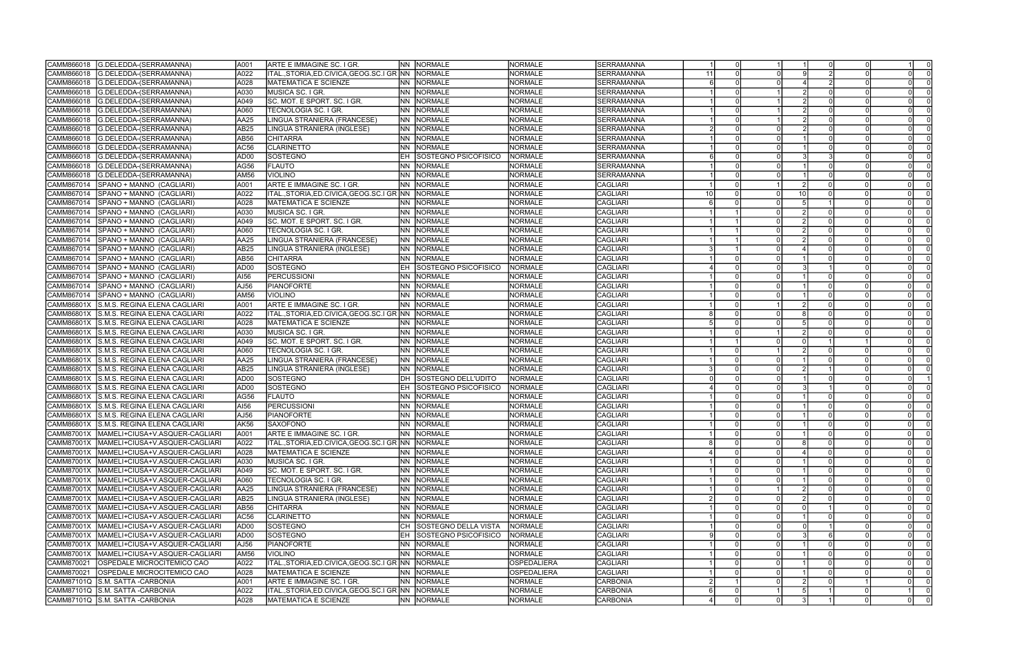| | | | | | | | | | | | | | | | | |
|---|---|---|---|---|---|---|---|---|---|---|---|---|---|---|---|---|
| CAMM866018 | G.DELEDDA-(SERRAMANNA) | A001 | ARTE E IMMAGINE SC. I GR. | NN | NORMALE | NORMALE | SERRAMANNA | 1 | 0 | 1 | 1 | 0 | 0 | 1 | 0 |
| CAMM866018 | G.DELEDDA-(SERRAMANNA) | A022 | ITAL.,STORIA,ED.CIVICA,GEOG.SC.I GR | NN | NORMALE | NORMALE | SERRAMANNA | 11 | 0 | 0 | 9 | 2 | 0 | 0 | 0 |
| CAMM866018 | G.DELEDDA-(SERRAMANNA) | A028 | MATEMATICA E SCIENZE | NN | NORMALE | NORMALE | SERRAMANNA | 6 | 0 | 0 | 4 | 2 | 0 | 0 | 0 |
| CAMM866018 | G.DELEDDA-(SERRAMANNA) | A030 | MUSICA SC. I GR. | NN | NORMALE | NORMALE | SERRAMANNA | 1 | 0 | 1 | 2 | 0 | 0 | 0 | 0 |
| CAMM866018 | G.DELEDDA-(SERRAMANNA) | A049 | SC. MOT. E SPORT. SC. I GR. | NN | NORMALE | NORMALE | SERRAMANNA | 1 | 0 | 1 | 2 | 0 | 0 | 0 | 0 |
| CAMM866018 | G.DELEDDA-(SERRAMANNA) | A060 | TECNOLOGIA SC. I GR. | NN | NORMALE | NORMALE | SERRAMANNA | 1 | 0 | 1 | 2 | 0 | 0 | 0 | 0 |
| CAMM866018 | G.DELEDDA-(SERRAMANNA) | AA25 | LINGUA STRANIERA (FRANCESE) | NN | NORMALE | NORMALE | SERRAMANNA | 1 | 0 | 1 | 2 | 0 | 0 | 0 | 0 |
| CAMM866018 | G.DELEDDA-(SERRAMANNA) | AB25 | LINGUA STRANIERA (INGLESE) | NN | NORMALE | NORMALE | SERRAMANNA | 2 | 0 | 0 | 2 | 0 | 0 | 0 | 0 |
| CAMM866018 | G.DELEDDA-(SERRAMANNA) | AB56 | CHITARRA | NN | NORMALE | NORMALE | SERRAMANNA | 1 | 0 | 0 | 1 | 0 | 0 | 0 | 0 |
| CAMM866018 | G.DELEDDA-(SERRAMANNA) | AC56 | CLARINETTO | NN | NORMALE | NORMALE | SERRAMANNA | 1 | 0 | 0 | 1 | 0 | 0 | 0 | 0 |
| CAMM866018 | G.DELEDDA-(SERRAMANNA) | AD00 | SOSTEGNO | EH | SOSTEGNO PSICOFISICO | NORMALE | SERRAMANNA | 6 | 0 | 0 | 3 | 3 | 0 | 0 | 0 |
| CAMM866018 | G.DELEDDA-(SERRAMANNA) | AG56 | FLAUTO | NN | NORMALE | NORMALE | SERRAMANNA | 1 | 0 | 0 | 1 | 0 | 0 | 0 | 0 |
| CAMM866018 | G.DELEDDA-(SERRAMANNA) | AM56 | VIOLINO | NN | NORMALE | NORMALE | SERRAMANNA | 1 | 0 | 0 | 1 | 0 | 0 | 0 | 0 |
| CAMM867014 | SPANO + MANNO (CAGLIARI) | A001 | ARTE E IMMAGINE SC. I GR. | NN | NORMALE | NORMALE | CAGLIARI | 1 | 0 | 1 | 2 | 0 | 0 | 0 | 0 |
| CAMM867014 | SPANO + MANNO (CAGLIARI) | A022 | ITAL.,STORIA,ED.CIVICA,GEOG.SC.I GR | NN | NORMALE | NORMALE | CAGLIARI | 10 | 0 | 0 | 10 | 0 | 0 | 0 | 0 |
| CAMM867014 | SPANO + MANNO (CAGLIARI) | A028 | MATEMATICA E SCIENZE | NN | NORMALE | NORMALE | CAGLIARI | 6 | 0 | 0 | 5 | 1 | 0 | 0 | 0 |
| CAMM867014 | SPANO + MANNO (CAGLIARI) | A030 | MUSICA SC. I GR. | NN | NORMALE | NORMALE | CAGLIARI | 1 | 1 | 0 | 2 | 0 | 0 | 0 | 0 |
| CAMM867014 | SPANO + MANNO (CAGLIARI) | A049 | SC. MOT. E SPORT. SC. I GR. | NN | NORMALE | NORMALE | CAGLIARI | 1 | 1 | 0 | 2 | 0 | 0 | 0 | 0 |
| CAMM867014 | SPANO + MANNO (CAGLIARI) | A060 | TECNOLOGIA SC. I GR. | NN | NORMALE | NORMALE | CAGLIARI | 1 | 1 | 0 | 2 | 0 | 0 | 0 | 0 |
| CAMM867014 | SPANO + MANNO (CAGLIARI) | AA25 | LINGUA STRANIERA (FRANCESE) | NN | NORMALE | NORMALE | CAGLIARI | 1 | 1 | 0 | 2 | 0 | 0 | 0 | 0 |
| CAMM867014 | SPANO + MANNO (CAGLIARI) | AB25 | LINGUA STRANIERA (INGLESE) | NN | NORMALE | NORMALE | CAGLIARI | 3 | 1 | 0 | 4 | 0 | 0 | 0 | 0 |
| CAMM867014 | SPANO + MANNO (CAGLIARI) | AB56 | CHITARRA | NN | NORMALE | NORMALE | CAGLIARI | 1 | 0 | 0 | 1 | 0 | 0 | 0 | 0 |
| CAMM867014 | SPANO + MANNO (CAGLIARI) | AD00 | SOSTEGNO | EH | SOSTEGNO PSICOFISICO | NORMALE | CAGLIARI | 4 | 0 | 0 | 3 | 1 | 0 | 0 | 0 |
| CAMM867014 | SPANO + MANNO (CAGLIARI) | AI56 | PERCUSSIONI | NN | NORMALE | NORMALE | CAGLIARI | 1 | 0 | 0 | 1 | 0 | 0 | 0 | 0 |
| CAMM867014 | SPANO + MANNO (CAGLIARI) | AJ56 | PIANOFORTE | NN | NORMALE | NORMALE | CAGLIARI | 1 | 0 | 0 | 1 | 0 | 0 | 0 | 0 |
| CAMM867014 | SPANO + MANNO (CAGLIARI) | AM56 | VIOLINO | NN | NORMALE | NORMALE | CAGLIARI | 1 | 0 | 0 | 1 | 0 | 0 | 0 | 0 |
| CAMM86801X | S.M.S. REGINA ELENA CAGLIARI | A001 | ARTE E IMMAGINE SC. I GR. | NN | NORMALE | NORMALE | CAGLIARI | 1 | 0 | 1 | 2 | 0 | 0 | 0 | 0 |
| CAMM86801X | S.M.S. REGINA ELENA CAGLIARI | A022 | ITAL.,STORIA,ED.CIVICA,GEOG.SC.I GR | NN | NORMALE | NORMALE | CAGLIARI | 8 | 0 | 0 | 8 | 0 | 0 | 0 | 0 |
| CAMM86801X | S.M.S. REGINA ELENA CAGLIARI | A028 | MATEMATICA E SCIENZE | NN | NORMALE | NORMALE | CAGLIARI | 5 | 0 | 0 | 5 | 0 | 0 | 0 | 0 |
| CAMM86801X | S.M.S. REGINA ELENA CAGLIARI | A030 | MUSICA SC. I GR. | NN | NORMALE | NORMALE | CAGLIARI | 1 | 0 | 1 | 2 | 0 | 0 | 0 | 0 |
| CAMM86801X | S.M.S. REGINA ELENA CAGLIARI | A049 | SC. MOT. E SPORT. SC. I GR. | NN | NORMALE | NORMALE | CAGLIARI | 1 | 1 | 0 | 0 | 1 | 1 | 0 | 0 |
| CAMM86801X | S.M.S. REGINA ELENA CAGLIARI | A060 | TECNOLOGIA SC. I GR. | NN | NORMALE | NORMALE | CAGLIARI | 1 | 0 | 1 | 2 | 0 | 0 | 0 | 0 |
| CAMM86801X | S.M.S. REGINA ELENA CAGLIARI | AA25 | LINGUA STRANIERA (FRANCESE) | NN | NORMALE | NORMALE | CAGLIARI | 1 | 0 | 0 | 1 | 0 | 0 | 0 | 0 |
| CAMM86801X | S.M.S. REGINA ELENA CAGLIARI | AB25 | LINGUA STRANIERA (INGLESE) | NN | NORMALE | NORMALE | CAGLIARI | 3 | 0 | 0 | 2 | 1 | 0 | 0 | 0 |
| CAMM86801X | S.M.S. REGINA ELENA CAGLIARI | AD00 | SOSTEGNO | DH | SOSTEGNO DELL'UDITO | NORMALE | CAGLIARI | 0 | 0 | 0 | 1 | 0 | 0 | 0 | 1 |
| CAMM86801X | S.M.S. REGINA ELENA CAGLIARI | AD00 | SOSTEGNO | EH | SOSTEGNO PSICOFISICO | NORMALE | CAGLIARI | 4 | 0 | 0 | 3 | 1 | 0 | 0 | 0 |
| CAMM86801X | S.M.S. REGINA ELENA CAGLIARI | AG56 | FLAUTO | NN | NORMALE | NORMALE | CAGLIARI | 1 | 0 | 0 | 1 | 0 | 0 | 0 | 0 |
| CAMM86801X | S.M.S. REGINA ELENA CAGLIARI | AI56 | PERCUSSIONI | NN | NORMALE | NORMALE | CAGLIARI | 1 | 0 | 0 | 1 | 0 | 0 | 0 | 0 |
| CAMM86801X | S.M.S. REGINA ELENA CAGLIARI | AJ56 | PIANOFORTE | NN | NORMALE | NORMALE | CAGLIARI | 1 | 0 | 0 | 1 | 0 | 0 | 0 | 0 |
| CAMM86801X | S.M.S. REGINA ELENA CAGLIARI | AK56 | SAXOFONO | NN | NORMALE | NORMALE | CAGLIARI | 1 | 0 | 0 | 1 | 0 | 0 | 0 | 0 |
| CAMM87001X | MAMELI+CIUSA+V.ASQUER-CAGLIARI | A001 | ARTE E IMMAGINE SC. I GR. | NN | NORMALE | NORMALE | CAGLIARI | 1 | 0 | 0 | 1 | 0 | 0 | 0 | 0 |
| CAMM87001X | MAMELI+CIUSA+V.ASQUER-CAGLIARI | A022 | ITAL.,STORIA,ED.CIVICA,GEOG.SC.I GR | NN | NORMALE | NORMALE | CAGLIARI | 8 | 0 | 0 | 8 | 0 | 0 | 0 | 0 |
| CAMM87001X | MAMELI+CIUSA+V.ASQUER-CAGLIARI | A028 | MATEMATICA E SCIENZE | NN | NORMALE | NORMALE | CAGLIARI | 4 | 0 | 0 | 4 | 0 | 0 | 0 | 0 |
| CAMM87001X | MAMELI+CIUSA+V.ASQUER-CAGLIARI | A030 | MUSICA SC. I GR. | NN | NORMALE | NORMALE | CAGLIARI | 1 | 0 | 0 | 1 | 0 | 0 | 0 | 0 |
| CAMM87001X | MAMELI+CIUSA+V.ASQUER-CAGLIARI | A049 | SC. MOT. E SPORT. SC. I GR. | NN | NORMALE | NORMALE | CAGLIARI | 1 | 0 | 0 | 1 | 0 | 0 | 0 | 0 |
| CAMM87001X | MAMELI+CIUSA+V.ASQUER-CAGLIARI | A060 | TECNOLOGIA SC. I GR. | NN | NORMALE | NORMALE | CAGLIARI | 1 | 0 | 0 | 1 | 0 | 0 | 0 | 0 |
| CAMM87001X | MAMELI+CIUSA+V.ASQUER-CAGLIARI | AA25 | LINGUA STRANIERA (FRANCESE) | NN | NORMALE | NORMALE | CAGLIARI | 1 | 0 | 1 | 2 | 0 | 0 | 0 | 0 |
| CAMM87001X | MAMELI+CIUSA+V.ASQUER-CAGLIARI | AB25 | LINGUA STRANIERA (INGLESE) | NN | NORMALE | NORMALE | CAGLIARI | 2 | 0 | 0 | 2 | 0 | 0 | 0 | 0 |
| CAMM87001X | MAMELI+CIUSA+V.ASQUER-CAGLIARI | AB56 | CHITARRA | NN | NORMALE | NORMALE | CAGLIARI | 1 | 0 | 0 | 0 | 1 | 0 | 0 | 0 |
| CAMM87001X | MAMELI+CIUSA+V.ASQUER-CAGLIARI | AC56 | CLARINETTO | NN | NORMALE | NORMALE | CAGLIARI | 1 | 0 | 0 | 1 | 0 | 0 | 0 | 0 |
| CAMM87001X | MAMELI+CIUSA+V.ASQUER-CAGLIARI | AD00 | SOSTEGNO | CH | SOSTEGNO DELLA VISTA | NORMALE | CAGLIARI | 1 | 0 | 0 | 0 | 1 | 0 | 0 | 0 |
| CAMM87001X | MAMELI+CIUSA+V.ASQUER-CAGLIARI | AD00 | SOSTEGNO | EH | SOSTEGNO PSICOFISICO | NORMALE | CAGLIARI | 9 | 0 | 0 | 3 | 6 | 0 | 0 | 0 |
| CAMM87001X | MAMELI+CIUSA+V.ASQUER-CAGLIARI | AJ56 | PIANOFORTE | NN | NORMALE | NORMALE | CAGLIARI | 1 | 0 | 0 | 1 | 0 | 0 | 0 | 0 |
| CAMM87001X | MAMELI+CIUSA+V.ASQUER-CAGLIARI | AM56 | VIOLINO | NN | NORMALE | NORMALE | CAGLIARI | 1 | 0 | 0 | 1 | 0 | 0 | 0 | 0 |
| CAMM870021 | OSPEDALE MICROCITEMICO CAO | A022 | ITAL.,STORIA,ED.CIVICA,GEOG.SC.I GR | NN | NORMALE | OSPEDALIERA | CAGLIARI | 1 | 0 | 0 | 1 | 0 | 0 | 0 | 0 |
| CAMM870021 | OSPEDALE MICROCITEMICO CAO | A028 | MATEMATICA E SCIENZE | NN | NORMALE | OSPEDALIERA | CAGLIARI | 1 | 0 | 0 | 1 | 0 | 0 | 0 | 0 |
| CAMM87101Q | S.M. SATTA -CARBONIA | A001 | ARTE E IMMAGINE SC. I GR. | NN | NORMALE | NORMALE | CARBONIA | 2 | 1 | 0 | 2 | 0 | 1 | 0 | 0 |
| CAMM87101Q | S.M. SATTA -CARBONIA | A022 | ITAL.,STORIA,ED.CIVICA,GEOG.SC.I GR | NN | NORMALE | NORMALE | CARBONIA | 6 | 0 | 1 | 5 | 1 | 0 | 1 | 0 |
| CAMM87101Q | S.M. SATTA -CARBONIA | A028 | MATEMATICA E SCIENZE | NN | NORMALE | NORMALE | CARBONIA | 4 | 0 | 0 | 3 | 1 | 0 | 0 | 0 |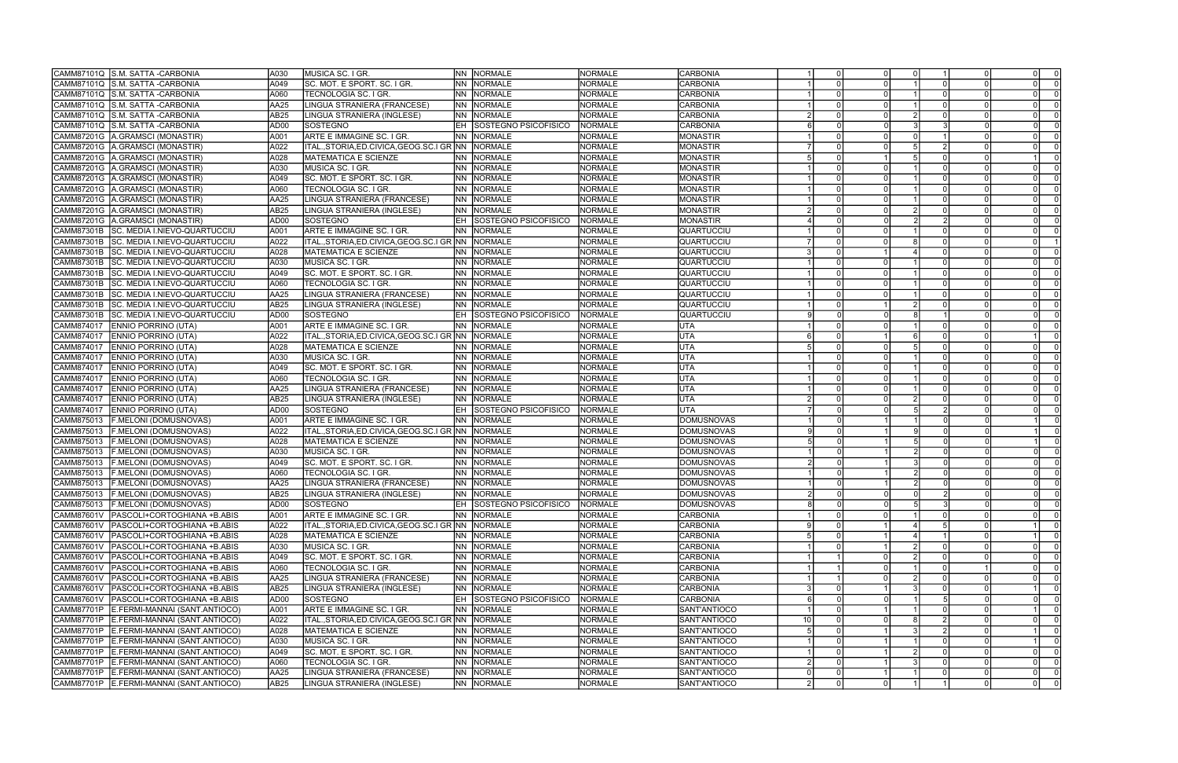| | | | | | | | | | | | | | | | |
|---|---|---|---|---|---|---|---|---|---|---|---|---|---|---|---|
| CAMM87101Q | S.M. SATTA -CARBONIA | A030 | MUSICA SC. I GR. | NN | NORMALE | NORMALE | CARBONIA | 1 | 0 | 0 | 0 | 1 | 0 | 0 | 0 |
| CAMM87101Q | S.M. SATTA -CARBONIA | A049 | SC. MOT. E SPORT. SC. I GR. | NN | NORMALE | NORMALE | CARBONIA | 1 | 0 | 0 | 1 | 0 | 0 | 0 | 0 |
| CAMM87101Q | S.M. SATTA -CARBONIA | A060 | TECNOLOGIA SC. I GR. | NN | NORMALE | NORMALE | CARBONIA | 1 | 0 | 0 | 1 | 0 | 0 | 0 | 0 |
| CAMM87101Q | S.M. SATTA -CARBONIA | AA25 | LINGUA STRANIERA (FRANCESE) | NN | NORMALE | NORMALE | CARBONIA | 1 | 0 | 0 | 1 | 0 | 0 | 0 | 0 |
| CAMM87101Q | S.M. SATTA -CARBONIA | AB25 | LINGUA STRANIERA (INGLESE) | NN | NORMALE | NORMALE | CARBONIA | 2 | 0 | 0 | 2 | 0 | 0 | 0 | 0 |
| CAMM87101Q | S.M. SATTA -CARBONIA | AD00 | SOSTEGNO | EH | SOSTEGNO PSICOFISICO | NORMALE | CARBONIA | 6 | 0 | 0 | 3 | 3 | 0 | 0 | 0 |
| CAMM87201G | A.GRAMSCI (MONASTIR) | A001 | ARTE E IMMAGINE SC. I GR. | NN | NORMALE | NORMALE | MONASTIR | 1 | 0 | 0 | 0 | 1 | 0 | 0 | 0 |
| CAMM87201G | A.GRAMSCI (MONASTIR) | A022 | ITAL.,STORIA,ED.CIVICA,GEOG.SC.I GR | NN | NORMALE | NORMALE | MONASTIR | 7 | 0 | 0 | 5 | 2 | 0 | 0 | 0 |
| CAMM87201G | A.GRAMSCI (MONASTIR) | A028 | MATEMATICA E SCIENZE | NN | NORMALE | NORMALE | MONASTIR | 5 | 0 | 1 | 5 | 0 | 0 | 1 | 0 |
| CAMM87201G | A.GRAMSCI (MONASTIR) | A030 | MUSICA SC. I GR. | NN | NORMALE | NORMALE | MONASTIR | 1 | 0 | 0 | 1 | 0 | 0 | 0 | 0 |
| CAMM87201G | A.GRAMSCI (MONASTIR) | A049 | SC. MOT. E SPORT. SC. I GR. | NN | NORMALE | NORMALE | MONASTIR | 1 | 0 | 0 | 1 | 0 | 0 | 0 | 0 |
| CAMM87201G | A.GRAMSCI (MONASTIR) | A060 | TECNOLOGIA SC. I GR. | NN | NORMALE | NORMALE | MONASTIR | 1 | 0 | 0 | 1 | 0 | 0 | 0 | 0 |
| CAMM87201G | A.GRAMSCI (MONASTIR) | AA25 | LINGUA STRANIERA (FRANCESE) | NN | NORMALE | NORMALE | MONASTIR | 1 | 0 | 0 | 1 | 0 | 0 | 0 | 0 |
| CAMM87201G | A.GRAMSCI (MONASTIR) | AB25 | LINGUA STRANIERA (INGLESE) | NN | NORMALE | NORMALE | MONASTIR | 2 | 0 | 0 | 2 | 0 | 0 | 0 | 0 |
| CAMM87201G | A.GRAMSCI (MONASTIR) | AD00 | SOSTEGNO | EH | SOSTEGNO PSICOFISICO | NORMALE | MONASTIR | 4 | 0 | 0 | 2 | 2 | 0 | 0 | 0 |
| CAMM87301B | SC. MEDIA I.NIEVO-QUARTUCCIU | A001 | ARTE E IMMAGINE SC. I GR. | NN | NORMALE | NORMALE | QUARTUCCIU | 1 | 0 | 0 | 1 | 0 | 0 | 0 | 0 |
| CAMM87301B | SC. MEDIA I.NIEVO-QUARTUCCIU | A022 | ITAL.,STORIA,ED.CIVICA,GEOG.SC.I GR | NN | NORMALE | NORMALE | QUARTUCCIU | 7 | 0 | 0 | 8 | 0 | 0 | 0 | 1 |
| CAMM87301B | SC. MEDIA I.NIEVO-QUARTUCCIU | A028 | MATEMATICA E SCIENZE | NN | NORMALE | NORMALE | QUARTUCCIU | 3 | 0 | 1 | 4 | 0 | 0 | 0 | 0 |
| CAMM87301B | SC. MEDIA I.NIEVO-QUARTUCCIU | A030 | MUSICA SC. I GR. | NN | NORMALE | NORMALE | QUARTUCCIU | 1 | 0 | 0 | 1 | 0 | 0 | 0 | 0 |
| CAMM87301B | SC. MEDIA I.NIEVO-QUARTUCCIU | A049 | SC. MOT. E SPORT. SC. I GR. | NN | NORMALE | NORMALE | QUARTUCCIU | 1 | 0 | 0 | 1 | 0 | 0 | 0 | 0 |
| CAMM87301B | SC. MEDIA I.NIEVO-QUARTUCCIU | A060 | TECNOLOGIA SC. I GR. | NN | NORMALE | NORMALE | QUARTUCCIU | 1 | 0 | 0 | 1 | 0 | 0 | 0 | 0 |
| CAMM87301B | SC. MEDIA I.NIEVO-QUARTUCCIU | AA25 | LINGUA STRANIERA (FRANCESE) | NN | NORMALE | NORMALE | QUARTUCCIU | 1 | 0 | 0 | 1 | 0 | 0 | 0 | 0 |
| CAMM87301B | SC. MEDIA I.NIEVO-QUARTUCCIU | AB25 | LINGUA STRANIERA (INGLESE) | NN | NORMALE | NORMALE | QUARTUCCIU | 1 | 0 | 1 | 2 | 0 | 0 | 0 | 0 |
| CAMM87301B | SC. MEDIA I.NIEVO-QUARTUCCIU | AD00 | SOSTEGNO | EH | SOSTEGNO PSICOFISICO | NORMALE | QUARTUCCIU | 9 | 0 | 0 | 8 | 1 | 0 | 0 | 0 |
| CAMM874017 | ENNIO PORRINO (UTA) | A001 | ARTE E IMMAGINE SC. I GR. | NN | NORMALE | NORMALE | UTA | 1 | 0 | 0 | 1 | 0 | 0 | 0 | 0 |
| CAMM874017 | ENNIO PORRINO (UTA) | A022 | ITAL.,STORIA,ED.CIVICA,GEOG.SC.I GR | NN | NORMALE | NORMALE | UTA | 6 | 0 | 1 | 6 | 0 | 0 | 1 | 0 |
| CAMM874017 | ENNIO PORRINO (UTA) | A028 | MATEMATICA E SCIENZE | NN | NORMALE | NORMALE | UTA | 5 | 0 | 0 | 5 | 0 | 0 | 0 | 0 |
| CAMM874017 | ENNIO PORRINO (UTA) | A030 | MUSICA SC. I GR. | NN | NORMALE | NORMALE | UTA | 1 | 0 | 0 | 1 | 0 | 0 | 0 | 0 |
| CAMM874017 | ENNIO PORRINO (UTA) | A049 | SC. MOT. E SPORT. SC. I GR. | NN | NORMALE | NORMALE | UTA | 1 | 0 | 0 | 1 | 0 | 0 | 0 | 0 |
| CAMM874017 | ENNIO PORRINO (UTA) | A060 | TECNOLOGIA SC. I GR. | NN | NORMALE | NORMALE | UTA | 1 | 0 | 0 | 1 | 0 | 0 | 0 | 0 |
| CAMM874017 | ENNIO PORRINO (UTA) | AA25 | LINGUA STRANIERA (FRANCESE) | NN | NORMALE | NORMALE | UTA | 1 | 0 | 0 | 1 | 0 | 0 | 0 | 0 |
| CAMM874017 | ENNIO PORRINO (UTA) | AB25 | LINGUA STRANIERA (INGLESE) | NN | NORMALE | NORMALE | UTA | 2 | 0 | 0 | 2 | 0 | 0 | 0 | 0 |
| CAMM874017 | ENNIO PORRINO (UTA) | AD00 | SOSTEGNO | EH | SOSTEGNO PSICOFISICO | NORMALE | UTA | 7 | 0 | 0 | 5 | 2 | 0 | 0 | 0 |
| CAMM875013 | F.MELONI (DOMUSNOVAS) | A001 | ARTE E IMMAGINE SC. I GR. | NN | NORMALE | NORMALE | DOMUSNOVAS | 1 | 0 | 1 | 1 | 0 | 0 | 1 | 0 |
| CAMM875013 | F.MELONI (DOMUSNOVAS) | A022 | ITAL.,STORIA,ED.CIVICA,GEOG.SC.I GR | NN | NORMALE | NORMALE | DOMUSNOVAS | 9 | 0 | 1 | 9 | 0 | 0 | 1 | 0 |
| CAMM875013 | F.MELONI (DOMUSNOVAS) | A028 | MATEMATICA E SCIENZE | NN | NORMALE | NORMALE | DOMUSNOVAS | 5 | 0 | 1 | 5 | 0 | 0 | 1 | 0 |
| CAMM875013 | F.MELONI (DOMUSNOVAS) | A030 | MUSICA SC. I GR. | NN | NORMALE | NORMALE | DOMUSNOVAS | 1 | 0 | 1 | 2 | 0 | 0 | 0 | 0 |
| CAMM875013 | F.MELONI (DOMUSNOVAS) | A049 | SC. MOT. E SPORT. SC. I GR. | NN | NORMALE | NORMALE | DOMUSNOVAS | 2 | 0 | 1 | 3 | 0 | 0 | 0 | 0 |
| CAMM875013 | F.MELONI (DOMUSNOVAS) | A060 | TECNOLOGIA SC. I GR. | NN | NORMALE | NORMALE | DOMUSNOVAS | 1 | 0 | 1 | 2 | 0 | 0 | 0 | 0 |
| CAMM875013 | F.MELONI (DOMUSNOVAS) | AA25 | LINGUA STRANIERA (FRANCESE) | NN | NORMALE | NORMALE | DOMUSNOVAS | 1 | 0 | 1 | 2 | 0 | 0 | 0 | 0 |
| CAMM875013 | F.MELONI (DOMUSNOVAS) | AB25 | LINGUA STRANIERA (INGLESE) | NN | NORMALE | NORMALE | DOMUSNOVAS | 2 | 0 | 0 | 0 | 2 | 0 | 0 | 0 |
| CAMM875013 | F.MELONI (DOMUSNOVAS) | AD00 | SOSTEGNO | EH | SOSTEGNO PSICOFISICO | NORMALE | DOMUSNOVAS | 8 | 0 | 0 | 5 | 3 | 0 | 0 | 0 |
| CAMM87601V | PASCOLI+CORTOGHIANA +B.ABIS | A001 | ARTE E IMMAGINE SC. I GR. | NN | NORMALE | NORMALE | CARBONIA | 1 | 0 | 0 | 1 | 0 | 0 | 0 | 0 |
| CAMM87601V | PASCOLI+CORTOGHIANA +B.ABIS | A022 | ITAL.,STORIA,ED.CIVICA,GEOG.SC.I GR | NN | NORMALE | NORMALE | CARBONIA | 9 | 0 | 1 | 4 | 5 | 0 | 1 | 0 |
| CAMM87601V | PASCOLI+CORTOGHIANA +B.ABIS | A028 | MATEMATICA E SCIENZE | NN | NORMALE | NORMALE | CARBONIA | 5 | 0 | 1 | 4 | 1 | 0 | 1 | 0 |
| CAMM87601V | PASCOLI+CORTOGHIANA +B.ABIS | A030 | MUSICA SC. I GR. | NN | NORMALE | NORMALE | CARBONIA | 1 | 0 | 1 | 2 | 0 | 0 | 0 | 0 |
| CAMM87601V | PASCOLI+CORTOGHIANA +B.ABIS | A049 | SC. MOT. E SPORT. SC. I GR. | NN | NORMALE | NORMALE | CARBONIA | 1 | 1 | 0 | 2 | 0 | 0 | 0 | 0 |
| CAMM87601V | PASCOLI+CORTOGHIANA +B.ABIS | A060 | TECNOLOGIA SC. I GR. | NN | NORMALE | NORMALE | CARBONIA | 1 | 1 | 0 | 1 | 0 | 1 | 0 | 0 |
| CAMM87601V | PASCOLI+CORTOGHIANA +B.ABIS | AA25 | LINGUA STRANIERA (FRANCESE) | NN | NORMALE | NORMALE | CARBONIA | 1 | 1 | 0 | 2 | 0 | 0 | 0 | 0 |
| CAMM87601V | PASCOLI+CORTOGHIANA +B.ABIS | AB25 | LINGUA STRANIERA (INGLESE) | NN | NORMALE | NORMALE | CARBONIA | 3 | 0 | 1 | 3 | 0 | 0 | 1 | 0 |
| CAMM87601V | PASCOLI+CORTOGHIANA +B.ABIS | AD00 | SOSTEGNO | EH | SOSTEGNO PSICOFISICO | NORMALE | CARBONIA | 6 | 0 | 0 | 1 | 5 | 0 | 0 | 0 |
| CAMM87701P | E.FERMI-MANNAI (SANT.ANTIOCO) | A001 | ARTE E IMMAGINE SC. I GR. | NN | NORMALE | NORMALE | SANT'ANTIOCO | 1 | 0 | 1 | 1 | 0 | 0 | 1 | 0 |
| CAMM87701P | E.FERMI-MANNAI (SANT.ANTIOCO) | A022 | ITAL.,STORIA,ED.CIVICA,GEOG.SC.I GR | NN | NORMALE | NORMALE | SANT'ANTIOCO | 10 | 0 | 0 | 8 | 2 | 0 | 0 | 0 |
| CAMM87701P | E.FERMI-MANNAI (SANT.ANTIOCO) | A028 | MATEMATICA E SCIENZE | NN | NORMALE | NORMALE | SANT'ANTIOCO | 5 | 0 | 1 | 3 | 2 | 0 | 1 | 0 |
| CAMM87701P | E.FERMI-MANNAI (SANT.ANTIOCO) | A030 | MUSICA SC. I GR. | NN | NORMALE | NORMALE | SANT'ANTIOCO | 1 | 0 | 1 | 1 | 0 | 0 | 1 | 0 |
| CAMM87701P | E.FERMI-MANNAI (SANT.ANTIOCO) | A049 | SC. MOT. E SPORT. SC. I GR. | NN | NORMALE | NORMALE | SANT'ANTIOCO | 1 | 0 | 1 | 2 | 0 | 0 | 0 | 0 |
| CAMM87701P | E.FERMI-MANNAI (SANT.ANTIOCO) | A060 | TECNOLOGIA SC. I GR. | NN | NORMALE | NORMALE | SANT'ANTIOCO | 2 | 0 | 1 | 3 | 0 | 0 | 0 | 0 |
| CAMM87701P | E.FERMI-MANNAI (SANT.ANTIOCO) | AA25 | LINGUA STRANIERA (FRANCESE) | NN | NORMALE | NORMALE | SANT'ANTIOCO | 0 | 0 | 1 | 1 | 0 | 0 | 0 | 0 |
| CAMM87701P | E.FERMI-MANNAI (SANT.ANTIOCO) | AB25 | LINGUA STRANIERA (INGLESE) | NN | NORMALE | NORMALE | SANT'ANTIOCO | 2 | 0 | 0 | 1 | 1 | 0 | 0 | 0 |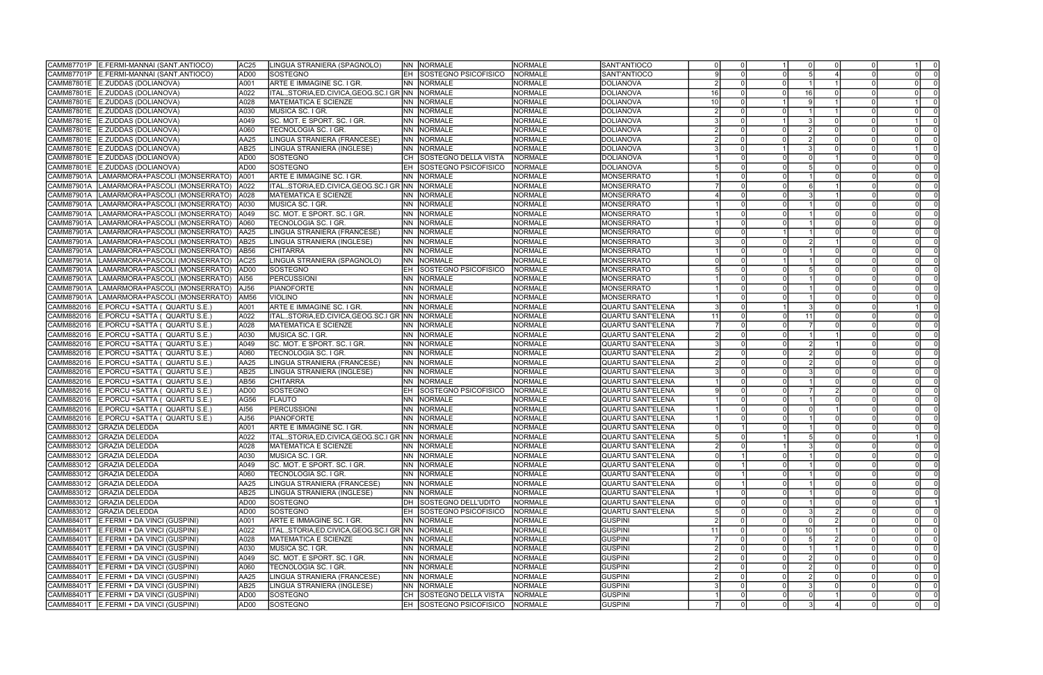| | | | | | | | | | | | | | | | |
|---|---|---|---|---|---|---|---|---|---|---|---|---|---|---|---|
| CAMM87701P | E.FERMI-MANNAI (SANT.ANTIOCO) | AC25 | LINGUA STRANIERA (SPAGNOLO) | NN | NORMALE | NORMALE | SANT'ANTIOCO | 0 | 0 | 1 | 0 | 0 | 0 | 1 | 0 |
| CAMM87701P | E.FERMI-MANNAI (SANT.ANTIOCO) | AD00 | SOSTEGNO | EH | SOSTEGNO PSICOFISICO | NORMALE | SANT'ANTIOCO | 9 | 0 | 0 | 5 | 4 | 0 | 0 | 0 |
| CAMM87801E | E.ZUDDAS (DOLIANOVA) | A001 | ARTE E IMMAGINE SC. I GR. | NN | NORMALE | NORMALE | DOLIANOVA | 2 | 0 | 0 | 1 | 1 | 0 | 0 | 0 |
| CAMM87801E | E.ZUDDAS (DOLIANOVA) | A022 | ITAL.,STORIA,ED.CIVICA,GEOG.SC.I GR | NN | NORMALE | NORMALE | DOLIANOVA | 16 | 0 | 0 | 16 | 0 | 0 | 0 | 0 |
| CAMM87801E | E.ZUDDAS (DOLIANOVA) | A028 | MATEMATICA E SCIENZE | NN | NORMALE | NORMALE | DOLIANOVA | 10 | 0 | 1 | 9 | 1 | 0 | 1 | 0 |
| CAMM87801E | E.ZUDDAS (DOLIANOVA) | A030 | MUSICA SC. I GR. | NN | NORMALE | NORMALE | DOLIANOVA | 2 | 0 | 0 | 1 | 1 | 0 | 0 | 0 |
| CAMM87801E | E.ZUDDAS (DOLIANOVA) | A049 | SC. MOT. E SPORT. SC. I GR. | NN | NORMALE | NORMALE | DOLIANOVA | 3 | 0 | 1 | 3 | 0 | 0 | 1 | 0 |
| CAMM87801E | E.ZUDDAS (DOLIANOVA) | A060 | TECNOLOGIA SC. I GR. | NN | NORMALE | NORMALE | DOLIANOVA | 2 | 0 | 0 | 2 | 0 | 0 | 0 | 0 |
| CAMM87801E | E.ZUDDAS (DOLIANOVA) | AA25 | LINGUA STRANIERA (FRANCESE) | NN | NORMALE | NORMALE | DOLIANOVA | 2 | 0 | 0 | 2 | 0 | 0 | 0 | 0 |
| CAMM87801E | E.ZUDDAS (DOLIANOVA) | AB25 | LINGUA STRANIERA (INGLESE) | NN | NORMALE | NORMALE | DOLIANOVA | 3 | 0 | 1 | 3 | 0 | 0 | 1 | 0 |
| CAMM87801E | E.ZUDDAS (DOLIANOVA) | AD00 | SOSTEGNO | CH | SOSTEGNO DELLA VISTA | NORMALE | DOLIANOVA | 1 | 0 | 0 | 0 | 1 | 0 | 0 | 0 |
| CAMM87801E | E.ZUDDAS (DOLIANOVA) | AD00 | SOSTEGNO | EH | SOSTEGNO PSICOFISICO | NORMALE | DOLIANOVA | 5 | 0 | 0 | 5 | 0 | 0 | 0 | 0 |
| CAMM87901A | LAMARMORA+PASCOLI (MONSERRATO) | A001 | ARTE E IMMAGINE SC. I GR. | NN | NORMALE | NORMALE | MONSERRATO | 1 | 0 | 0 | 1 | 0 | 0 | 0 | 0 |
| CAMM87901A | LAMARMORA+PASCOLI (MONSERRATO) | A022 | ITAL.,STORIA,ED.CIVICA,GEOG.SC.I GR | NN | NORMALE | NORMALE | MONSERRATO | 7 | 0 | 0 | 6 | 1 | 0 | 0 | 0 |
| CAMM87901A | LAMARMORA+PASCOLI (MONSERRATO) | A028 | MATEMATICA E SCIENZE | NN | NORMALE | NORMALE | MONSERRATO | 4 | 0 | 0 | 3 | 1 | 0 | 0 | 0 |
| CAMM87901A | LAMARMORA+PASCOLI (MONSERRATO) | A030 | MUSICA SC. I GR. | NN | NORMALE | NORMALE | MONSERRATO | 1 | 0 | 0 | 1 | 0 | 0 | 0 | 0 |
| CAMM87901A | LAMARMORA+PASCOLI (MONSERRATO) | A049 | SC. MOT. E SPORT. SC. I GR. | NN | NORMALE | NORMALE | MONSERRATO | 1 | 0 | 0 | 1 | 0 | 0 | 0 | 0 |
| CAMM87901A | LAMARMORA+PASCOLI (MONSERRATO) | A060 | TECNOLOGIA SC. I GR. | NN | NORMALE | NORMALE | MONSERRATO | 1 | 0 | 0 | 1 | 0 | 0 | 0 | 0 |
| CAMM87901A | LAMARMORA+PASCOLI (MONSERRATO) | AA25 | LINGUA STRANIERA (FRANCESE) | NN | NORMALE | NORMALE | MONSERRATO | 0 | 0 | 1 | 1 | 0 | 0 | 0 | 0 |
| CAMM87901A | LAMARMORA+PASCOLI (MONSERRATO) | AB25 | LINGUA STRANIERA (INGLESE) | NN | NORMALE | NORMALE | MONSERRATO | 3 | 0 | 0 | 2 | 1 | 0 | 0 | 0 |
| CAMM87901A | LAMARMORA+PASCOLI (MONSERRATO) | AB56 | CHITARRA | NN | NORMALE | NORMALE | MONSERRATO | 1 | 0 | 0 | 1 | 0 | 0 | 0 | 0 |
| CAMM87901A | LAMARMORA+PASCOLI (MONSERRATO) | AC25 | LINGUA STRANIERA (SPAGNOLO) | NN | NORMALE | NORMALE | MONSERRATO | 0 | 0 | 1 | 1 | 0 | 0 | 0 | 0 |
| CAMM87901A | LAMARMORA+PASCOLI (MONSERRATO) | AD00 | SOSTEGNO | EH | SOSTEGNO PSICOFISICO | NORMALE | MONSERRATO | 5 | 0 | 0 | 5 | 0 | 0 | 0 | 0 |
| CAMM87901A | LAMARMORA+PASCOLI (MONSERRATO) | AI56 | PERCUSSIONI | NN | NORMALE | NORMALE | MONSERRATO | 1 | 0 | 0 | 1 | 0 | 0 | 0 | 0 |
| CAMM87901A | LAMARMORA+PASCOLI (MONSERRATO) | AJ56 | PIANOFORTE | NN | NORMALE | NORMALE | MONSERRATO | 1 | 0 | 0 | 1 | 0 | 0 | 0 | 0 |
| CAMM87901A | LAMARMORA+PASCOLI (MONSERRATO) | AM56 | VIOLINO | NN | NORMALE | NORMALE | MONSERRATO | 1 | 0 | 0 | 1 | 0 | 0 | 0 | 0 |
| CAMM882016 | E.PORCU +SATTA ( QUARTU S.E.) | A001 | ARTE E IMMAGINE SC. I GR. | NN | NORMALE | NORMALE | QUARTU SANT'ELENA | 3 | 0 | 1 | 3 | 0 | 0 | 1 | 0 |
| CAMM882016 | E.PORCU +SATTA ( QUARTU S.E.) | A022 | ITAL.,STORIA,ED.CIVICA,GEOG.SC.I GR | NN | NORMALE | NORMALE | QUARTU SANT'ELENA | 11 | 0 | 0 | 11 | 0 | 0 | 0 | 0 |
| CAMM882016 | E.PORCU +SATTA ( QUARTU S.E.) | A028 | MATEMATICA E SCIENZE | NN | NORMALE | NORMALE | QUARTU SANT'ELENA | 7 | 0 | 0 | 7 | 0 | 0 | 0 | 0 |
| CAMM882016 | E.PORCU +SATTA ( QUARTU S.E.) | A030 | MUSICA SC. I GR. | NN | NORMALE | NORMALE | QUARTU SANT'ELENA | 2 | 0 | 0 | 1 | 1 | 0 | 0 | 0 |
| CAMM882016 | E.PORCU +SATTA ( QUARTU S.E.) | A049 | SC. MOT. E SPORT. SC. I GR. | NN | NORMALE | NORMALE | QUARTU SANT'ELENA | 3 | 0 | 0 | 2 | 1 | 0 | 0 | 0 |
| CAMM882016 | E.PORCU +SATTA ( QUARTU S.E.) | A060 | TECNOLOGIA SC. I GR. | NN | NORMALE | NORMALE | QUARTU SANT'ELENA | 2 | 0 | 0 | 2 | 0 | 0 | 0 | 0 |
| CAMM882016 | E.PORCU +SATTA ( QUARTU S.E.) | AA25 | LINGUA STRANIERA (FRANCESE) | NN | NORMALE | NORMALE | QUARTU SANT'ELENA | 2 | 0 | 0 | 2 | 0 | 0 | 0 | 0 |
| CAMM882016 | E.PORCU +SATTA ( QUARTU S.E.) | AB25 | LINGUA STRANIERA (INGLESE) | NN | NORMALE | NORMALE | QUARTU SANT'ELENA | 3 | 0 | 0 | 3 | 0 | 0 | 0 | 0 |
| CAMM882016 | E.PORCU +SATTA ( QUARTU S.E.) | AB56 | CHITARRA | NN | NORMALE | NORMALE | QUARTU SANT'ELENA | 1 | 0 | 0 | 1 | 0 | 0 | 0 | 0 |
| CAMM882016 | E.PORCU +SATTA ( QUARTU S.E.) | AD00 | SOSTEGNO | EH | SOSTEGNO PSICOFISICO | NORMALE | QUARTU SANT'ELENA | 9 | 0 | 0 | 7 | 2 | 0 | 0 | 0 |
| CAMM882016 | E.PORCU +SATTA ( QUARTU S.E.) | AG56 | FLAUTO | NN | NORMALE | NORMALE | QUARTU SANT'ELENA | 1 | 0 | 0 | 1 | 0 | 0 | 0 | 0 |
| CAMM882016 | E.PORCU +SATTA ( QUARTU S.E.) | AI56 | PERCUSSIONI | NN | NORMALE | NORMALE | QUARTU SANT'ELENA | 1 | 0 | 0 | 0 | 1 | 0 | 0 | 0 |
| CAMM882016 | E.PORCU +SATTA ( QUARTU S.E.) | AJ56 | PIANOFORTE | NN | NORMALE | NORMALE | QUARTU SANT'ELENA | 1 | 0 | 0 | 1 | 0 | 0 | 0 | 0 |
| CAMM883012 | GRAZIA DELEDDA | A001 | ARTE E IMMAGINE SC. I GR. | NN | NORMALE | NORMALE | QUARTU SANT'ELENA | 0 | 1 | 0 | 1 | 0 | 0 | 0 | 0 |
| CAMM883012 | GRAZIA DELEDDA | A022 | ITAL.,STORIA,ED.CIVICA,GEOG.SC.I GR | NN | NORMALE | NORMALE | QUARTU SANT'ELENA | 5 | 0 | 1 | 5 | 0 | 0 | 1 | 0 |
| CAMM883012 | GRAZIA DELEDDA | A028 | MATEMATICA E SCIENZE | NN | NORMALE | NORMALE | QUARTU SANT'ELENA | 2 | 0 | 1 | 3 | 0 | 0 | 0 | 0 |
| CAMM883012 | GRAZIA DELEDDA | A030 | MUSICA SC. I GR. | NN | NORMALE | NORMALE | QUARTU SANT'ELENA | 0 | 1 | 0 | 1 | 0 | 0 | 0 | 0 |
| CAMM883012 | GRAZIA DELEDDA | A049 | SC. MOT. E SPORT. SC. I GR. | NN | NORMALE | NORMALE | QUARTU SANT'ELENA | 0 | 1 | 0 | 1 | 0 | 0 | 0 | 0 |
| CAMM883012 | GRAZIA DELEDDA | A060 | TECNOLOGIA SC. I GR. | NN | NORMALE | NORMALE | QUARTU SANT'ELENA | 0 | 1 | 0 | 1 | 0 | 0 | 0 | 0 |
| CAMM883012 | GRAZIA DELEDDA | AA25 | LINGUA STRANIERA (FRANCESE) | NN | NORMALE | NORMALE | QUARTU SANT'ELENA | 0 | 1 | 0 | 1 | 0 | 0 | 0 | 0 |
| CAMM883012 | GRAZIA DELEDDA | AB25 | LINGUA STRANIERA (INGLESE) | NN | NORMALE | NORMALE | QUARTU SANT'ELENA | 1 | 0 | 0 | 1 | 0 | 0 | 0 | 0 |
| CAMM883012 | GRAZIA DELEDDA | AD00 | SOSTEGNO | DH | SOSTEGNO DELL'UDITO | NORMALE | QUARTU SANT'ELENA | 0 | 0 | 0 | 1 | 0 | 0 | 0 | 1 |
| CAMM883012 | GRAZIA DELEDDA | AD00 | SOSTEGNO | EH | SOSTEGNO PSICOFISICO | NORMALE | QUARTU SANT'ELENA | 5 | 0 | 0 | 3 | 2 | 0 | 0 | 0 |
| CAMM88401T | E.FERMI + DA VINCI (GUSPINI) | A001 | ARTE E IMMAGINE SC. I GR. | NN | NORMALE | NORMALE | GUSPINI | 2 | 0 | 0 | 0 | 2 | 0 | 0 | 0 |
| CAMM88401T | E.FERMI + DA VINCI (GUSPINI) | A022 | ITAL.,STORIA,ED.CIVICA,GEOG.SC.I GR | NN | NORMALE | NORMALE | GUSPINI | 11 | 0 | 0 | 10 | 1 | 0 | 0 | 0 |
| CAMM88401T | E.FERMI + DA VINCI (GUSPINI) | A028 | MATEMATICA E SCIENZE | NN | NORMALE | NORMALE | GUSPINI | 7 | 0 | 0 | 5 | 2 | 0 | 0 | 0 |
| CAMM88401T | E.FERMI + DA VINCI (GUSPINI) | A030 | MUSICA SC. I GR. | NN | NORMALE | NORMALE | GUSPINI | 2 | 0 | 0 | 1 | 1 | 0 | 0 | 0 |
| CAMM88401T | E.FERMI + DA VINCI (GUSPINI) | A049 | SC. MOT. E SPORT. SC. I GR. | NN | NORMALE | NORMALE | GUSPINI | 2 | 0 | 0 | 2 | 0 | 0 | 0 | 0 |
| CAMM88401T | E.FERMI + DA VINCI (GUSPINI) | A060 | TECNOLOGIA SC. I GR. | NN | NORMALE | NORMALE | GUSPINI | 2 | 0 | 0 | 2 | 0 | 0 | 0 | 0 |
| CAMM88401T | E.FERMI + DA VINCI (GUSPINI) | AA25 | LINGUA STRANIERA (FRANCESE) | NN | NORMALE | NORMALE | GUSPINI | 2 | 0 | 0 | 2 | 0 | 0 | 0 | 0 |
| CAMM88401T | E.FERMI + DA VINCI (GUSPINI) | AB25 | LINGUA STRANIERA (INGLESE) | NN | NORMALE | NORMALE | GUSPINI | 3 | 0 | 0 | 3 | 0 | 0 | 0 | 0 |
| CAMM88401T | E.FERMI + DA VINCI (GUSPINI) | AD00 | SOSTEGNO | CH | SOSTEGNO DELLA VISTA | NORMALE | GUSPINI | 1 | 0 | 0 | 0 | 1 | 0 | 0 | 0 |
| CAMM88401T | E.FERMI + DA VINCI (GUSPINI) | AD00 | SOSTEGNO | EH | SOSTEGNO PSICOFISICO | NORMALE | GUSPINI | 7 | 0 | 0 | 3 | 4 | 0 | 0 | 0 |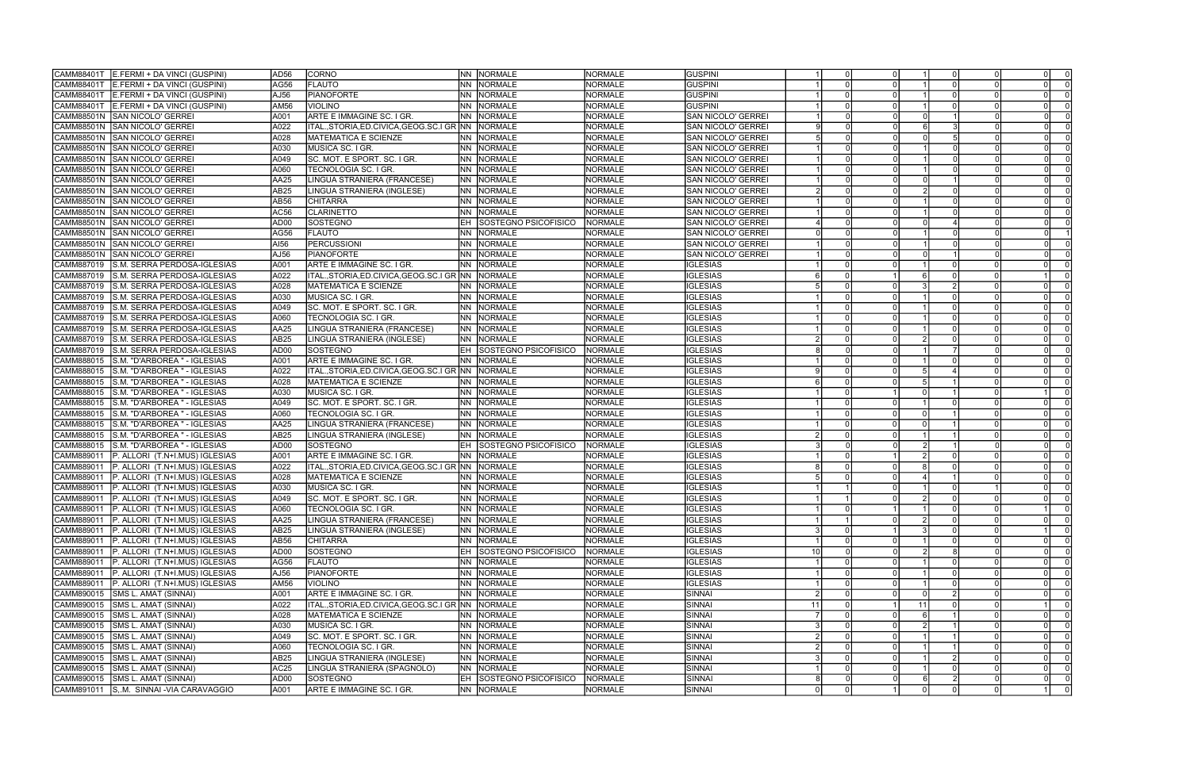| | | | | | | | | | | | | | | | | |
|---|---|---|---|---|---|---|---|---|---|---|---|---|---|---|---|---|
| CAMM88401T | E.FERMI + DA VINCI (GUSPINI) | AD56 | CORNO | NN | NORMALE | NORMALE | GUSPINI | 1 | 0 | 0 | 1 | 0 | 0 | 0 | 0 |
| CAMM88401T | E.FERMI + DA VINCI (GUSPINI) | AG56 | FLAUTO | NN | NORMALE | NORMALE | GUSPINI | 1 | 0 | 0 | 1 | 0 | 0 | 0 | 0 |
| CAMM88401T | E.FERMI + DA VINCI (GUSPINI) | AJ56 | PIANOFORTE | NN | NORMALE | NORMALE | GUSPINI | 1 | 0 | 0 | 1 | 0 | 0 | 0 | 0 |
| CAMM88401T | E.FERMI + DA VINCI (GUSPINI) | AM56 | VIOLINO | NN | NORMALE | NORMALE | GUSPINI | 1 | 0 | 0 | 1 | 0 | 0 | 0 | 0 |
| CAMM88501N | SAN NICOLO' GERREI | A001 | ARTE E IMMAGINE SC. I GR. | NN | NORMALE | NORMALE | SAN NICOLO' GERREI | 1 | 0 | 0 | 0 | 1 | 0 | 0 | 0 |
| CAMM88501N | SAN NICOLO' GERREI | A022 | ITAL.,STORIA,ED.CIVICA,GEOG.SC.I GR | NN | NORMALE | NORMALE | SAN NICOLO' GERREI | 9 | 0 | 0 | 6 | 3 | 0 | 0 | 0 |
| CAMM88501N | SAN NICOLO' GERREI | A028 | MATEMATICA E SCIENZE | NN | NORMALE | NORMALE | SAN NICOLO' GERREI | 5 | 0 | 0 | 0 | 5 | 0 | 0 | 0 |
| CAMM88501N | SAN NICOLO' GERREI | A030 | MUSICA SC. I GR. | NN | NORMALE | NORMALE | SAN NICOLO' GERREI | 1 | 0 | 0 | 1 | 0 | 0 | 0 | 0 |
| CAMM88501N | SAN NICOLO' GERREI | A049 | SC. MOT. E SPORT. SC. I GR. | NN | NORMALE | NORMALE | SAN NICOLO' GERREI | 1 | 0 | 0 | 1 | 0 | 0 | 0 | 0 |
| CAMM88501N | SAN NICOLO' GERREI | A060 | TECNOLOGIA SC. I GR. | NN | NORMALE | NORMALE | SAN NICOLO' GERREI | 1 | 0 | 0 | 1 | 0 | 0 | 0 | 0 |
| CAMM88501N | SAN NICOLO' GERREI | AA25 | LINGUA STRANIERA (FRANCESE) | NN | NORMALE | NORMALE | SAN NICOLO' GERREI | 1 | 0 | 0 | 0 | 1 | 0 | 0 | 0 |
| CAMM88501N | SAN NICOLO' GERREI | AB25 | LINGUA STRANIERA (INGLESE) | NN | NORMALE | NORMALE | SAN NICOLO' GERREI | 2 | 0 | 0 | 2 | 0 | 0 | 0 | 0 |
| CAMM88501N | SAN NICOLO' GERREI | AB56 | CHITARRA | NN | NORMALE | NORMALE | SAN NICOLO' GERREI | 1 | 0 | 0 | 1 | 0 | 0 | 0 | 0 |
| CAMM88501N | SAN NICOLO' GERREI | AC56 | CLARINETTO | NN | NORMALE | NORMALE | SAN NICOLO' GERREI | 1 | 0 | 0 | 1 | 0 | 0 | 0 | 0 |
| CAMM88501N | SAN NICOLO' GERREI | AD00 | SOSTEGNO | EH | SOSTEGNO PSICOFISICO | NORMALE | SAN NICOLO' GERREI | 4 | 0 | 0 | 0 | 4 | 0 | 0 | 0 |
| CAMM88501N | SAN NICOLO' GERREI | AG56 | FLAUTO | NN | NORMALE | NORMALE | SAN NICOLO' GERREI | 0 | 0 | 0 | 1 | 0 | 0 | 0 | 1 |
| CAMM88501N | SAN NICOLO' GERREI | AI56 | PERCUSSIONI | NN | NORMALE | NORMALE | SAN NICOLO' GERREI | 1 | 0 | 0 | 1 | 0 | 0 | 0 | 0 |
| CAMM88501N | SAN NICOLO' GERREI | AJ56 | PIANOFORTE | NN | NORMALE | NORMALE | SAN NICOLO' GERREI | 1 | 0 | 0 | 0 | 1 | 0 | 0 | 0 |
| CAMM887019 | S.M. SERRA PERDOSA-IGLESIAS | A001 | ARTE E IMMAGINE SC. I GR. | NN | NORMALE | NORMALE | IGLESIAS | 1 | 0 | 0 | 1 | 0 | 0 | 0 | 0 |
| CAMM887019 | S.M. SERRA PERDOSA-IGLESIAS | A022 | ITAL.,STORIA,ED.CIVICA,GEOG.SC.I GR | NN | NORMALE | NORMALE | IGLESIAS | 6 | 0 | 1 | 6 | 0 | 0 | 1 | 0 |
| CAMM887019 | S.M. SERRA PERDOSA-IGLESIAS | A028 | MATEMATICA E SCIENZE | NN | NORMALE | NORMALE | IGLESIAS | 5 | 0 | 0 | 3 | 2 | 0 | 0 | 0 |
| CAMM887019 | S.M. SERRA PERDOSA-IGLESIAS | A030 | MUSICA SC. I GR. | NN | NORMALE | NORMALE | IGLESIAS | 1 | 0 | 0 | 1 | 0 | 0 | 0 | 0 |
| CAMM887019 | S.M. SERRA PERDOSA-IGLESIAS | A049 | SC. MOT. E SPORT. SC. I GR. | NN | NORMALE | NORMALE | IGLESIAS | 1 | 0 | 0 | 1 | 0 | 0 | 0 | 0 |
| CAMM887019 | S.M. SERRA PERDOSA-IGLESIAS | A060 | TECNOLOGIA SC. I GR. | NN | NORMALE | NORMALE | IGLESIAS | 1 | 0 | 0 | 1 | 0 | 0 | 0 | 0 |
| CAMM887019 | S.M. SERRA PERDOSA-IGLESIAS | AA25 | LINGUA STRANIERA (FRANCESE) | NN | NORMALE | NORMALE | IGLESIAS | 1 | 0 | 0 | 1 | 0 | 0 | 0 | 0 |
| CAMM887019 | S.M. SERRA PERDOSA-IGLESIAS | AB25 | LINGUA STRANIERA (INGLESE) | NN | NORMALE | NORMALE | IGLESIAS | 2 | 0 | 0 | 2 | 0 | 0 | 0 | 0 |
| CAMM887019 | S.M. SERRA PERDOSA-IGLESIAS | AD00 | SOSTEGNO | EH | SOSTEGNO PSICOFISICO | NORMALE | IGLESIAS | 8 | 0 | 0 | 1 | 7 | 0 | 0 | 0 |
| CAMM888015 | S.M. "D'ARBOREA " - IGLESIAS | A001 | ARTE E IMMAGINE SC. I GR. | NN | NORMALE | NORMALE | IGLESIAS | 1 | 0 | 0 | 1 | 0 | 0 | 0 | 0 |
| CAMM888015 | S.M. "D'ARBOREA " - IGLESIAS | A022 | ITAL.,STORIA,ED.CIVICA,GEOG.SC.I GR | NN | NORMALE | NORMALE | IGLESIAS | 9 | 0 | 0 | 5 | 4 | 0 | 0 | 0 |
| CAMM888015 | S.M. "D'ARBOREA " - IGLESIAS | A028 | MATEMATICA E SCIENZE | NN | NORMALE | NORMALE | IGLESIAS | 6 | 0 | 0 | 5 | 1 | 0 | 0 | 0 |
| CAMM888015 | S.M. "D'ARBOREA " - IGLESIAS | A030 | MUSICA SC. I GR. | NN | NORMALE | NORMALE | IGLESIAS | 1 | 0 | 1 | 0 | 1 | 0 | 1 | 0 |
| CAMM888015 | S.M. "D'ARBOREA " - IGLESIAS | A049 | SC. MOT. E SPORT. SC. I GR. | NN | NORMALE | NORMALE | IGLESIAS | 1 | 0 | 0 | 1 | 0 | 0 | 0 | 0 |
| CAMM888015 | S.M. "D'ARBOREA " - IGLESIAS | A060 | TECNOLOGIA SC. I GR. | NN | NORMALE | NORMALE | IGLESIAS | 1 | 0 | 0 | 0 | 1 | 0 | 0 | 0 |
| CAMM888015 | S.M. "D'ARBOREA " - IGLESIAS | AA25 | LINGUA STRANIERA (FRANCESE) | NN | NORMALE | NORMALE | IGLESIAS | 1 | 0 | 0 | 0 | 1 | 0 | 0 | 0 |
| CAMM888015 | S.M. "D'ARBOREA " - IGLESIAS | AB25 | LINGUA STRANIERA (INGLESE) | NN | NORMALE | NORMALE | IGLESIAS | 2 | 0 | 0 | 1 | 1 | 0 | 0 | 0 |
| CAMM888015 | S.M. "D'ARBOREA " - IGLESIAS | AD00 | SOSTEGNO | EH | SOSTEGNO PSICOFISICO | NORMALE | IGLESIAS | 3 | 0 | 0 | 2 | 1 | 0 | 0 | 0 |
| CAMM889011 | P. ALLORI (T.N+I.MUS) IGLESIAS | A001 | ARTE E IMMAGINE SC. I GR. | NN | NORMALE | NORMALE | IGLESIAS | 1 | 0 | 1 | 2 | 0 | 0 | 0 | 0 |
| CAMM889011 | P. ALLORI (T.N+I.MUS) IGLESIAS | A022 | ITAL.,STORIA,ED.CIVICA,GEOG.SC.I GR | NN | NORMALE | NORMALE | IGLESIAS | 8 | 0 | 0 | 8 | 0 | 0 | 0 | 0 |
| CAMM889011 | P. ALLORI (T.N+I.MUS) IGLESIAS | A028 | MATEMATICA E SCIENZE | NN | NORMALE | NORMALE | IGLESIAS | 5 | 0 | 0 | 4 | 1 | 0 | 0 | 0 |
| CAMM889011 | P. ALLORI (T.N+I.MUS) IGLESIAS | A030 | MUSICA SC. I GR. | NN | NORMALE | NORMALE | IGLESIAS | 1 | 1 | 0 | 1 | 0 | 1 | 0 | 0 |
| CAMM889011 | P. ALLORI (T.N+I.MUS) IGLESIAS | A049 | SC. MOT. E SPORT. SC. I GR. | NN | NORMALE | NORMALE | IGLESIAS | 1 | 1 | 0 | 2 | 0 | 0 | 0 | 0 |
| CAMM889011 | P. ALLORI (T.N+I.MUS) IGLESIAS | A060 | TECNOLOGIA SC. I GR. | NN | NORMALE | NORMALE | IGLESIAS | 1 | 0 | 1 | 1 | 0 | 0 | 1 | 0 |
| CAMM889011 | P. ALLORI (T.N+I.MUS) IGLESIAS | AA25 | LINGUA STRANIERA (FRANCESE) | NN | NORMALE | NORMALE | IGLESIAS | 1 | 1 | 0 | 2 | 0 | 0 | 0 | 0 |
| CAMM889011 | P. ALLORI (T.N+I.MUS) IGLESIAS | AB25 | LINGUA STRANIERA (INGLESE) | NN | NORMALE | NORMALE | IGLESIAS | 3 | 0 | 1 | 3 | 0 | 0 | 1 | 0 |
| CAMM889011 | P. ALLORI (T.N+I.MUS) IGLESIAS | AB56 | CHITARRA | NN | NORMALE | NORMALE | IGLESIAS | 1 | 0 | 0 | 1 | 0 | 0 | 0 | 0 |
| CAMM889011 | P. ALLORI (T.N+I.MUS) IGLESIAS | AD00 | SOSTEGNO | EH | SOSTEGNO PSICOFISICO | NORMALE | IGLESIAS | 10 | 0 | 0 | 2 | 8 | 0 | 0 | 0 |
| CAMM889011 | P. ALLORI (T.N+I.MUS) IGLESIAS | AG56 | FLAUTO | NN | NORMALE | NORMALE | IGLESIAS | 1 | 0 | 0 | 1 | 0 | 0 | 0 | 0 |
| CAMM889011 | P. ALLORI (T.N+I.MUS) IGLESIAS | AJ56 | PIANOFORTE | NN | NORMALE | NORMALE | IGLESIAS | 1 | 0 | 0 | 1 | 0 | 0 | 0 | 0 |
| CAMM889011 | P. ALLORI (T.N+I.MUS) IGLESIAS | AM56 | VIOLINO | NN | NORMALE | NORMALE | IGLESIAS | 1 | 0 | 0 | 1 | 0 | 0 | 0 | 0 |
| CAMM890015 | SMS L. AMAT (SINNAI) | A001 | ARTE E IMMAGINE SC. I GR. | NN | NORMALE | NORMALE | SINNAI | 2 | 0 | 0 | 0 | 2 | 0 | 0 | 0 |
| CAMM890015 | SMS L. AMAT (SINNAI) | A022 | ITAL.,STORIA,ED.CIVICA,GEOG.SC.I GR | NN | NORMALE | NORMALE | SINNAI | 11 | 0 | 1 | 11 | 0 | 0 | 1 | 0 |
| CAMM890015 | SMS L. AMAT (SINNAI) | A028 | MATEMATICA E SCIENZE | NN | NORMALE | NORMALE | SINNAI | 7 | 0 | 0 | 6 | 1 | 0 | 0 | 0 |
| CAMM890015 | SMS L. AMAT (SINNAI) | A030 | MUSICA SC. I GR. | NN | NORMALE | NORMALE | SINNAI | 3 | 0 | 0 | 2 | 1 | 0 | 0 | 0 |
| CAMM890015 | SMS L. AMAT (SINNAI) | A049 | SC. MOT. E SPORT. SC. I GR. | NN | NORMALE | NORMALE | SINNAI | 2 | 0 | 0 | 1 | 1 | 0 | 0 | 0 |
| CAMM890015 | SMS L. AMAT (SINNAI) | A060 | TECNOLOGIA SC. I GR. | NN | NORMALE | NORMALE | SINNAI | 2 | 0 | 0 | 1 | 1 | 0 | 0 | 0 |
| CAMM890015 | SMS L. AMAT (SINNAI) | AB25 | LINGUA STRANIERA (INGLESE) | NN | NORMALE | NORMALE | SINNAI | 3 | 0 | 0 | 1 | 2 | 0 | 0 | 0 |
| CAMM890015 | SMS L. AMAT (SINNAI) | AC25 | LINGUA STRANIERA (SPAGNOLO) | NN | NORMALE | NORMALE | SINNAI | 1 | 0 | 0 | 1 | 0 | 0 | 0 | 0 |
| CAMM890015 | SMS L. AMAT (SINNAI) | AD00 | SOSTEGNO | EH | SOSTEGNO PSICOFISICO | NORMALE | SINNAI | 8 | 0 | 0 | 6 | 2 | 0 | 0 | 0 |
| CAMM891011 | S,.M. SINNAI -VIA CARAVAGGIO | A001 | ARTE E IMMAGINE SC. I GR. | NN | NORMALE | NORMALE | SINNAI | 0 | 0 | 1 | 0 | 0 | 0 | 1 | 0 |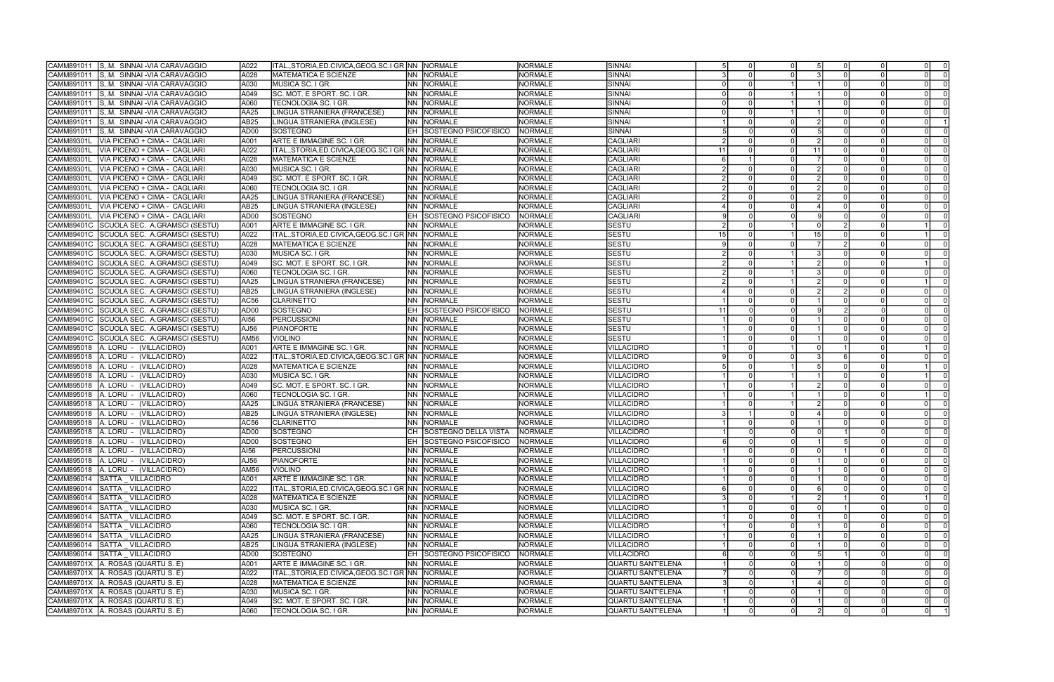| | | | | | | | | | | | | | | | |
|---|---|---|---|---|---|---|---|---|---|---|---|---|---|---|---|
| CAMM891011 | S,.M. SINNAI -VIA CARAVAGGIO | A022 | ITAL.,STORIA,ED.CIVICA,GEOG.SC.I GR | NN | NORMALE | NORMALE | SINNAI | 5 | 0 | 0 | 5 | 0 | 0 | 0 | 0 |
| CAMM891011 | S,.M. SINNAI -VIA CARAVAGGIO | A028 | MATEMATICA E SCIENZE | NN | NORMALE | NORMALE | SINNAI | 3 | 0 | 0 | 3 | 0 | 0 | 0 | 0 |
| CAMM891011 | S,.M. SINNAI -VIA CARAVAGGIO | A030 | MUSICA SC. I GR. | NN | NORMALE | NORMALE | SINNAI | 0 | 0 | 1 | 1 | 0 | 0 | 0 | 0 |
| CAMM891011 | S,.M. SINNAI -VIA CARAVAGGIO | A049 | SC. MOT. E SPORT. SC. I GR. | NN | NORMALE | NORMALE | SINNAI | 0 | 0 | 1 | 1 | 0 | 0 | 0 | 0 |
| CAMM891011 | S,.M. SINNAI -VIA CARAVAGGIO | A060 | TECNOLOGIA SC. I GR. | NN | NORMALE | NORMALE | SINNAI | 0 | 0 | 1 | 1 | 0 | 0 | 0 | 0 |
| CAMM891011 | S,.M. SINNAI -VIA CARAVAGGIO | AA25 | LINGUA STRANIERA (FRANCESE) | NN | NORMALE | NORMALE | SINNAI | 0 | 0 | 1 | 1 | 0 | 0 | 0 | 0 |
| CAMM891011 | S,.M. SINNAI -VIA CARAVAGGIO | AB25 | LINGUA STRANIERA (INGLESE) | NN | NORMALE | NORMALE | SINNAI | 1 | 0 | 0 | 2 | 0 | 0 | 0 | 1 |
| CAMM891011 | S,.M. SINNAI -VIA CARAVAGGIO | AD00 | SOSTEGNO | EH | SOSTEGNO PSICOFISICO | NORMALE | SINNAI | 5 | 0 | 0 | 5 | 0 | 0 | 0 | 0 |
| CAMM89301L | VIA PICENO + CIMA - CAGLIARI | A001 | ARTE E IMMAGINE SC. I GR. | NN | NORMALE | NORMALE | CAGLIARI | 2 | 0 | 0 | 2 | 0 | 0 | 0 | 0 |
| CAMM89301L | VIA PICENO + CIMA - CAGLIARI | A022 | ITAL.,STORIA,ED.CIVICA,GEOG.SC.I GR | NN | NORMALE | NORMALE | CAGLIARI | 11 | 0 | 0 | 11 | 0 | 0 | 0 | 0 |
| CAMM89301L | VIA PICENO + CIMA - CAGLIARI | A028 | MATEMATICA E SCIENZE | NN | NORMALE | NORMALE | CAGLIARI | 6 | 1 | 0 | 7 | 0 | 0 | 0 | 0 |
| CAMM89301L | VIA PICENO + CIMA - CAGLIARI | A030 | MUSICA SC. I GR. | NN | NORMALE | NORMALE | CAGLIARI | 2 | 0 | 0 | 2 | 0 | 0 | 0 | 0 |
| CAMM89301L | VIA PICENO + CIMA - CAGLIARI | A049 | SC. MOT. E SPORT. SC. I GR. | NN | NORMALE | NORMALE | CAGLIARI | 2 | 0 | 0 | 2 | 0 | 0 | 0 | 0 |
| CAMM89301L | VIA PICENO + CIMA - CAGLIARI | A060 | TECNOLOGIA SC. I GR. | NN | NORMALE | NORMALE | CAGLIARI | 2 | 0 | 0 | 2 | 0 | 0 | 0 | 0 |
| CAMM89301L | VIA PICENO + CIMA - CAGLIARI | AA25 | LINGUA STRANIERA (FRANCESE) | NN | NORMALE | NORMALE | CAGLIARI | 2 | 0 | 0 | 2 | 0 | 0 | 0 | 0 |
| CAMM89301L | VIA PICENO + CIMA - CAGLIARI | AB25 | LINGUA STRANIERA (INGLESE) | NN | NORMALE | NORMALE | CAGLIARI | 4 | 0 | 0 | 4 | 0 | 0 | 0 | 0 |
| CAMM89301L | VIA PICENO + CIMA - CAGLIARI | AD00 | SOSTEGNO | EH | SOSTEGNO PSICOFISICO | NORMALE | CAGLIARI | 9 | 0 | 0 | 9 | 0 | 0 | 0 | 0 |
| CAMM89401C | SCUOLA SEC. A.GRAMSCI (SESTU) | A001 | ARTE E IMMAGINE SC. I GR. | NN | NORMALE | NORMALE | SESTU | 2 | 0 | 1 | 0 | 2 | 0 | 1 | 0 |
| CAMM89401C | SCUOLA SEC. A.GRAMSCI (SESTU) | A022 | ITAL.,STORIA,ED.CIVICA,GEOG.SC.I GR | NN | NORMALE | NORMALE | SESTU | 15 | 0 | 1 | 15 | 0 | 0 | 1 | 0 |
| CAMM89401C | SCUOLA SEC. A.GRAMSCI (SESTU) | A028 | MATEMATICA E SCIENZE | NN | NORMALE | NORMALE | SESTU | 9 | 0 | 0 | 7 | 2 | 0 | 0 | 0 |
| CAMM89401C | SCUOLA SEC. A.GRAMSCI (SESTU) | A030 | MUSICA SC. I GR. | NN | NORMALE | NORMALE | SESTU | 2 | 0 | 1 | 3 | 0 | 0 | 0 | 0 |
| CAMM89401C | SCUOLA SEC. A.GRAMSCI (SESTU) | A049 | SC. MOT. E SPORT. SC. I GR. | NN | NORMALE | NORMALE | SESTU | 2 | 0 | 1 | 2 | 0 | 0 | 1 | 0 |
| CAMM89401C | SCUOLA SEC. A.GRAMSCI (SESTU) | A060 | TECNOLOGIA SC. I GR. | NN | NORMALE | NORMALE | SESTU | 2 | 0 | 1 | 3 | 0 | 0 | 0 | 0 |
| CAMM89401C | SCUOLA SEC. A.GRAMSCI (SESTU) | AA25 | LINGUA STRANIERA (FRANCESE) | NN | NORMALE | NORMALE | SESTU | 2 | 0 | 1 | 2 | 0 | 0 | 1 | 0 |
| CAMM89401C | SCUOLA SEC. A.GRAMSCI (SESTU) | AB25 | LINGUA STRANIERA (INGLESE) | NN | NORMALE | NORMALE | SESTU | 4 | 0 | 0 | 2 | 2 | 0 | 0 | 0 |
| CAMM89401C | SCUOLA SEC. A.GRAMSCI (SESTU) | AC56 | CLARINETTO | NN | NORMALE | NORMALE | SESTU | 1 | 0 | 0 | 1 | 0 | 0 | 0 | 0 |
| CAMM89401C | SCUOLA SEC. A.GRAMSCI (SESTU) | AD00 | SOSTEGNO | EH | SOSTEGNO PSICOFISICO | NORMALE | SESTU | 11 | 0 | 0 | 9 | 2 | 0 | 0 | 0 |
| CAMM89401C | SCUOLA SEC. A.GRAMSCI (SESTU) | AI56 | PERCUSSIONI | NN | NORMALE | NORMALE | SESTU | 1 | 0 | 0 | 1 | 0 | 0 | 0 | 0 |
| CAMM89401C | SCUOLA SEC. A.GRAMSCI (SESTU) | AJ56 | PIANOFORTE | NN | NORMALE | NORMALE | SESTU | 1 | 0 | 0 | 1 | 0 | 0 | 0 | 0 |
| CAMM89401C | SCUOLA SEC. A.GRAMSCI (SESTU) | AM56 | VIOLINO | NN | NORMALE | NORMALE | SESTU | 1 | 0 | 0 | 1 | 0 | 0 | 0 | 0 |
| CAMM895018 | A. LORU - (VILLACIDRO) | A001 | ARTE E IMMAGINE SC. I GR. | NN | NORMALE | NORMALE | VILLACIDRO | 1 | 0 | 1 | 0 | 1 | 0 | 1 | 0 |
| CAMM895018 | A. LORU - (VILLACIDRO) | A022 | ITAL.,STORIA,ED.CIVICA,GEOG.SC.I GR | NN | NORMALE | NORMALE | VILLACIDRO | 9 | 0 | 0 | 3 | 6 | 0 | 0 | 0 |
| CAMM895018 | A. LORU - (VILLACIDRO) | A028 | MATEMATICA E SCIENZE | NN | NORMALE | NORMALE | VILLACIDRO | 5 | 0 | 1 | 5 | 0 | 0 | 1 | 0 |
| CAMM895018 | A. LORU - (VILLACIDRO) | A030 | MUSICA SC. I GR. | NN | NORMALE | NORMALE | VILLACIDRO | 1 | 0 | 1 | 1 | 0 | 0 | 1 | 0 |
| CAMM895018 | A. LORU - (VILLACIDRO) | A049 | SC. MOT. E SPORT. SC. I GR. | NN | NORMALE | NORMALE | VILLACIDRO | 1 | 0 | 1 | 2 | 0 | 0 | 0 | 0 |
| CAMM895018 | A. LORU - (VILLACIDRO) | A060 | TECNOLOGIA SC. I GR. | NN | NORMALE | NORMALE | VILLACIDRO | 1 | 0 | 1 | 1 | 0 | 0 | 1 | 0 |
| CAMM895018 | A. LORU - (VILLACIDRO) | AA25 | LINGUA STRANIERA (FRANCESE) | NN | NORMALE | NORMALE | VILLACIDRO | 1 | 0 | 1 | 2 | 0 | 0 | 0 | 0 |
| CAMM895018 | A. LORU - (VILLACIDRO) | AB25 | LINGUA STRANIERA (INGLESE) | NN | NORMALE | NORMALE | VILLACIDRO | 3 | 1 | 0 | 4 | 0 | 0 | 0 | 0 |
| CAMM895018 | A. LORU - (VILLACIDRO) | AC56 | CLARINETTO | NN | NORMALE | NORMALE | VILLACIDRO | 1 | 0 | 0 | 1 | 0 | 0 | 0 | 0 |
| CAMM895018 | A. LORU - (VILLACIDRO) | AD00 | SOSTEGNO | CH | SOSTEGNO DELLA VISTA | NORMALE | VILLACIDRO | 1 | 0 | 0 | 0 | 1 | 0 | 0 | 0 |
| CAMM895018 | A. LORU - (VILLACIDRO) | AD00 | SOSTEGNO | EH | SOSTEGNO PSICOFISICO | NORMALE | VILLACIDRO | 6 | 0 | 0 | 1 | 5 | 0 | 0 | 0 |
| CAMM895018 | A. LORU - (VILLACIDRO) | AI56 | PERCUSSIONI | NN | NORMALE | NORMALE | VILLACIDRO | 1 | 0 | 0 | 0 | 1 | 0 | 0 | 0 |
| CAMM895018 | A. LORU - (VILLACIDRO) | AJ56 | PIANOFORTE | NN | NORMALE | NORMALE | VILLACIDRO | 1 | 0 | 0 | 1 | 0 | 0 | 0 | 0 |
| CAMM895018 | A. LORU - (VILLACIDRO) | AM56 | VIOLINO | NN | NORMALE | NORMALE | VILLACIDRO | 1 | 0 | 0 | 1 | 0 | 0 | 0 | 0 |
| CAMM896014 | SATTA _ VILLACIDRO | A001 | ARTE E IMMAGINE SC. I GR. | NN | NORMALE | NORMALE | VILLACIDRO | 1 | 0 | 0 | 1 | 0 | 0 | 0 | 0 |
| CAMM896014 | SATTA _ VILLACIDRO | A022 | ITAL.,STORIA,ED.CIVICA,GEOG.SC.I GR | NN | NORMALE | NORMALE | VILLACIDRO | 6 | 0 | 0 | 6 | 0 | 0 | 0 | 0 |
| CAMM896014 | SATTA _ VILLACIDRO | A028 | MATEMATICA E SCIENZE | NN | NORMALE | NORMALE | VILLACIDRO | 3 | 0 | 1 | 2 | 1 | 0 | 1 | 0 |
| CAMM896014 | SATTA _ VILLACIDRO | A030 | MUSICA SC. I GR. | NN | NORMALE | NORMALE | VILLACIDRO | 1 | 0 | 0 | 0 | 1 | 0 | 0 | 0 |
| CAMM896014 | SATTA _ VILLACIDRO | A049 | SC. MOT. E SPORT. SC. I GR. | NN | NORMALE | NORMALE | VILLACIDRO | 1 | 0 | 0 | 1 | 0 | 0 | 0 | 0 |
| CAMM896014 | SATTA _ VILLACIDRO | A060 | TECNOLOGIA SC. I GR. | NN | NORMALE | NORMALE | VILLACIDRO | 1 | 0 | 0 | 1 | 0 | 0 | 0 | 0 |
| CAMM896014 | SATTA _ VILLACIDRO | AA25 | LINGUA STRANIERA (FRANCESE) | NN | NORMALE | NORMALE | VILLACIDRO | 1 | 0 | 0 | 1 | 0 | 0 | 0 | 0 |
| CAMM896014 | SATTA _ VILLACIDRO | AB25 | LINGUA STRANIERA (INGLESE) | NN | NORMALE | NORMALE | VILLACIDRO | 1 | 0 | 0 | 1 | 0 | 0 | 0 | 0 |
| CAMM896014 | SATTA _ VILLACIDRO | AD00 | SOSTEGNO | EH | SOSTEGNO PSICOFISICO | NORMALE | VILLACIDRO | 6 | 0 | 0 | 5 | 1 | 0 | 0 | 0 |
| CAMM89701X | A. ROSAS (QUARTU S. E) | A001 | ARTE E IMMAGINE SC. I GR. | NN | NORMALE | NORMALE | QUARTU SANT'ELENA | 1 | 0 | 0 | 1 | 0 | 0 | 0 | 0 |
| CAMM89701X | A. ROSAS (QUARTU S. E) | A022 | ITAL.,STORIA,ED.CIVICA,GEOG.SC.I GR | NN | NORMALE | NORMALE | QUARTU SANT'ELENA | 7 | 0 | 0 | 7 | 0 | 0 | 0 | 0 |
| CAMM89701X | A. ROSAS (QUARTU S. E) | A028 | MATEMATICA E SCIENZE | NN | NORMALE | NORMALE | QUARTU SANT'ELENA | 3 | 0 | 1 | 4 | 0 | 0 | 0 | 0 |
| CAMM89701X | A. ROSAS (QUARTU S. E) | A030 | MUSICA SC. I GR. | NN | NORMALE | NORMALE | QUARTU SANT'ELENA | 1 | 0 | 0 | 1 | 0 | 0 | 0 | 0 |
| CAMM89701X | A. ROSAS (QUARTU S. E) | A049 | SC. MOT. E SPORT. SC. I GR. | NN | NORMALE | NORMALE | QUARTU SANT'ELENA | 1 | 0 | 0 | 1 | 0 | 0 | 0 | 0 |
| CAMM89701X | A. ROSAS (QUARTU S. E) | A060 | TECNOLOGIA SC. I GR. | NN | NORMALE | NORMALE | QUARTU SANT'ELENA | 1 | 0 | 0 | 2 | 0 | 0 | 0 | 1 |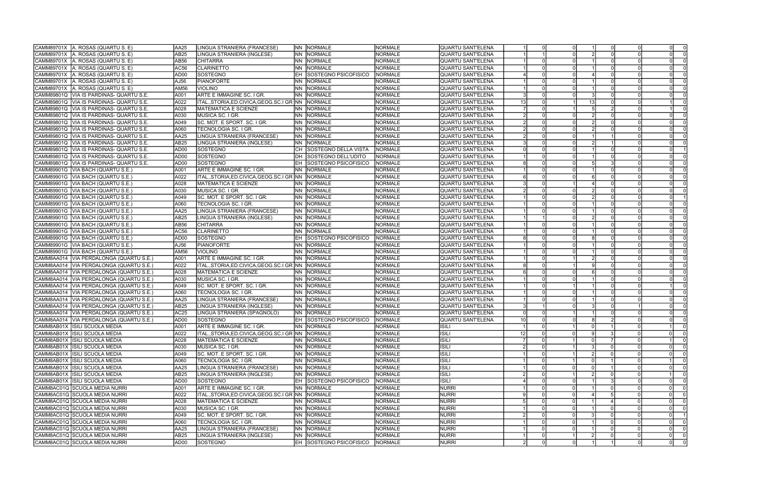| | | | | | | | | | | | | | | | | | |
|---|---|---|---|---|---|---|---|---|---|---|---|---|---|---|---|---|---|
| CAMM89701X | A. ROSAS (QUARTU S. E) | AA25 | LINGUA STRANIERA (FRANCESE) | NN | NORMALE | NORMALE | QUARTU SANT'ELENA | 1 | 0 | 0 | 1 | 0 | 0 | 0 | 0 |
| CAMM89701X | A. ROSAS (QUARTU S. E) | AB25 | LINGUA STRANIERA (INGLESE) | NN | NORMALE | NORMALE | QUARTU SANT'ELENA | 1 | 1 | 0 | 2 | 0 | 0 | 0 | 0 |
| CAMM89701X | A. ROSAS (QUARTU S. E) | AB56 | CHITARRA | NN | NORMALE | NORMALE | QUARTU SANT'ELENA | 1 | 0 | 0 | 1 | 0 | 0 | 0 | 0 |
| CAMM89701X | A. ROSAS (QUARTU S. E) | AC56 | CLARINETTO | NN | NORMALE | NORMALE | QUARTU SANT'ELENA | 1 | 0 | 0 | 1 | 0 | 0 | 0 | 0 |
| CAMM89701X | A. ROSAS (QUARTU S. E) | AD00 | SOSTEGNO | EH | SOSTEGNO PSICOFISICO | NORMALE | QUARTU SANT'ELENA | 4 | 0 | 0 | 4 | 0 | 0 | 0 | 0 |
| CAMM89701X | A. ROSAS (QUARTU S. E) | AJ56 | PIANOFORTE | NN | NORMALE | NORMALE | QUARTU SANT'ELENA | 1 | 0 | 0 | 1 | 0 | 0 | 0 | 0 |
| CAMM89701X | A. ROSAS (QUARTU S. E) | AM56 | VIOLINO | NN | NORMALE | NORMALE | QUARTU SANT'ELENA | 1 | 0 | 0 | 1 | 0 | 0 | 0 | 0 |
| CAMM89801Q | VIA IS PARDINAS- QUARTU S.E. | A001 | ARTE E IMMAGINE SC. I GR. | NN | NORMALE | NORMALE | QUARTU SANT'ELENA | 3 | 0 | 0 | 3 | 0 | 0 | 0 | 0 |
| CAMM89801Q | VIA IS PARDINAS- QUARTU S.E. | A022 | ITAL.,STORIA,ED.CIVICA,GEOG.SC.I GR | NN | NORMALE | NORMALE | QUARTU SANT'ELENA | 13 | 0 | 1 | 13 | 0 | 0 | 1 | 0 |
| CAMM89801Q | VIA IS PARDINAS- QUARTU S.E. | A028 | MATEMATICA E SCIENZE | NN | NORMALE | NORMALE | QUARTU SANT'ELENA | 7 | 0 | 1 | 5 | 2 | 0 | 1 | 0 |
| CAMM89801Q | VIA IS PARDINAS- QUARTU S.E. | A030 | MUSICA SC. I GR. | NN | NORMALE | NORMALE | QUARTU SANT'ELENA | 2 | 0 | 0 | 2 | 0 | 0 | 0 | 0 |
| CAMM89801Q | VIA IS PARDINAS- QUARTU S.E. | A049 | SC. MOT. E SPORT. SC. I GR. | NN | NORMALE | NORMALE | QUARTU SANT'ELENA | 2 | 0 | 0 | 2 | 0 | 0 | 0 | 0 |
| CAMM89801Q | VIA IS PARDINAS- QUARTU S.E. | A060 | TECNOLOGIA SC. I GR. | NN | NORMALE | NORMALE | QUARTU SANT'ELENA | 2 | 0 | 0 | 2 | 0 | 0 | 0 | 0 |
| CAMM89801Q | VIA IS PARDINAS- QUARTU S.E. | AA25 | LINGUA STRANIERA (FRANCESE) | NN | NORMALE | NORMALE | QUARTU SANT'ELENA | 2 | 0 | 0 | 1 | 1 | 0 | 0 | 0 |
| CAMM89801Q | VIA IS PARDINAS- QUARTU S.E. | AB25 | LINGUA STRANIERA (INGLESE) | NN | NORMALE | NORMALE | QUARTU SANT'ELENA | 3 | 0 | 0 | 2 | 1 | 0 | 0 | 0 |
| CAMM89801Q | VIA IS PARDINAS- QUARTU S.E. | AD00 | SOSTEGNO | CH | SOSTEGNO DELLA VISTA | NORMALE | QUARTU SANT'ELENA | 0 | 0 | 0 | 1 | 0 | 0 | 0 | 1 |
| CAMM89801Q | VIA IS PARDINAS- QUARTU S.E. | AD00 | SOSTEGNO | DH | SOSTEGNO DELL'UDITO | NORMALE | QUARTU SANT'ELENA | 1 | 0 | 0 | 1 | 0 | 0 | 0 | 0 |
| CAMM89801Q | VIA IS PARDINAS- QUARTU S.E. | AD00 | SOSTEGNO | EH | SOSTEGNO PSICOFISICO | NORMALE | QUARTU SANT'ELENA | 8 | 0 | 0 | 5 | 3 | 0 | 0 | 0 |
| CAMM89901G | VIA BACH (QUARTU S.E.) | A001 | ARTE E IMMAGINE SC. I GR. | NN | NORMALE | NORMALE | QUARTU SANT'ELENA | 1 | 0 | 0 | 1 | 0 | 0 | 0 | 0 |
| CAMM89901G | VIA BACH (QUARTU S.E.) | A022 | ITAL.,STORIA,ED.CIVICA,GEOG.SC.I GR | NN | NORMALE | NORMALE | QUARTU SANT'ELENA | 6 | 0 | 0 | 6 | 0 | 0 | 0 | 0 |
| CAMM89901G | VIA BACH (QUARTU S.E.) | A028 | MATEMATICA E SCIENZE | NN | NORMALE | NORMALE | QUARTU SANT'ELENA | 3 | 0 | 1 | 4 | 0 | 0 | 0 | 0 |
| CAMM89901G | VIA BACH (QUARTU S.E.) | A030 | MUSICA SC. I GR. | NN | NORMALE | NORMALE | QUARTU SANT'ELENA | 2 | 0 | 0 | 2 | 0 | 0 | 0 | 0 |
| CAMM89901G | VIA BACH (QUARTU S.E.) | A049 | SC. MOT. E SPORT. SC. I GR. | NN | NORMALE | NORMALE | QUARTU SANT'ELENA | 1 | 0 | 0 | 2 | 0 | 0 | 0 | 1 |
| CAMM89901G | VIA BACH (QUARTU S.E.) | A060 | TECNOLOGIA SC. I GR. | NN | NORMALE | NORMALE | QUARTU SANT'ELENA | 1 | 0 | 0 | 1 | 0 | 0 | 0 | 0 |
| CAMM89901G | VIA BACH (QUARTU S.E.) | AA25 | LINGUA STRANIERA (FRANCESE) | NN | NORMALE | NORMALE | QUARTU SANT'ELENA | 1 | 0 | 0 | 1 | 0 | 0 | 0 | 0 |
| CAMM89901G | VIA BACH (QUARTU S.E.) | AB25 | LINGUA STRANIERA (INGLESE) | NN | NORMALE | NORMALE | QUARTU SANT'ELENA | 1 | 1 | 0 | 2 | 0 | 0 | 0 | 0 |
| CAMM89901G | VIA BACH (QUARTU S.E.) | AB56 | CHITARRA | NN | NORMALE | NORMALE | QUARTU SANT'ELENA | 1 | 0 | 0 | 1 | 0 | 0 | 0 | 0 |
| CAMM89901G | VIA BACH (QUARTU S.E.) | AC56 | CLARINETTO | NN | NORMALE | NORMALE | QUARTU SANT'ELENA | 1 | 0 | 0 | 1 | 0 | 0 | 0 | 0 |
| CAMM89901G | VIA BACH (QUARTU S.E.) | AD00 | SOSTEGNO | EH | SOSTEGNO PSICOFISICO | NORMALE | QUARTU SANT'ELENA | 8 | 0 | 0 | 8 | 0 | 0 | 0 | 0 |
| CAMM89901G | VIA BACH (QUARTU S.E.) | AJ56 | PIANOFORTE | NN | NORMALE | NORMALE | QUARTU SANT'ELENA | 1 | 0 | 0 | 1 | 0 | 0 | 0 | 0 |
| CAMM89901G | VIA BACH (QUARTU S.E.) | AM56 | VIOLINO | NN | NORMALE | NORMALE | QUARTU SANT'ELENA | 1 | 0 | 0 | 1 | 0 | 0 | 0 | 0 |
| CAMM8AA014 | VIA PERDALONGA (QUARTU S.E.) | A001 | ARTE E IMMAGINE SC. I GR. | NN | NORMALE | NORMALE | QUARTU SANT'ELENA | 1 | 0 | 1 | 2 | 0 | 0 | 0 | 0 |
| CAMM8AA014 | VIA PERDALONGA (QUARTU S.E.) | A022 | ITAL.,STORIA,ED.CIVICA,GEOG.SC.I GR | NN | NORMALE | NORMALE | QUARTU SANT'ELENA | 8 | 0 | 1 | 9 | 0 | 0 | 0 | 0 |
| CAMM8AA014 | VIA PERDALONGA (QUARTU S.E.) | A028 | MATEMATICA E SCIENZE | NN | NORMALE | NORMALE | QUARTU SANT'ELENA | 6 | 0 | 0 | 6 | 0 | 0 | 0 | 0 |
| CAMM8AA014 | VIA PERDALONGA (QUARTU S.E.) | A030 | MUSICA SC. I GR. | NN | NORMALE | NORMALE | QUARTU SANT'ELENA | 1 | 0 | 0 | 1 | 0 | 0 | 0 | 0 |
| CAMM8AA014 | VIA PERDALONGA (QUARTU S.E.) | A049 | SC. MOT. E SPORT. SC. I GR. | NN | NORMALE | NORMALE | QUARTU SANT'ELENA | 1 | 0 | 1 | 1 | 0 | 0 | 1 | 0 |
| CAMM8AA014 | VIA PERDALONGA (QUARTU S.E.) | A060 | TECNOLOGIA SC. I GR. | NN | NORMALE | NORMALE | QUARTU SANT'ELENA | 1 | 0 | 0 | 1 | 0 | 0 | 0 | 0 |
| CAMM8AA014 | VIA PERDALONGA (QUARTU S.E.) | AA25 | LINGUA STRANIERA (FRANCESE) | NN | NORMALE | NORMALE | QUARTU SANT'ELENA | 1 | 0 | 0 | 1 | 0 | 0 | 0 | 0 |
| CAMM8AA014 | VIA PERDALONGA (QUARTU S.E.) | AB25 | LINGUA STRANIERA (INGLESE) | NN | NORMALE | NORMALE | QUARTU SANT'ELENA | 3 | 1 | 0 | 3 | 0 | 1 | 0 | 0 |
| CAMM8AA014 | VIA PERDALONGA (QUARTU S.E.) | AC25 | LINGUA STRANIERA (SPAGNOLO) | NN | NORMALE | NORMALE | QUARTU SANT'ELENA | 0 | 0 | 1 | 1 | 0 | 0 | 0 | 0 |
| CAMM8AA014 | VIA PERDALONGA (QUARTU S.E.) | AD00 | SOSTEGNO | EH | SOSTEGNO PSICOFISICO | NORMALE | QUARTU SANT'ELENA | 10 | 0 | 0 | 8 | 2 | 0 | 0 | 0 |
| CAMM8AB01X | ISILI SCUOLA MEDIA | A001 | ARTE E IMMAGINE SC. I GR. | NN | NORMALE | NORMALE | ISILI | 1 | 0 | 1 | 0 | 1 | 0 | 1 | 0 |
| CAMM8AB01X | ISILI SCUOLA MEDIA | A022 | ITAL.,STORIA,ED.CIVICA,GEOG.SC.I GR | NN | NORMALE | NORMALE | ISILI | 12 | 0 | 0 | 9 | 3 | 0 | 0 | 0 |
| CAMM8AB01X | ISILI SCUOLA MEDIA | A028 | MATEMATICA E SCIENZE | NN | NORMALE | NORMALE | ISILI | 7 | 0 | 1 | 0 | 7 | 0 | 1 | 0 |
| CAMM8AB01X | ISILI SCUOLA MEDIA | A030 | MUSICA SC. I GR. | NN | NORMALE | NORMALE | ISILI | 2 | 0 | 1 | 3 | 0 | 0 | 0 | 0 |
| CAMM8AB01X | ISILI SCUOLA MEDIA | A049 | SC. MOT. E SPORT. SC. I GR. | NN | NORMALE | NORMALE | ISILI | 1 | 0 | 1 | 2 | 0 | 0 | 0 | 0 |
| CAMM8AB01X | ISILI SCUOLA MEDIA | A060 | TECNOLOGIA SC. I GR. | NN | NORMALE | NORMALE | ISILI | 1 | 0 | 1 | 0 | 1 | 0 | 1 | 0 |
| CAMM8AB01X | ISILI SCUOLA MEDIA | AA25 | LINGUA STRANIERA (FRANCESE) | NN | NORMALE | NORMALE | ISILI | 1 | 0 | 0 | 0 | 1 | 0 | 0 | 0 |
| CAMM8AB01X | ISILI SCUOLA MEDIA | AB25 | LINGUA STRANIERA (INGLESE) | NN | NORMALE | NORMALE | ISILI | 2 | 0 | 1 | 2 | 0 | 0 | 1 | 0 |
| CAMM8AB01X | ISILI SCUOLA MEDIA | AD00 | SOSTEGNO | EH | SOSTEGNO PSICOFISICO | NORMALE | ISILI | 4 | 0 | 0 | 1 | 3 | 0 | 0 | 0 |
| CAMM8AC01Q | SCUOLA MEDIA NURRI | A001 | ARTE E IMMAGINE SC. I GR. | NN | NORMALE | NORMALE | NURRI | 1 | 0 | 0 | 1 | 0 | 0 | 0 | 0 |
| CAMM8AC01Q | SCUOLA MEDIA NURRI | A022 | ITAL.,STORIA,ED.CIVICA,GEOG.SC.I GR | NN | NORMALE | NORMALE | NURRI | 9 | 0 | 0 | 4 | 5 | 0 | 0 | 0 |
| CAMM8AC01Q | SCUOLA MEDIA NURRI | A028 | MATEMATICA E SCIENZE | NN | NORMALE | NORMALE | NURRI | 5 | 0 | 0 | 1 | 4 | 0 | 0 | 0 |
| CAMM8AC01Q | SCUOLA MEDIA NURRI | A030 | MUSICA SC. I GR. | NN | NORMALE | NORMALE | NURRI | 1 | 0 | 0 | 1 | 0 | 0 | 0 | 0 |
| CAMM8AC01Q | SCUOLA MEDIA NURRI | A049 | SC. MOT. E SPORT. SC. I GR. | NN | NORMALE | NORMALE | NURRI | 2 | 0 | 0 | 3 | 0 | 0 | 0 | 1 |
| CAMM8AC01Q | SCUOLA MEDIA NURRI | A060 | TECNOLOGIA SC. I GR. | NN | NORMALE | NORMALE | NURRI | 1 | 0 | 0 | 1 | 0 | 0 | 0 | 0 |
| CAMM8AC01Q | SCUOLA MEDIA NURRI | AA25 | LINGUA STRANIERA (FRANCESE) | NN | NORMALE | NORMALE | NURRI | 1 | 0 | 0 | 1 | 0 | 0 | 0 | 0 |
| CAMM8AC01Q | SCUOLA MEDIA NURRI | AB25 | LINGUA STRANIERA (INGLESE) | NN | NORMALE | NORMALE | NURRI | 1 | 0 | 1 | 2 | 0 | 0 | 0 | 0 |
| CAMM8AC01Q | SCUOLA MEDIA NURRI | AD00 | SOSTEGNO | EH | SOSTEGNO PSICOFISICO | NORMALE | NURRI | 2 | 0 | 0 | 1 | 1 | 0 | 0 | 0 |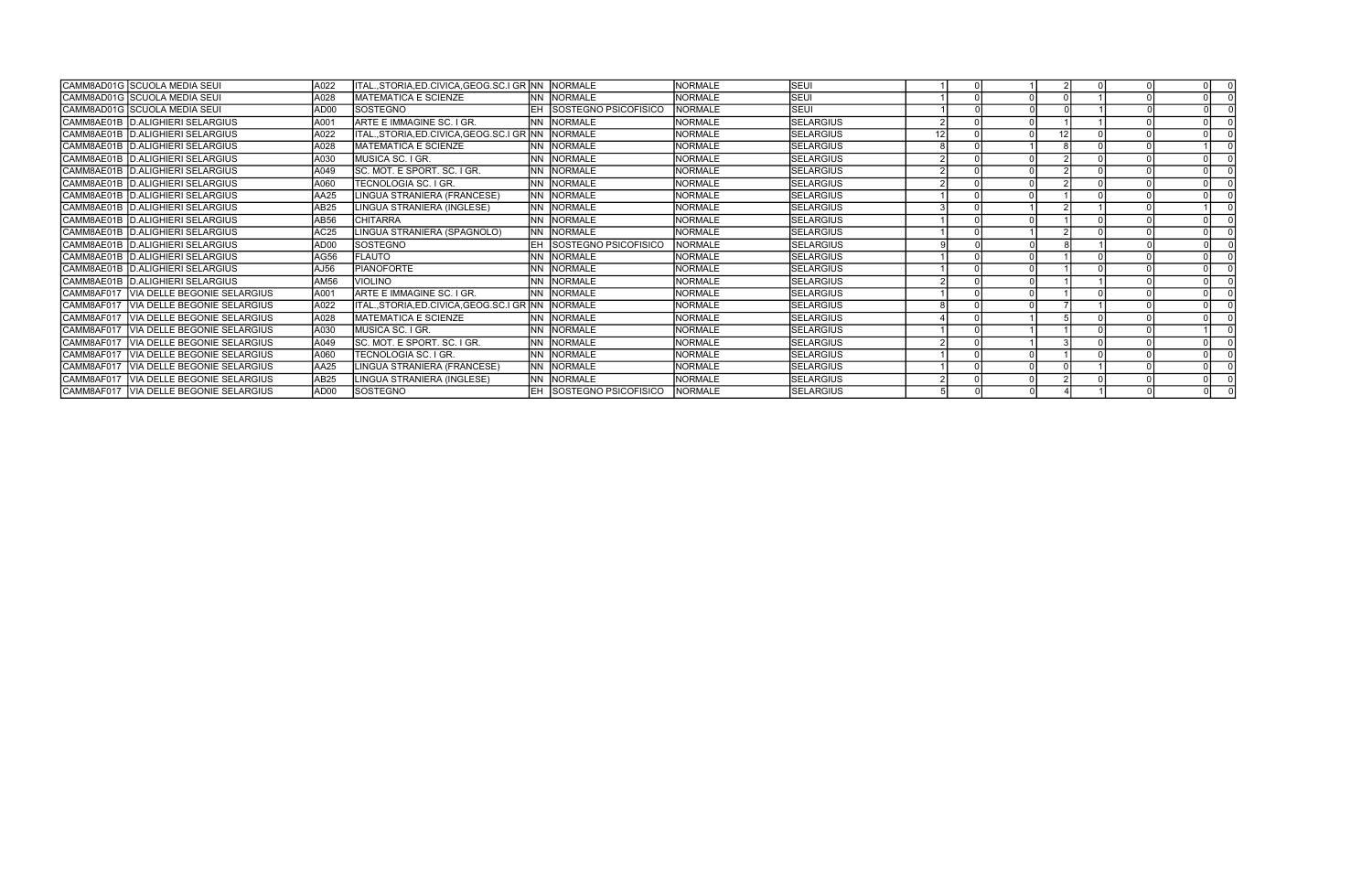| | | | | | | | | | | | | | | | | |
|---|---|---|---|---|---|---|---|---|---|---|---|---|---|---|---|---|
| CAMM8AD01G | SCUOLA MEDIA SEUI | A022 | ITAL.,STORIA,ED.CIVICA,GEOG.SC.I GR | NN | NORMALE | NORMALE | SEUI | 1 | 0 | 1 | 2 | 0 | 0 | 0 | 0 |
| CAMM8AD01G | SCUOLA MEDIA SEUI | A028 | MATEMATICA E SCIENZE | NN | NORMALE | NORMALE | SEUI | 1 | 0 | 0 | 0 | 1 | 0 | 0 | 0 |
| CAMM8AD01G | SCUOLA MEDIA SEUI | AD00 | SOSTEGNO | EH | SOSTEGNO PSICOFISICO | NORMALE | SEUI | 1 | 0 | 0 | 0 | 1 | 0 | 0 | 0 |
| CAMM8AE01B | D.ALIGHIERI SELARGIUS | A001 | ARTE E IMMAGINE SC. I GR. | NN | NORMALE | NORMALE | SELARGIUS | 2 | 0 | 0 | 1 | 1 | 0 | 0 | 0 |
| CAMM8AE01B | D.ALIGHIERI SELARGIUS | A022 | ITAL.,STORIA,ED.CIVICA,GEOG.SC.I GR | NN | NORMALE | NORMALE | SELARGIUS | 12 | 0 | 0 | 12 | 0 | 0 | 0 | 0 |
| CAMM8AE01B | D.ALIGHIERI SELARGIUS | A028 | MATEMATICA E SCIENZE | NN | NORMALE | NORMALE | SELARGIUS | 8 | 0 | 1 | 8 | 0 | 0 | 1 | 0 |
| CAMM8AE01B | D.ALIGHIERI SELARGIUS | A030 | MUSICA SC. I GR. | NN | NORMALE | NORMALE | SELARGIUS | 2 | 0 | 0 | 2 | 0 | 0 | 0 | 0 |
| CAMM8AE01B | D.ALIGHIERI SELARGIUS | A049 | SC. MOT. E SPORT. SC. I GR. | NN | NORMALE | NORMALE | SELARGIUS | 2 | 0 | 0 | 2 | 0 | 0 | 0 | 0 |
| CAMM8AE01B | D.ALIGHIERI SELARGIUS | A060 | TECNOLOGIA SC. I GR. | NN | NORMALE | NORMALE | SELARGIUS | 2 | 0 | 0 | 2 | 0 | 0 | 0 | 0 |
| CAMM8AE01B | D.ALIGHIERI SELARGIUS | AA25 | LINGUA STRANIERA (FRANCESE) | NN | NORMALE | NORMALE | SELARGIUS | 1 | 0 | 0 | 1 | 0 | 0 | 0 | 0 |
| CAMM8AE01B | D.ALIGHIERI SELARGIUS | AB25 | LINGUA STRANIERA (INGLESE) | NN | NORMALE | NORMALE | SELARGIUS | 3 | 0 | 1 | 2 | 1 | 0 | 1 | 0 |
| CAMM8AE01B | D.ALIGHIERI SELARGIUS | AB56 | CHITARRA | NN | NORMALE | NORMALE | SELARGIUS | 1 | 0 | 0 | 1 | 0 | 0 | 0 | 0 |
| CAMM8AE01B | D.ALIGHIERI SELARGIUS | AC25 | LINGUA STRANIERA (SPAGNOLO) | NN | NORMALE | NORMALE | SELARGIUS | 1 | 0 | 1 | 2 | 0 | 0 | 0 | 0 |
| CAMM8AE01B | D.ALIGHIERI SELARGIUS | AD00 | SOSTEGNO | EH | SOSTEGNO PSICOFISICO | NORMALE | SELARGIUS | 9 | 0 | 0 | 8 | 1 | 0 | 0 | 0 |
| CAMM8AE01B | D.ALIGHIERI SELARGIUS | AG56 | FLAUTO | NN | NORMALE | NORMALE | SELARGIUS | 1 | 0 | 0 | 1 | 0 | 0 | 0 | 0 |
| CAMM8AE01B | D.ALIGHIERI SELARGIUS | AJ56 | PIANOFORTE | NN | NORMALE | NORMALE | SELARGIUS | 1 | 0 | 0 | 1 | 0 | 0 | 0 | 0 |
| CAMM8AE01B | D.ALIGHIERI SELARGIUS | AM56 | VIOLINO | NN | NORMALE | NORMALE | SELARGIUS | 2 | 0 | 0 | 1 | 1 | 0 | 0 | 0 |
| CAMM8AF017 | VIA DELLE BEGONIE SELARGIUS | A001 | ARTE E IMMAGINE SC. I GR. | NN | NORMALE | NORMALE | SELARGIUS | 1 | 0 | 0 | 1 | 0 | 0 | 0 | 0 |
| CAMM8AF017 | VIA DELLE BEGONIE SELARGIUS | A022 | ITAL.,STORIA,ED.CIVICA,GEOG.SC.I GR | NN | NORMALE | NORMALE | SELARGIUS | 8 | 0 | 0 | 7 | 1 | 0 | 0 | 0 |
| CAMM8AF017 | VIA DELLE BEGONIE SELARGIUS | A028 | MATEMATICA E SCIENZE | NN | NORMALE | NORMALE | SELARGIUS | 4 | 0 | 1 | 5 | 0 | 0 | 0 | 0 |
| CAMM8AF017 | VIA DELLE BEGONIE SELARGIUS | A030 | MUSICA SC. I GR. | NN | NORMALE | NORMALE | SELARGIUS | 1 | 0 | 1 | 1 | 0 | 0 | 1 | 0 |
| CAMM8AF017 | VIA DELLE BEGONIE SELARGIUS | A049 | SC. MOT. E SPORT. SC. I GR. | NN | NORMALE | NORMALE | SELARGIUS | 2 | 0 | 1 | 3 | 0 | 0 | 0 | 0 |
| CAMM8AF017 | VIA DELLE BEGONIE SELARGIUS | A060 | TECNOLOGIA SC. I GR. | NN | NORMALE | NORMALE | SELARGIUS | 1 | 0 | 0 | 1 | 0 | 0 | 0 | 0 |
| CAMM8AF017 | VIA DELLE BEGONIE SELARGIUS | AA25 | LINGUA STRANIERA (FRANCESE) | NN | NORMALE | NORMALE | SELARGIUS | 1 | 0 | 0 | 0 | 1 | 0 | 0 | 0 |
| CAMM8AF017 | VIA DELLE BEGONIE SELARGIUS | AB25 | LINGUA STRANIERA (INGLESE) | NN | NORMALE | NORMALE | SELARGIUS | 2 | 0 | 0 | 2 | 0 | 0 | 0 | 0 |
| CAMM8AF017 | VIA DELLE BEGONIE SELARGIUS | AD00 | SOSTEGNO | EH | SOSTEGNO PSICOFISICO | NORMALE | SELARGIUS | 5 | 0 | 0 | 4 | 1 | 0 | 0 | 0 |